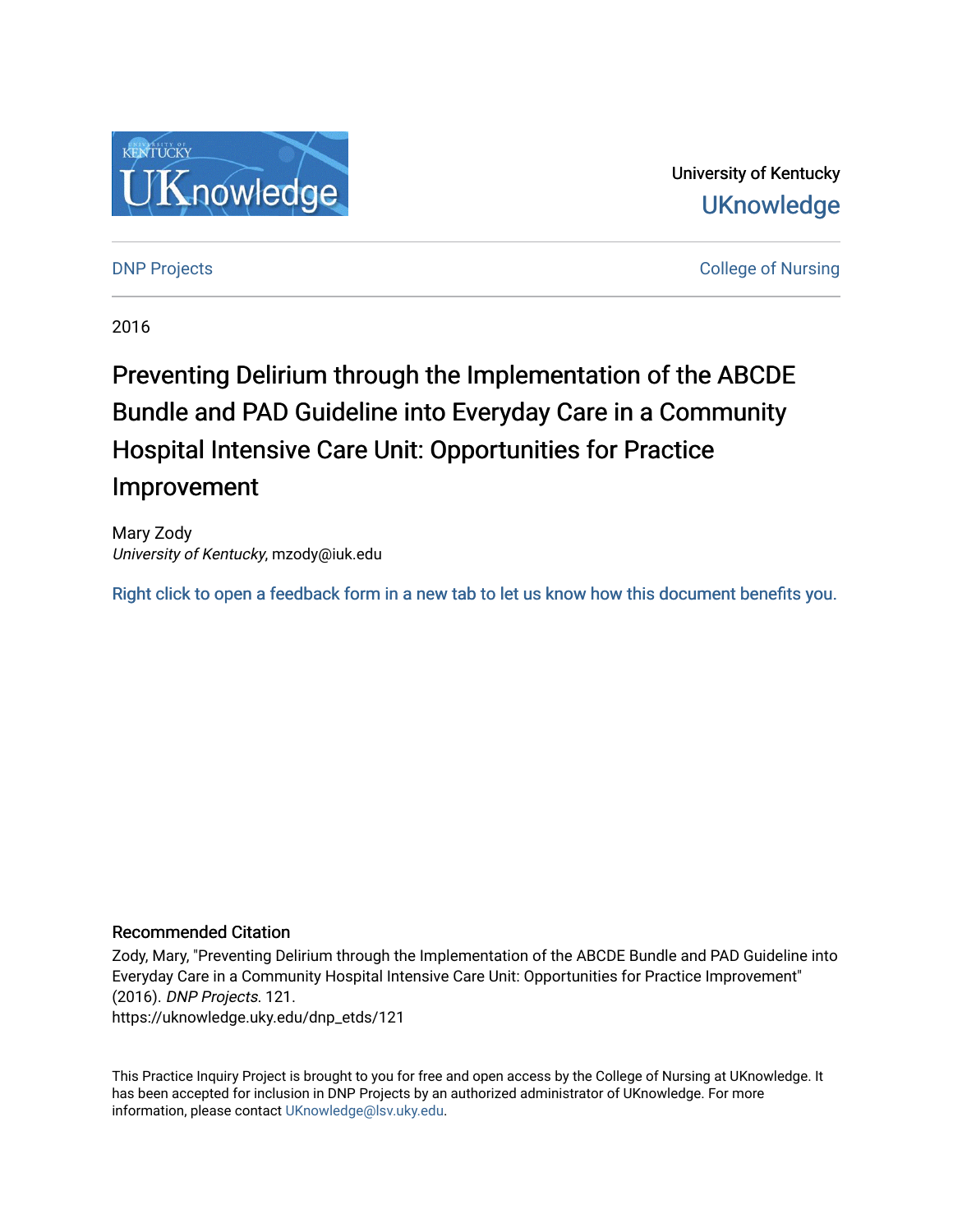University of Kentucky
UKnowledge

DNP Projects | College of Nursing

2016

# Preventing Delirium through the Implementation of the ABCDE Bundle and PAD Guideline into Everyday Care in a Community Hospital Intensive Care Unit: Opportunities for Practice Improvement

Mary Zody
*University of Kentucky*, mzody@iuk.edu

Right click to open a feedback form in a new tab to let us know how this document benefits you.

## Recommended Citation

Zody, Mary, "Preventing Delirium through the Implementation of the ABCDE Bundle and PAD Guideline into Everyday Care in a Community Hospital Intensive Care Unit: Opportunities for Practice Improvement" (2016). *DNP Projects*. 121.
https://uknowledge.uky.edu/dnp_etds/121

This Practice Inquiry Project is brought to you for free and open access by the College of Nursing at UKnowledge. It has been accepted for inclusion in DNP Projects by an authorized administrator of UKnowledge. For more information, please contact UKnowledge@lsv.uky.edu.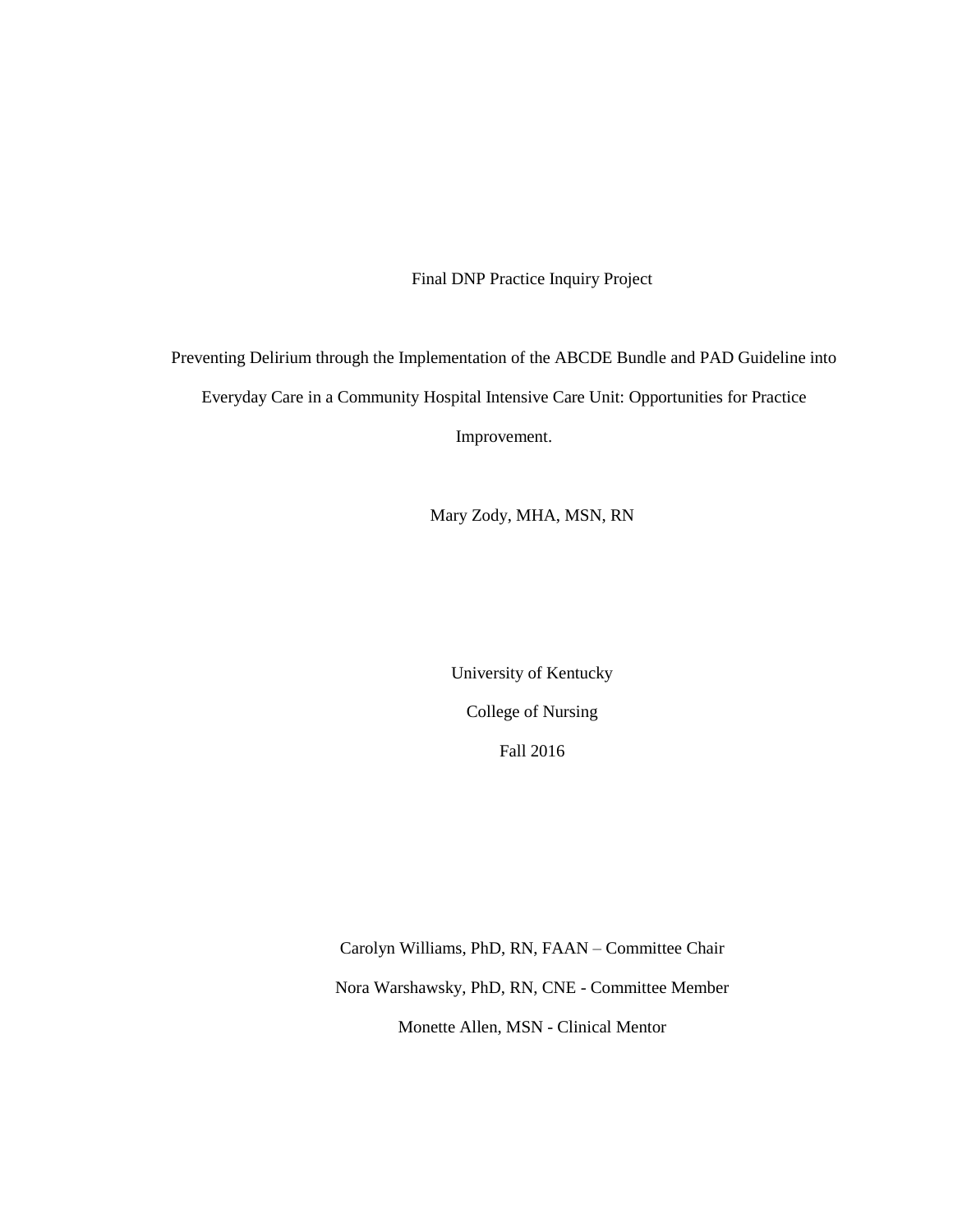Final DNP Practice Inquiry Project

Preventing Delirium through the Implementation of the ABCDE Bundle and PAD Guideline into Everyday Care in a Community Hospital Intensive Care Unit: Opportunities for Practice Improvement.

Mary Zody, MHA, MSN, RN

University of Kentucky

College of Nursing

Fall 2016

Carolyn Williams, PhD, RN, FAAN – Committee Chair

Nora Warshawsky, PhD, RN, CNE - Committee Member

Monette Allen, MSN - Clinical Mentor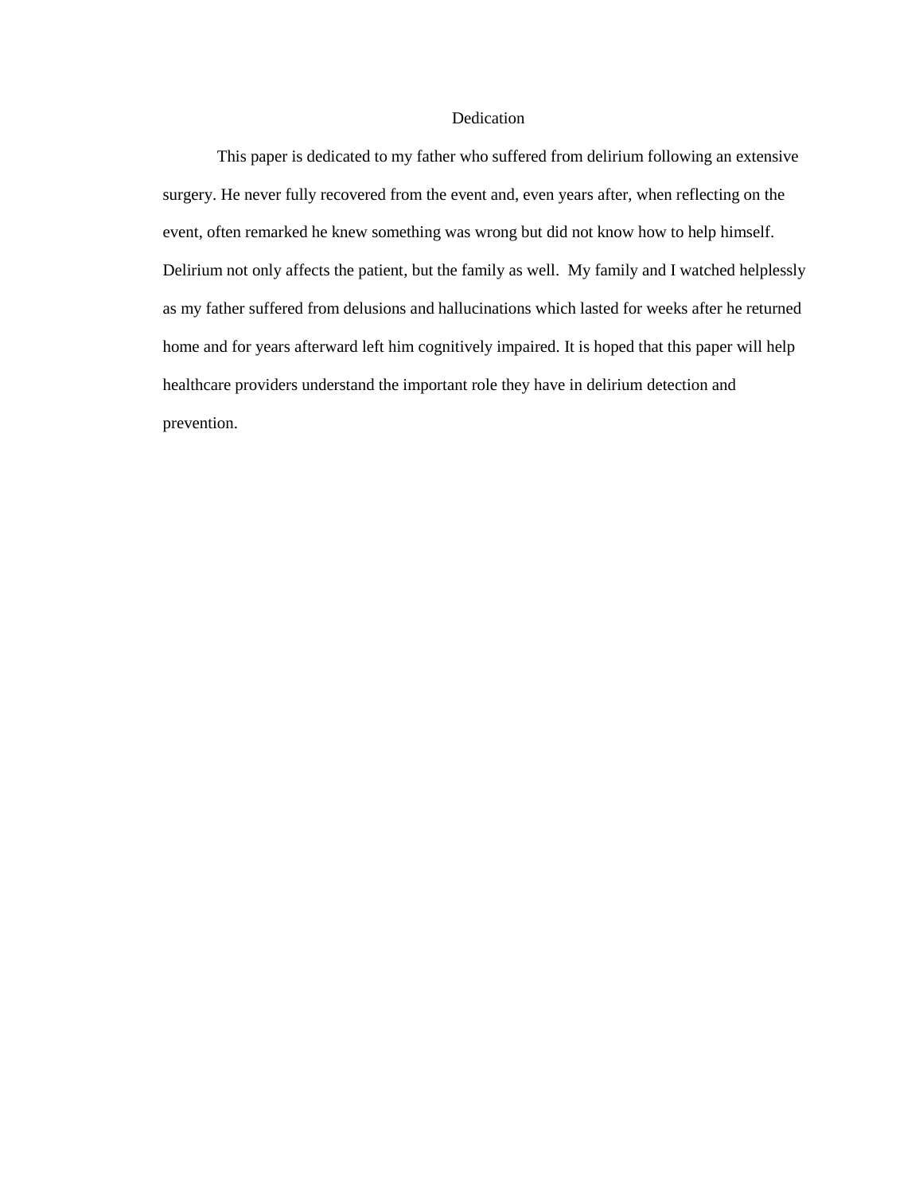# Dedication

This paper is dedicated to my father who suffered from delirium following an extensive surgery. He never fully recovered from the event and, even years after, when reflecting on the event, often remarked he knew something was wrong but did not know how to help himself. Delirium not only affects the patient, but the family as well. My family and I watched helplessly as my father suffered from delusions and hallucinations which lasted for weeks after he returned home and for years afterward left him cognitively impaired. It is hoped that this paper will help healthcare providers understand the important role they have in delirium detection and prevention.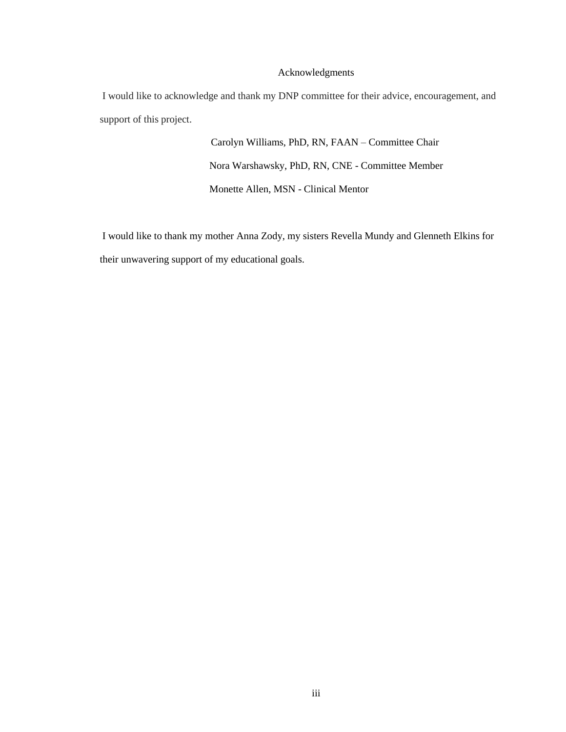# Acknowledgments

I would like to acknowledge and thank my DNP committee for their advice, encouragement, and support of this project.

Carolyn Williams, PhD, RN, FAAN – Committee Chair

Nora Warshawsky, PhD, RN, CNE - Committee Member

Monette Allen, MSN - Clinical Mentor

I would like to thank my mother Anna Zody, my sisters Revella Mundy and Glenneth Elkins for their unwavering support of my educational goals.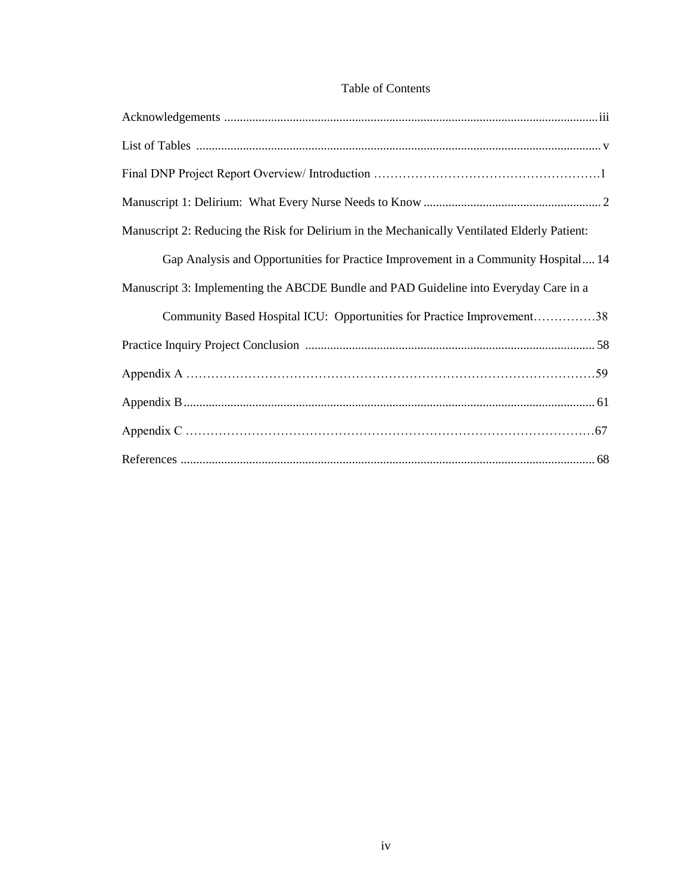# Table of Contents

Acknowledgements ........................................................................................................................iii

List of Tables ................................................................................................................................. v

Final DNP Project Report Overview/ Introduction ……………………………………………….1

Manuscript 1: Delirium: What Every Nurse Needs to Know ......................................................... 2

Manuscript 2: Reducing the Risk for Delirium in the Mechanically Ventilated Elderly Patient:

Gap Analysis and Opportunities for Practice Improvement in a Community Hospital.... 14

Manuscript 3: Implementing the ABCDE Bundle and PAD Guideline into Everyday Care in a

Community Based Hospital ICU: Opportunities for Practice Improvement……………38

Practice Inquiry Project Conclusion ............................................................................................ 58

Appendix A ……………………………………………………………………………………59

Appendix B.................................................................................................................................... 61

Appendix C ……………………………………………………………………………………67

References .................................................................................................................................... 68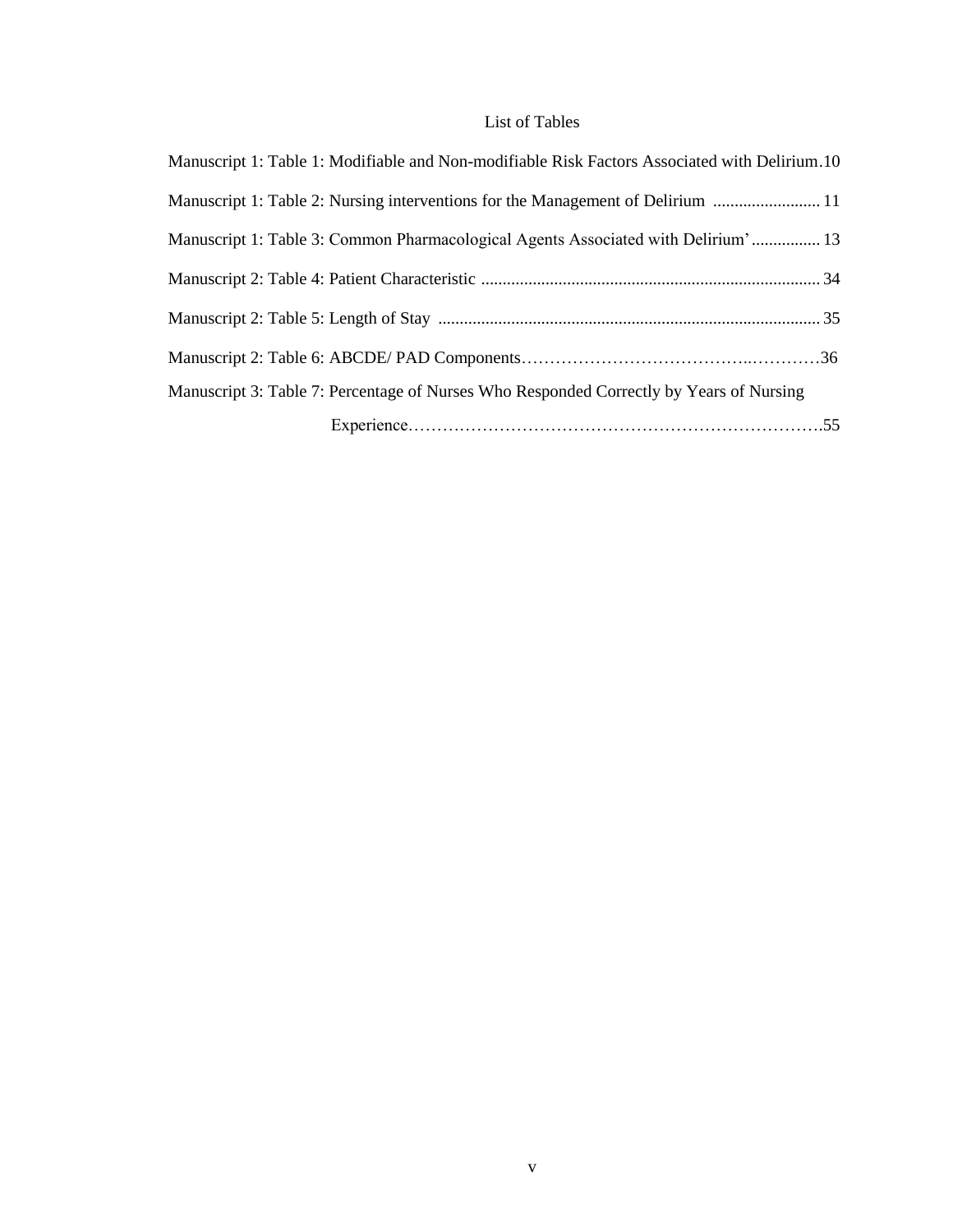# List of Tables

Manuscript 1: Table 1: Modifiable and Non-modifiable Risk Factors Associated with Delirium.10

Manuscript 1: Table 2: Nursing interventions for the Management of Delirium ......................... 11

Manuscript 1: Table 3: Common Pharmacological Agents Associated with Delirium' ................ 13

Manuscript 2: Table 4: Patient Characteristic .............................................................................. 34

Manuscript 2: Table 5: Length of Stay ........................................................................................ 35

Manuscript 2: Table 6: ABCDE/ PAD Components…………………………………..…………36

Manuscript 3: Table 7: Percentage of Nurses Who Responded Correctly by Years of Nursing Experience……………………………………………………………….55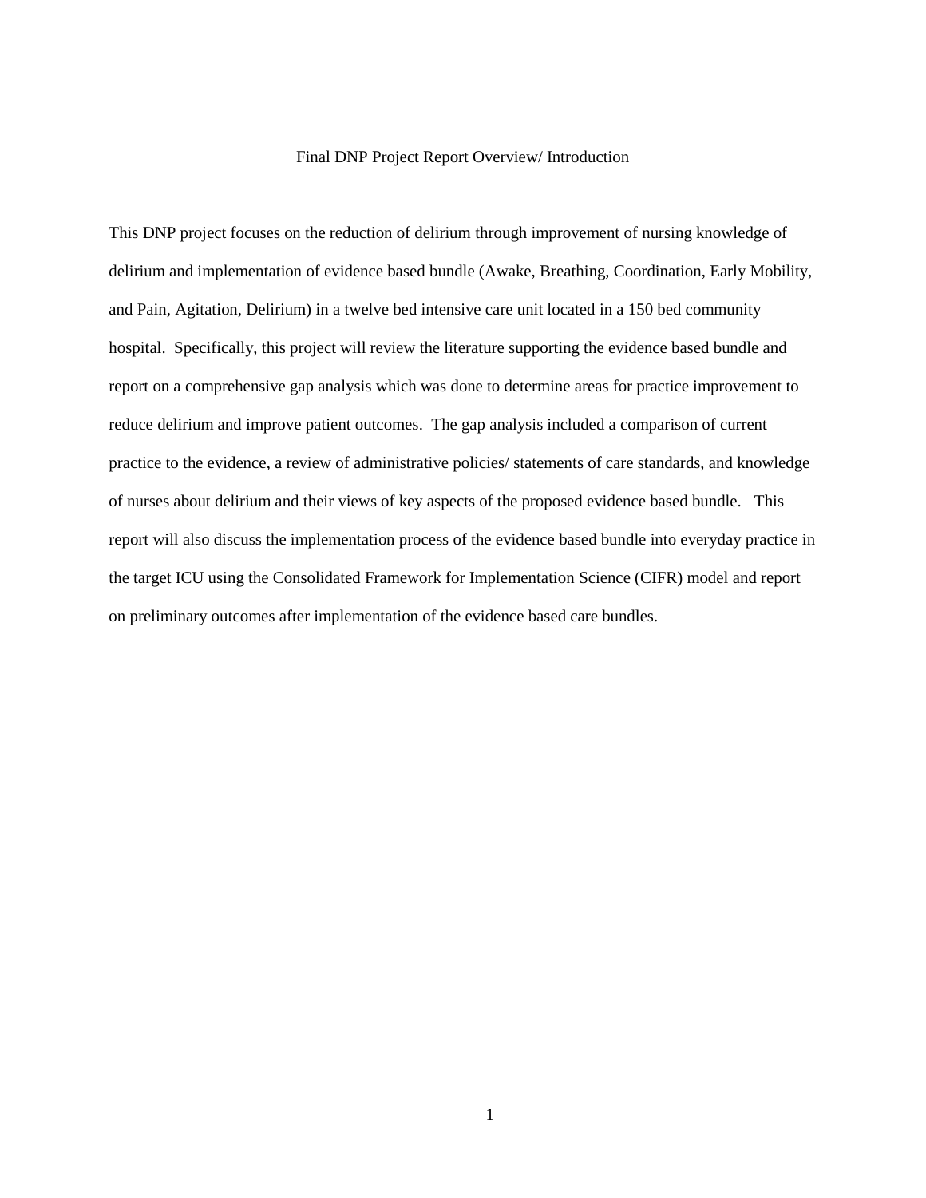# Final DNP Project Report Overview/ Introduction

This DNP project focuses on the reduction of delirium through improvement of nursing knowledge of delirium and implementation of evidence based bundle (Awake, Breathing, Coordination, Early Mobility, and Pain, Agitation, Delirium) in a twelve bed intensive care unit located in a 150 bed community hospital. Specifically, this project will review the literature supporting the evidence based bundle and report on a comprehensive gap analysis which was done to determine areas for practice improvement to reduce delirium and improve patient outcomes. The gap analysis included a comparison of current practice to the evidence, a review of administrative policies/ statements of care standards, and knowledge of nurses about delirium and their views of key aspects of the proposed evidence based bundle. This report will also discuss the implementation process of the evidence based bundle into everyday practice in the target ICU using the Consolidated Framework for Implementation Science (CIFR) model and report on preliminary outcomes after implementation of the evidence based care bundles.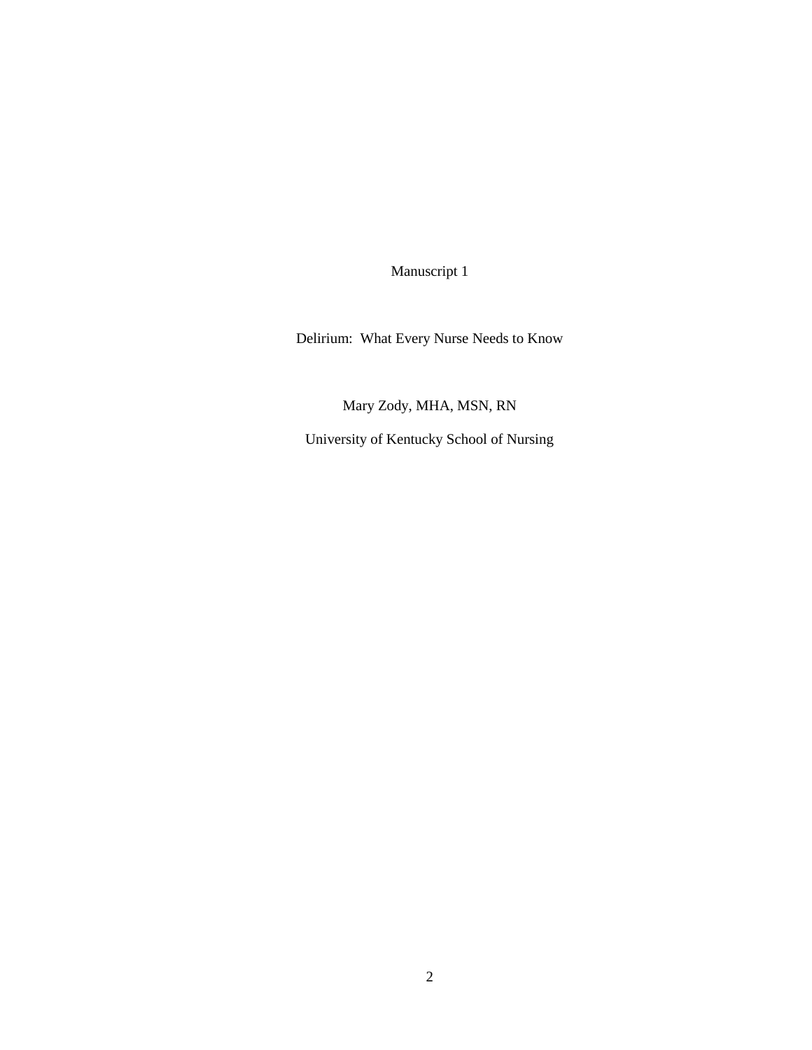Manuscript 1

# Delirium: What Every Nurse Needs to Know

Mary Zody, MHA, MSN, RN

University of Kentucky School of Nursing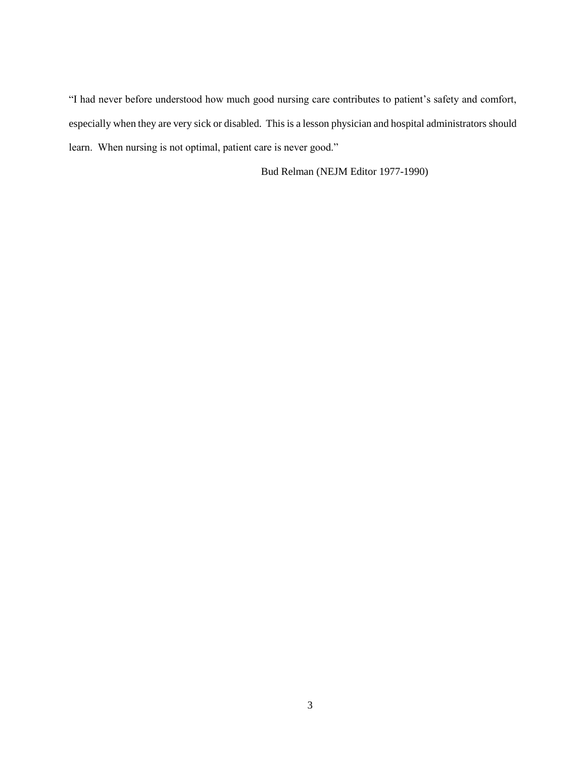"I had never before understood how much good nursing care contributes to patient's safety and comfort, especially when they are very sick or disabled. This is a lesson physician and hospital administrators should learn. When nursing is not optimal, patient care is never good."

Bud Relman (NEJM Editor 1977-1990)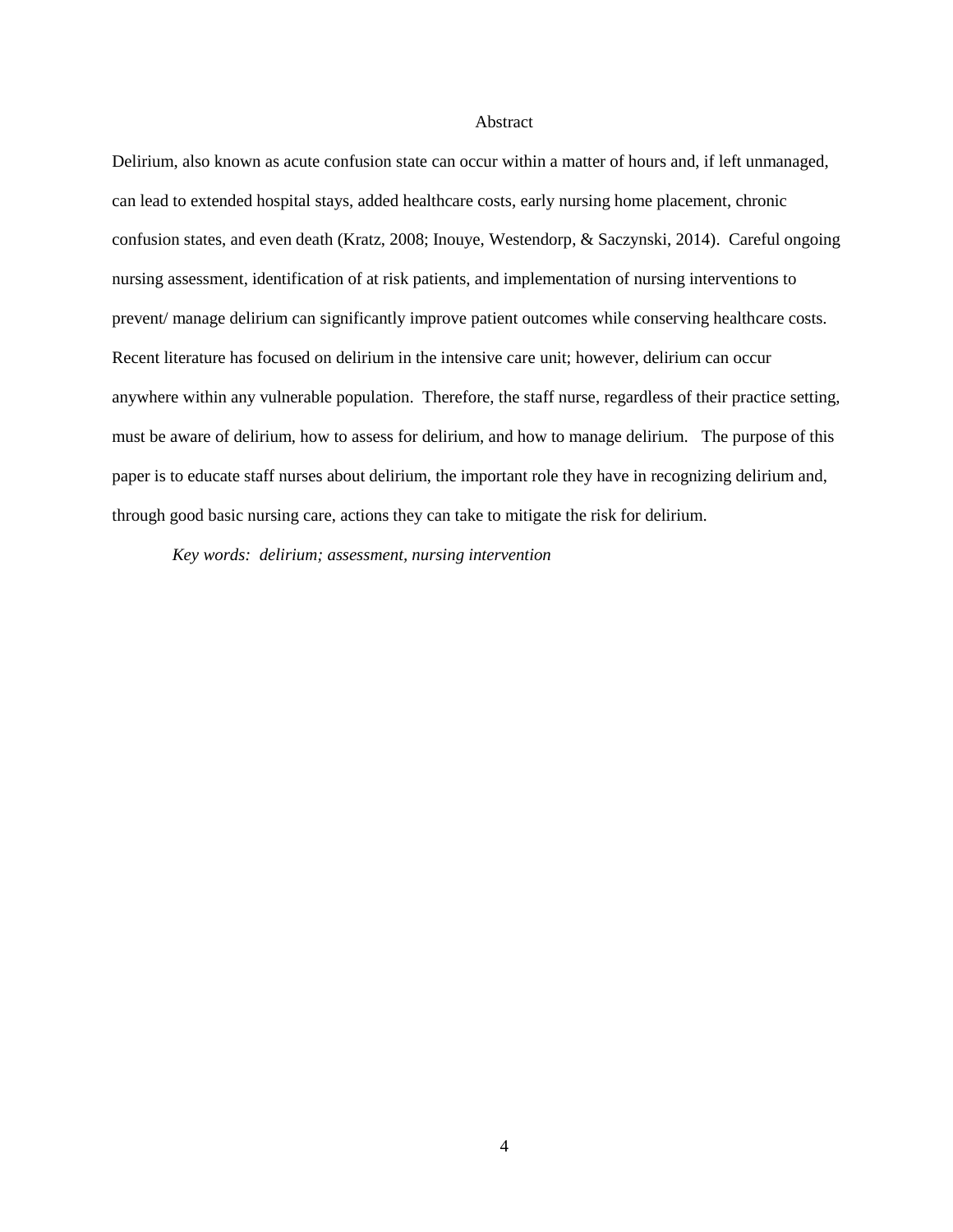# Abstract

Delirium, also known as acute confusion state can occur within a matter of hours and, if left unmanaged, can lead to extended hospital stays, added healthcare costs, early nursing home placement, chronic confusion states, and even death (Kratz, 2008; Inouye, Westendorp, & Saczynski, 2014). Careful ongoing nursing assessment, identification of at risk patients, and implementation of nursing interventions to prevent/ manage delirium can significantly improve patient outcomes while conserving healthcare costs. Recent literature has focused on delirium in the intensive care unit; however, delirium can occur anywhere within any vulnerable population. Therefore, the staff nurse, regardless of their practice setting, must be aware of delirium, how to assess for delirium, and how to manage delirium. The purpose of this paper is to educate staff nurses about delirium, the important role they have in recognizing delirium and, through good basic nursing care, actions they can take to mitigate the risk for delirium.

*Key words: delirium; assessment, nursing intervention*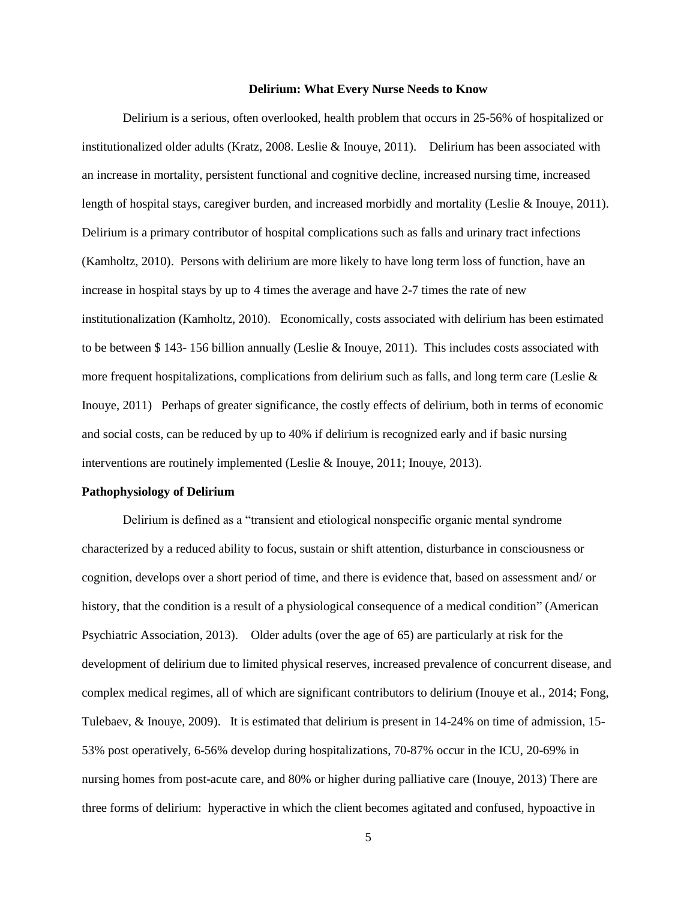**Delirium: What Every Nurse Needs to Know**

Delirium is a serious, often overlooked, health problem that occurs in 25-56% of hospitalized or institutionalized older adults (Kratz, 2008. Leslie & Inouye, 2011). Delirium has been associated with an increase in mortality, persistent functional and cognitive decline, increased nursing time, increased length of hospital stays, caregiver burden, and increased morbidly and mortality (Leslie & Inouye, 2011). Delirium is a primary contributor of hospital complications such as falls and urinary tract infections (Kamholtz, 2010). Persons with delirium are more likely to have long term loss of function, have an increase in hospital stays by up to 4 times the average and have 2-7 times the rate of new institutionalization (Kamholtz, 2010). Economically, costs associated with delirium has been estimated to be between $ 143- 156 billion annually (Leslie & Inouye, 2011). This includes costs associated with more frequent hospitalizations, complications from delirium such as falls, and long term care (Leslie & Inouye, 2011) Perhaps of greater significance, the costly effects of delirium, both in terms of economic and social costs, can be reduced by up to 40% if delirium is recognized early and if basic nursing interventions are routinely implemented (Leslie & Inouye, 2011; Inouye, 2013).

**Pathophysiology of Delirium**

Delirium is defined as a "transient and etiological nonspecific organic mental syndrome characterized by a reduced ability to focus, sustain or shift attention, disturbance in consciousness or cognition, develops over a short period of time, and there is evidence that, based on assessment and/ or history, that the condition is a result of a physiological consequence of a medical condition" (American Psychiatric Association, 2013). Older adults (over the age of 65) are particularly at risk for the development of delirium due to limited physical reserves, increased prevalence of concurrent disease, and complex medical regimes, all of which are significant contributors to delirium (Inouye et al., 2014; Fong, Tulebaev, & Inouye, 2009). It is estimated that delirium is present in 14-24% on time of admission, 15-53% post operatively, 6-56% develop during hospitalizations, 70-87% occur in the ICU, 20-69% in nursing homes from post-acute care, and 80% or higher during palliative care (Inouye, 2013) There are three forms of delirium: hyperactive in which the client becomes agitated and confused, hypoactive in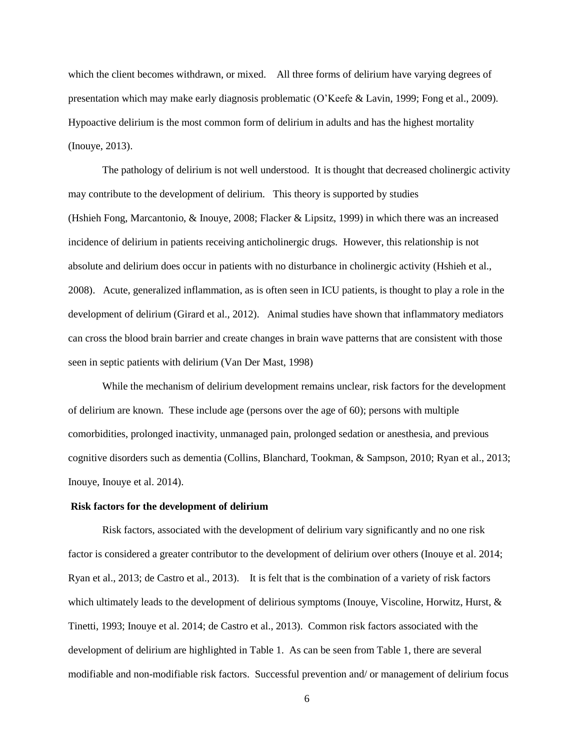which the client becomes withdrawn, or mixed. All three forms of delirium have varying degrees of presentation which may make early diagnosis problematic (O'Keefe & Lavin, 1999; Fong et al., 2009). Hypoactive delirium is the most common form of delirium in adults and has the highest mortality (Inouye, 2013).

The pathology of delirium is not well understood. It is thought that decreased cholinergic activity may contribute to the development of delirium. This theory is supported by studies (Hshieh Fong, Marcantonio, & Inouye, 2008; Flacker & Lipsitz, 1999) in which there was an increased incidence of delirium in patients receiving anticholinergic drugs. However, this relationship is not absolute and delirium does occur in patients with no disturbance in cholinergic activity (Hshieh et al., 2008). Acute, generalized inflammation, as is often seen in ICU patients, is thought to play a role in the development of delirium (Girard et al., 2012). Animal studies have shown that inflammatory mediators can cross the blood brain barrier and create changes in brain wave patterns that are consistent with those seen in septic patients with delirium (Van Der Mast, 1998)

While the mechanism of delirium development remains unclear, risk factors for the development of delirium are known. These include age (persons over the age of 60); persons with multiple comorbidities, prolonged inactivity, unmanaged pain, prolonged sedation or anesthesia, and previous cognitive disorders such as dementia (Collins, Blanchard, Tookman, & Sampson, 2010; Ryan et al., 2013; Inouye, Inouye et al. 2014).

**Risk factors for the development of delirium**

Risk factors, associated with the development of delirium vary significantly and no one risk factor is considered a greater contributor to the development of delirium over others (Inouye et al. 2014; Ryan et al., 2013; de Castro et al., 2013). It is felt that is the combination of a variety of risk factors which ultimately leads to the development of delirious symptoms (Inouye, Viscoline, Horwitz, Hurst, & Tinetti, 1993; Inouye et al. 2014; de Castro et al., 2013). Common risk factors associated with the development of delirium are highlighted in Table 1. As can be seen from Table 1, there are several modifiable and non-modifiable risk factors. Successful prevention and/ or management of delirium focus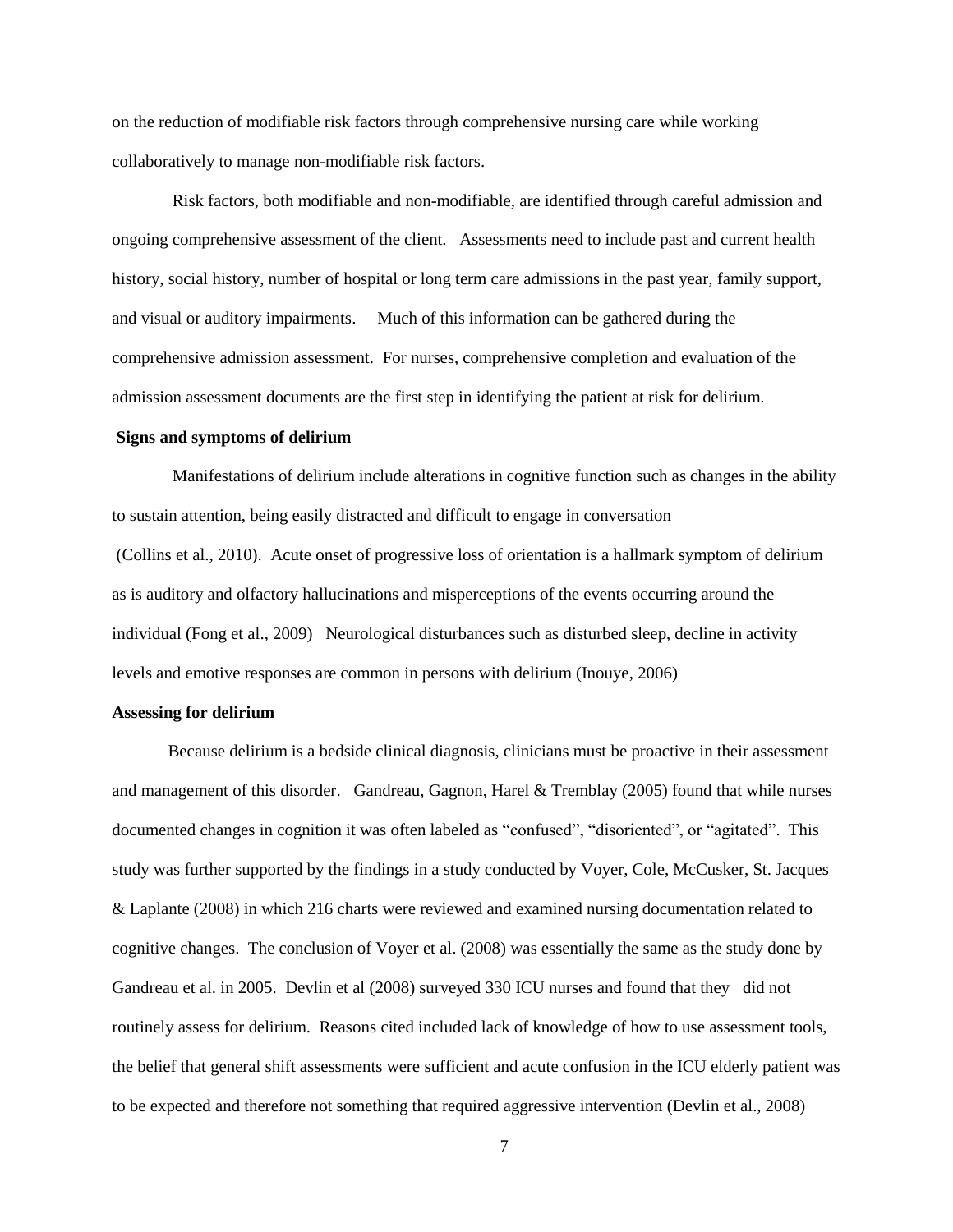on the reduction of modifiable risk factors through comprehensive nursing care while working collaboratively to manage non-modifiable risk factors.

Risk factors, both modifiable and non-modifiable, are identified through careful admission and ongoing comprehensive assessment of the client. Assessments need to include past and current health history, social history, number of hospital or long term care admissions in the past year, family support, and visual or auditory impairments. Much of this information can be gathered during the comprehensive admission assessment. For nurses, comprehensive completion and evaluation of the admission assessment documents are the first step in identifying the patient at risk for delirium.

**Signs and symptoms of delirium**

Manifestations of delirium include alterations in cognitive function such as changes in the ability to sustain attention, being easily distracted and difficult to engage in conversation (Collins et al., 2010). Acute onset of progressive loss of orientation is a hallmark symptom of delirium as is auditory and olfactory hallucinations and misperceptions of the events occurring around the individual (Fong et al., 2009) Neurological disturbances such as disturbed sleep, decline in activity levels and emotive responses are common in persons with delirium (Inouye, 2006)

**Assessing for delirium**

Because delirium is a bedside clinical diagnosis, clinicians must be proactive in their assessment and management of this disorder. Gandreau, Gagnon, Harel & Tremblay (2005) found that while nurses documented changes in cognition it was often labeled as "confused", "disoriented", or "agitated". This study was further supported by the findings in a study conducted by Voyer, Cole, McCusker, St. Jacques & Laplante (2008) in which 216 charts were reviewed and examined nursing documentation related to cognitive changes. The conclusion of Voyer et al. (2008) was essentially the same as the study done by Gandreau et al. in 2005. Devlin et al (2008) surveyed 330 ICU nurses and found that they did not routinely assess for delirium. Reasons cited included lack of knowledge of how to use assessment tools, the belief that general shift assessments were sufficient and acute confusion in the ICU elderly patient was to be expected and therefore not something that required aggressive intervention (Devlin et al., 2008)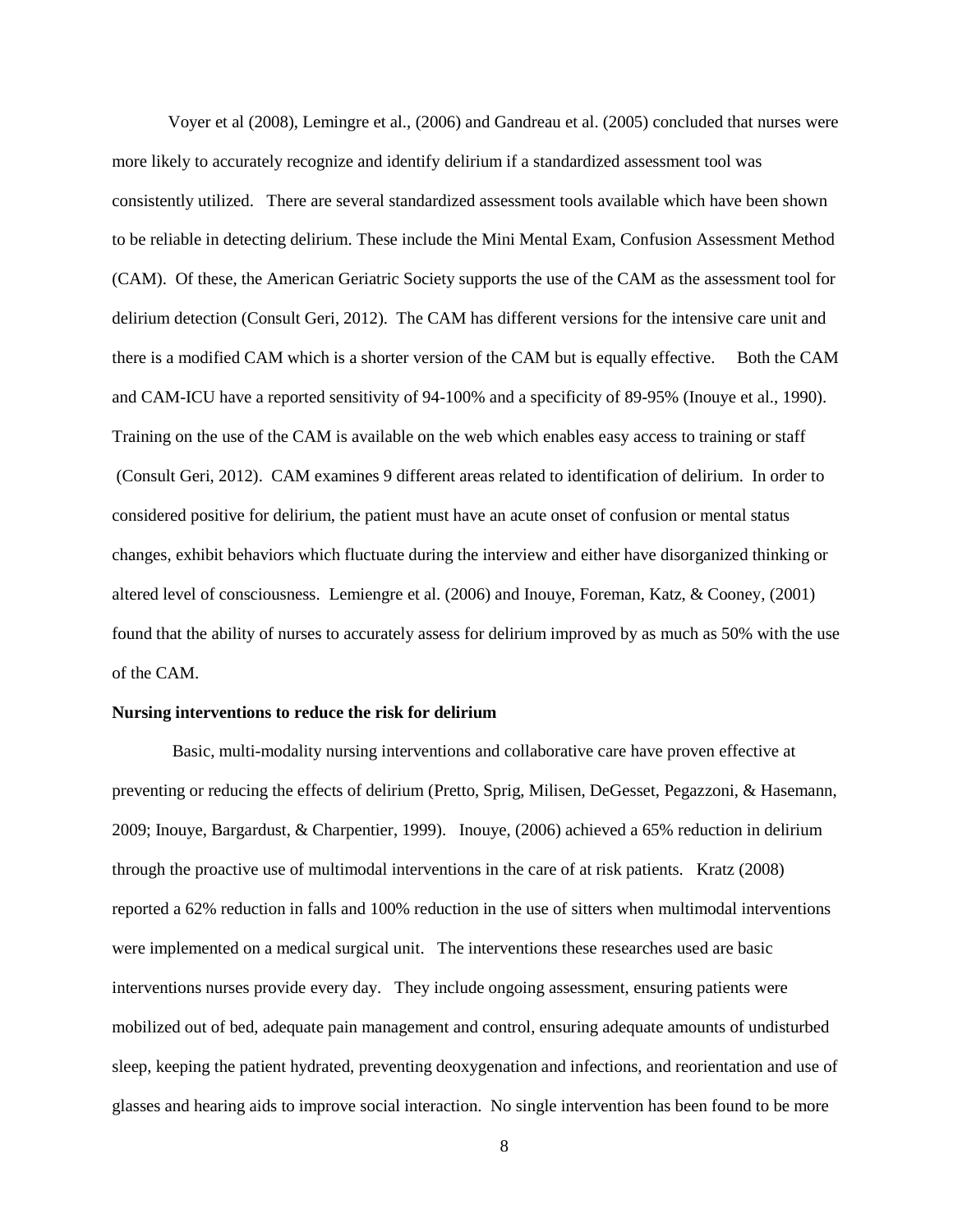Voyer et al (2008), Lemingre et al., (2006) and Gandreau et al. (2005) concluded that nurses were more likely to accurately recognize and identify delirium if a standardized assessment tool was consistently utilized. There are several standardized assessment tools available which have been shown to be reliable in detecting delirium. These include the Mini Mental Exam, Confusion Assessment Method (CAM). Of these, the American Geriatric Society supports the use of the CAM as the assessment tool for delirium detection (Consult Geri, 2012). The CAM has different versions for the intensive care unit and there is a modified CAM which is a shorter version of the CAM but is equally effective. Both the CAM and CAM-ICU have a reported sensitivity of 94-100% and a specificity of 89-95% (Inouye et al., 1990). Training on the use of the CAM is available on the web which enables easy access to training or staff (Consult Geri, 2012). CAM examines 9 different areas related to identification of delirium. In order to considered positive for delirium, the patient must have an acute onset of confusion or mental status changes, exhibit behaviors which fluctuate during the interview and either have disorganized thinking or altered level of consciousness. Lemiengre et al. (2006) and Inouye, Foreman, Katz, & Cooney, (2001) found that the ability of nurses to accurately assess for delirium improved by as much as 50% with the use of the CAM.

**Nursing interventions to reduce the risk for delirium**

Basic, multi-modality nursing interventions and collaborative care have proven effective at preventing or reducing the effects of delirium (Pretto, Sprig, Milisen, DeGesset, Pegazzoni, & Hasemann, 2009; Inouye, Bargardust, & Charpentier, 1999). Inouye, (2006) achieved a 65% reduction in delirium through the proactive use of multimodal interventions in the care of at risk patients. Kratz (2008) reported a 62% reduction in falls and 100% reduction in the use of sitters when multimodal interventions were implemented on a medical surgical unit. The interventions these researches used are basic interventions nurses provide every day. They include ongoing assessment, ensuring patients were mobilized out of bed, adequate pain management and control, ensuring adequate amounts of undisturbed sleep, keeping the patient hydrated, preventing deoxygenation and infections, and reorientation and use of glasses and hearing aids to improve social interaction. No single intervention has been found to be more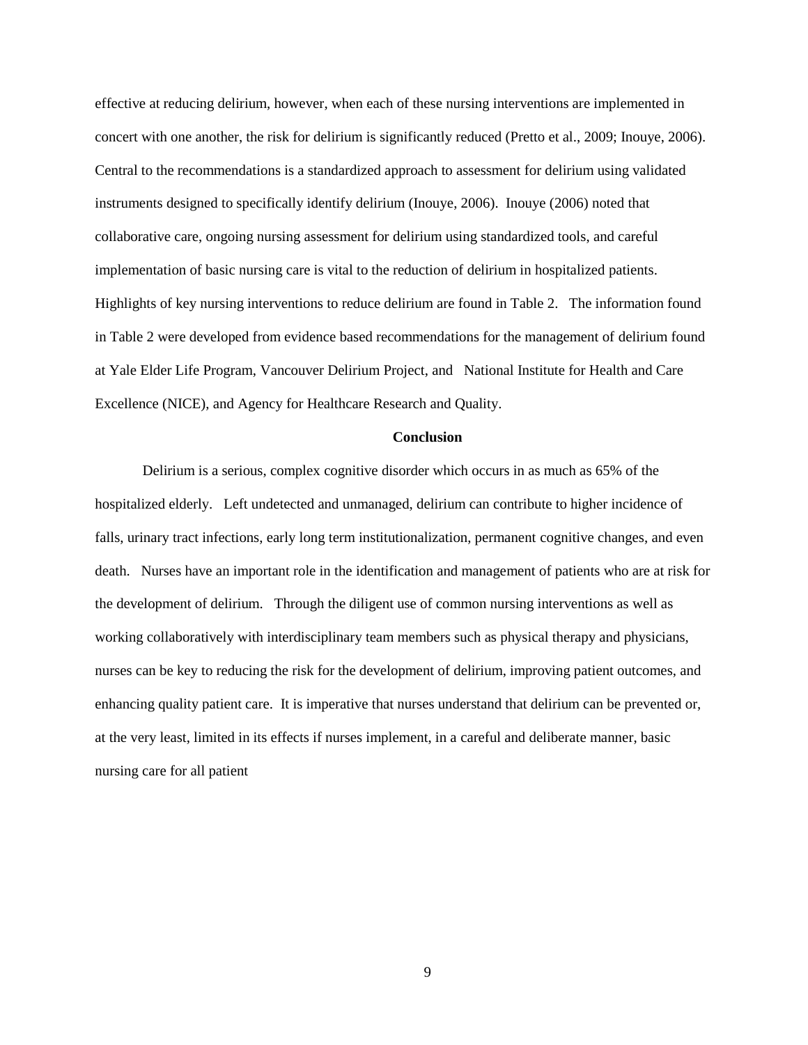effective at reducing delirium, however, when each of these nursing interventions are implemented in concert with one another, the risk for delirium is significantly reduced (Pretto et al., 2009; Inouye, 2006). Central to the recommendations is a standardized approach to assessment for delirium using validated instruments designed to specifically identify delirium (Inouye, 2006). Inouye (2006) noted that collaborative care, ongoing nursing assessment for delirium using standardized tools, and careful implementation of basic nursing care is vital to the reduction of delirium in hospitalized patients. Highlights of key nursing interventions to reduce delirium are found in Table 2. The information found in Table 2 were developed from evidence based recommendations for the management of delirium found at Yale Elder Life Program, Vancouver Delirium Project, and National Institute for Health and Care Excellence (NICE), and Agency for Healthcare Research and Quality.

## Conclusion

Delirium is a serious, complex cognitive disorder which occurs in as much as 65% of the hospitalized elderly. Left undetected and unmanaged, delirium can contribute to higher incidence of falls, urinary tract infections, early long term institutionalization, permanent cognitive changes, and even death. Nurses have an important role in the identification and management of patients who are at risk for the development of delirium. Through the diligent use of common nursing interventions as well as working collaboratively with interdisciplinary team members such as physical therapy and physicians, nurses can be key to reducing the risk for the development of delirium, improving patient outcomes, and enhancing quality patient care. It is imperative that nurses understand that delirium can be prevented or, at the very least, limited in its effects if nurses implement, in a careful and deliberate manner, basic nursing care for all patient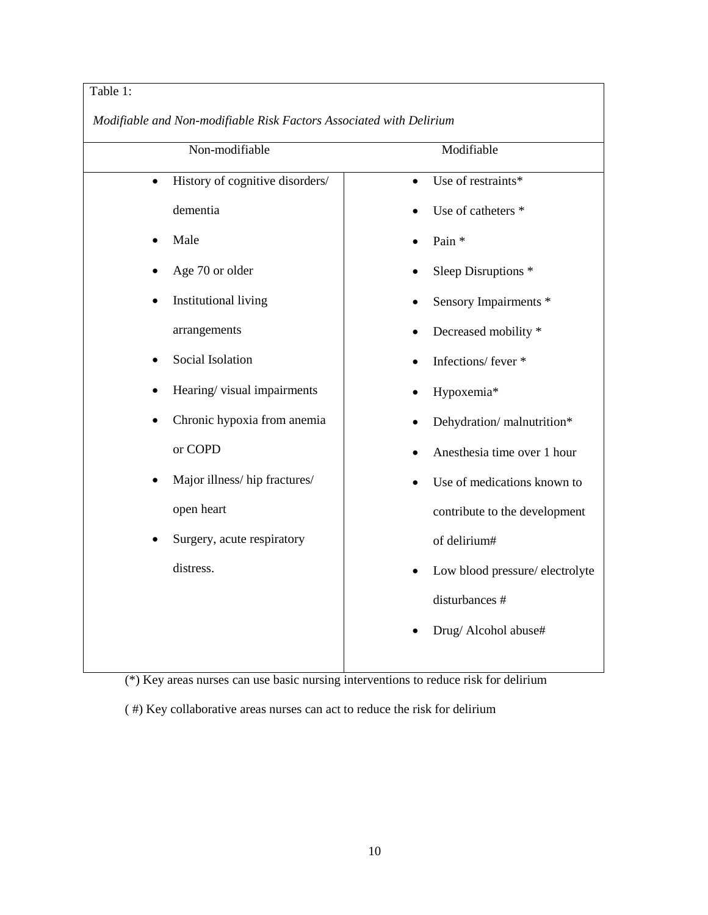Table 1:

*Modifiable and Non-modifiable Risk Factors Associated with Delirium*

| Non-modifiable | Modifiable |
|---|---|
| • History of cognitive disorders/ dementia<br>• Male<br>• Age 70 or older<br>• Institutional living arrangements<br>• Social Isolation<br>• Hearing/ visual impairments<br>• Chronic hypoxia from anemia or COPD<br>• Major illness/ hip fractures/ open heart<br>• Surgery, acute respiratory distress. | • Use of restraints*<br>• Use of catheters *<br>• Pain *<br>• Sleep Disruptions *<br>• Sensory Impairments *<br>• Decreased mobility *<br>• Infections/ fever *<br>• Hypoxemia*<br>• Dehydration/ malnutrition*<br>• Anesthesia time over 1 hour<br>• Use of medications known to contribute to the development of delirium#<br>• Low blood pressure/ electrolyte disturbances #<br>• Drug/ Alcohol abuse# |

(*) Key areas nurses can use basic nursing interventions to reduce risk for delirium

( #) Key collaborative areas nurses can act to reduce the risk for delirium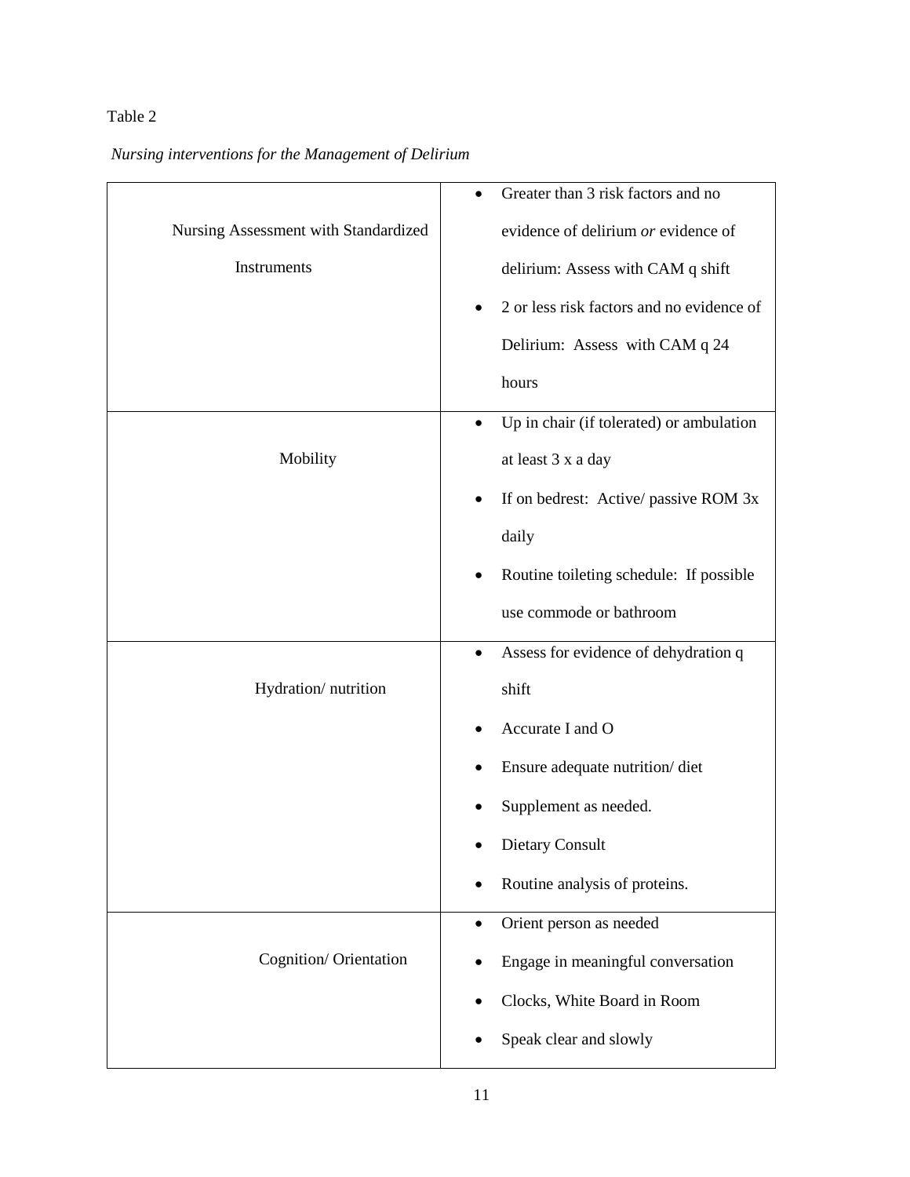Table 2

*Nursing interventions for the Management of Delirium*

| | |
|---|---|
| Nursing Assessment with Standardized Instruments | • Greater than 3 risk factors and no evidence of delirium *or* evidence of delirium: Assess with CAM q shift<br>• 2 or less risk factors and no evidence of Delirium: Assess with CAM q 24 hours |
| Mobility | • Up in chair (if tolerated) or ambulation at least 3 x a day<br>• If on bedrest: Active/ passive ROM 3x daily<br>• Routine toileting schedule: If possible use commode or bathroom |
| Hydration/ nutrition | • Assess for evidence of dehydration q shift<br>• Accurate I and O<br>• Ensure adequate nutrition/ diet<br>• Supplement as needed.<br>• Dietary Consult<br>• Routine analysis of proteins. |
| Cognition/ Orientation | • Orient person as needed<br>• Engage in meaningful conversation<br>• Clocks, White Board in Room<br>• Speak clear and slowly |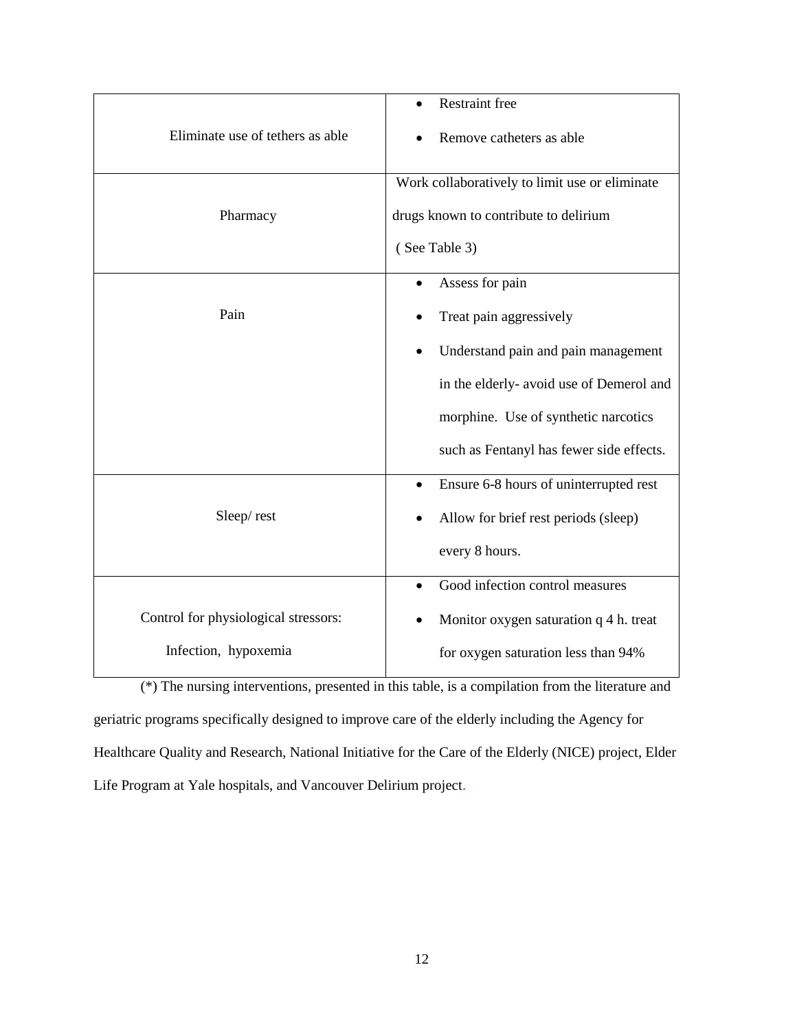| | |
|---|---|
| Eliminate use of tethers as able | • Restraint free<br>• Remove catheters as able |
| Pharmacy | Work collaboratively to limit use or eliminate drugs known to contribute to delirium ( See Table 3) |
| Pain | • Assess for pain<br>• Treat pain aggressively<br>• Understand pain and pain management in the elderly- avoid use of Demerol and morphine. Use of synthetic narcotics such as Fentanyl has fewer side effects. |
| Sleep/ rest | • Ensure 6-8 hours of uninterrupted rest<br>• Allow for brief rest periods (sleep) every 8 hours. |
| Control for physiological stressors: Infection, hypoxemia | • Good infection control measures<br>• Monitor oxygen saturation q 4 h. treat for oxygen saturation less than 94% |

(*) The nursing interventions, presented in this table, is a compilation from the literature and geriatric programs specifically designed to improve care of the elderly including the Agency for Healthcare Quality and Research, National Initiative for the Care of the Elderly (NICE) project, Elder Life Program at Yale hospitals, and Vancouver Delirium project.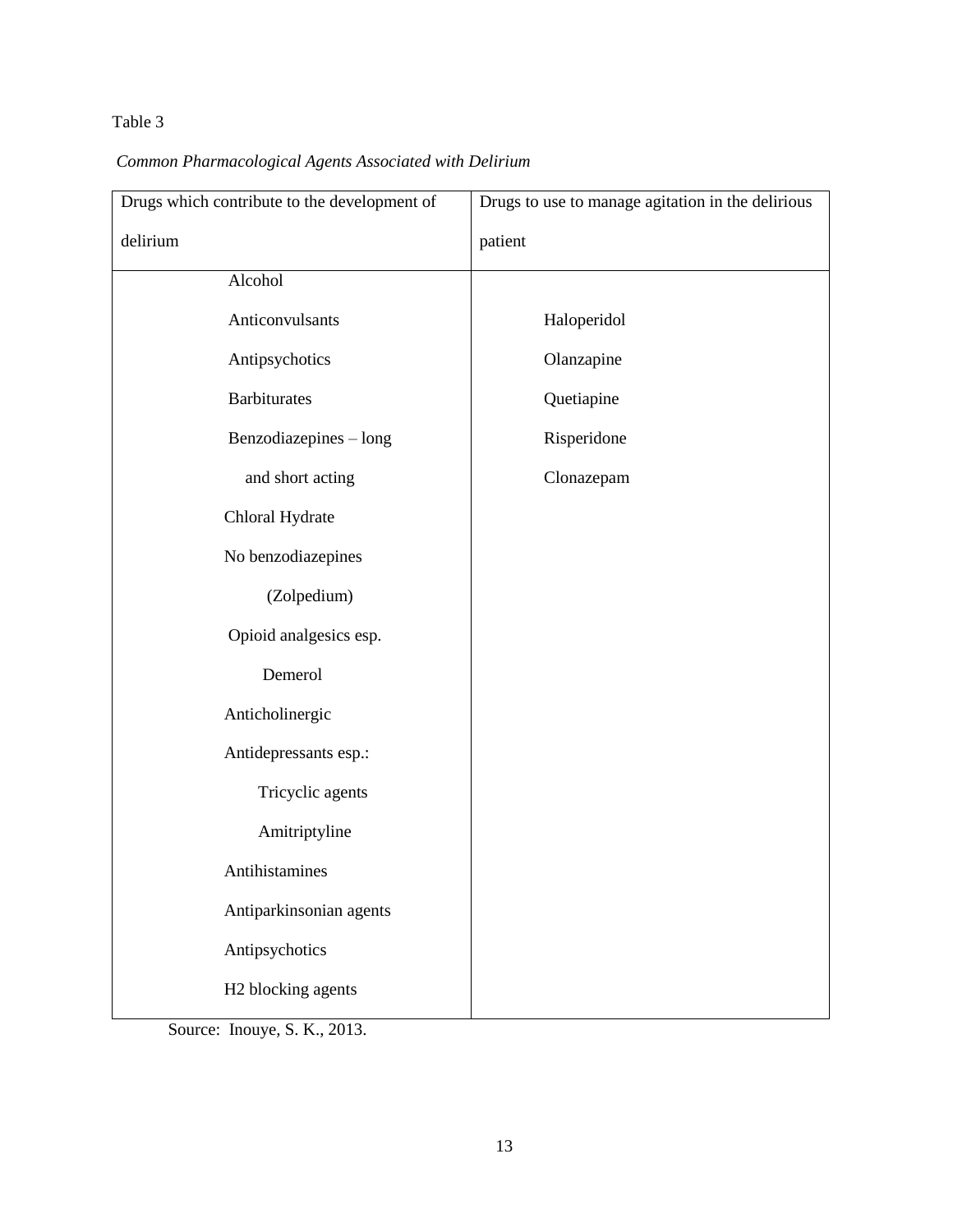Table 3

*Common Pharmacological Agents Associated with Delirium*

| Drugs which contribute to the development of delirium | Drugs to use to manage agitation in the delirious patient |
|---|---|
| Alcohol | |
| Anticonvulsants | Haloperidol |
| Antipsychotics | Olanzapine |
| Barbiturates | Quetiapine |
| Benzodiazepines – long and short acting | Risperidone |
| Chloral Hydrate | Clonazepam |
| No benzodiazepines (Zolpedium) | |
| Opioid analgesics esp. Demerol | |
| Anticholinergic | |
| Antidepressants esp.: Tricyclic agents Amitriptyline | |
| Antihistamines | |
| Antiparkinsonian agents | |
| Antipsychotics | |
| H2 blocking agents | |

Source: Inouye, S. K., 2013.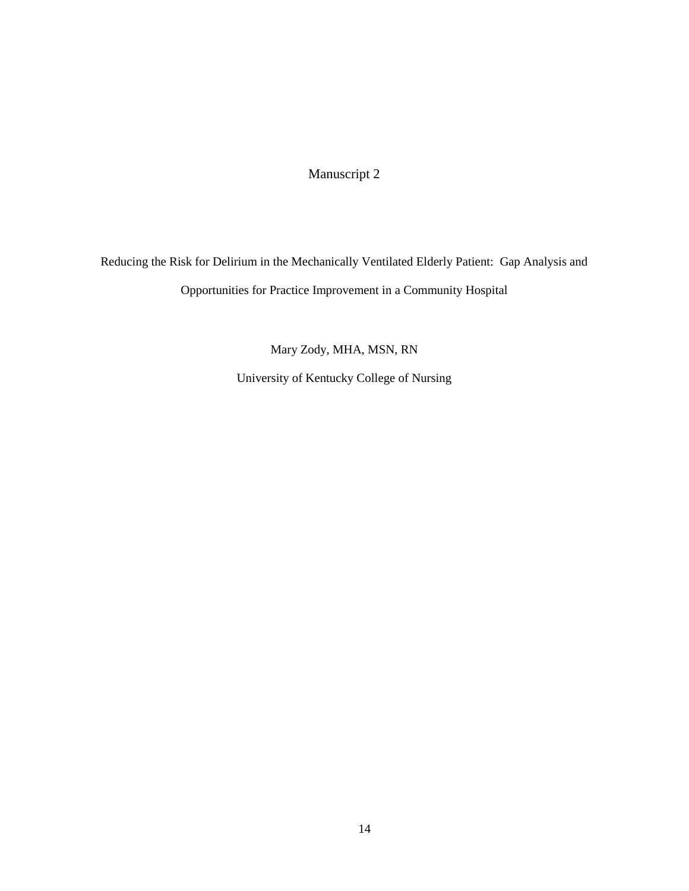# Manuscript 2

## Reducing the Risk for Delirium in the Mechanically Ventilated Elderly Patient: Gap Analysis and Opportunities for Practice Improvement in a Community Hospital

Mary Zody, MHA, MSN, RN

University of Kentucky College of Nursing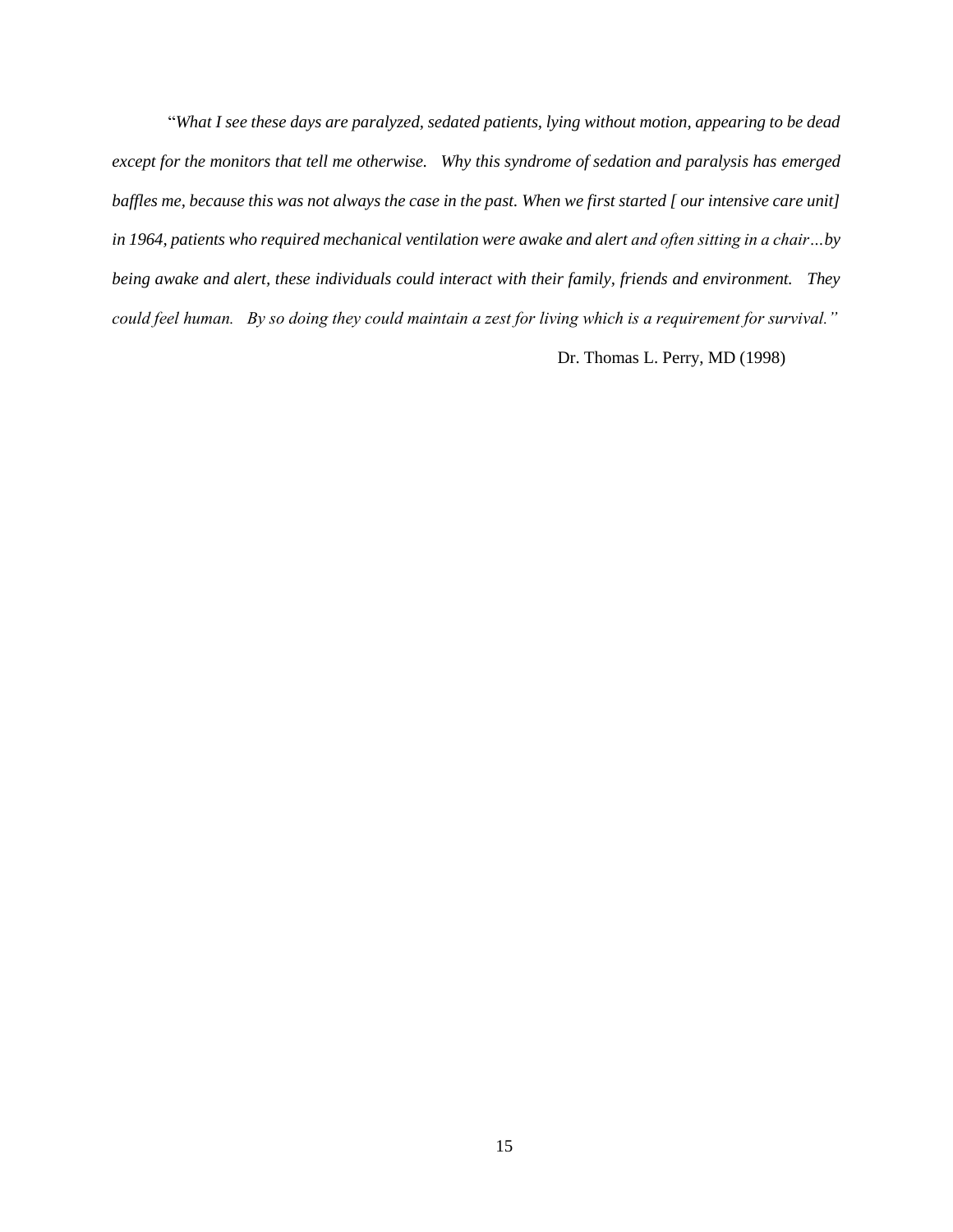"*What I see these days are paralyzed, sedated patients, lying without motion, appearing to be dead except for the monitors that tell me otherwise. Why this syndrome of sedation and paralysis has emerged baffles me, because this was not always the case in the past. When we first started [ our intensive care unit] in 1964, patients who required mechanical ventilation were awake and alert and often sitting in a chair…by being awake and alert, these individuals could interact with their family, friends and environment. They could feel human. By so doing they could maintain a zest for living which is a requirement for survival.*"

Dr. Thomas L. Perry, MD (1998)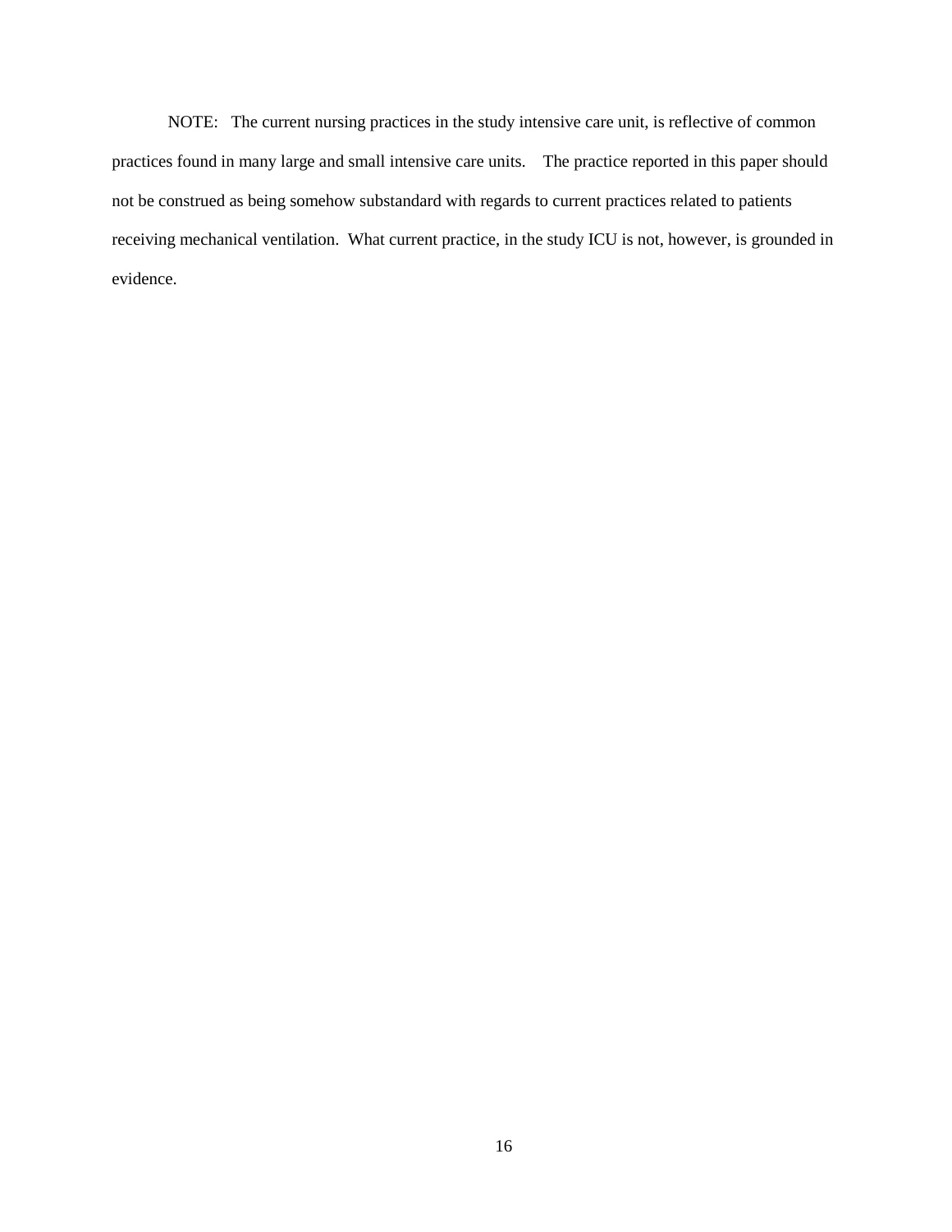NOTE: The current nursing practices in the study intensive care unit, is reflective of common practices found in many large and small intensive care units. The practice reported in this paper should not be construed as being somehow substandard with regards to current practices related to patients receiving mechanical ventilation. What current practice, in the study ICU is not, however, is grounded in evidence.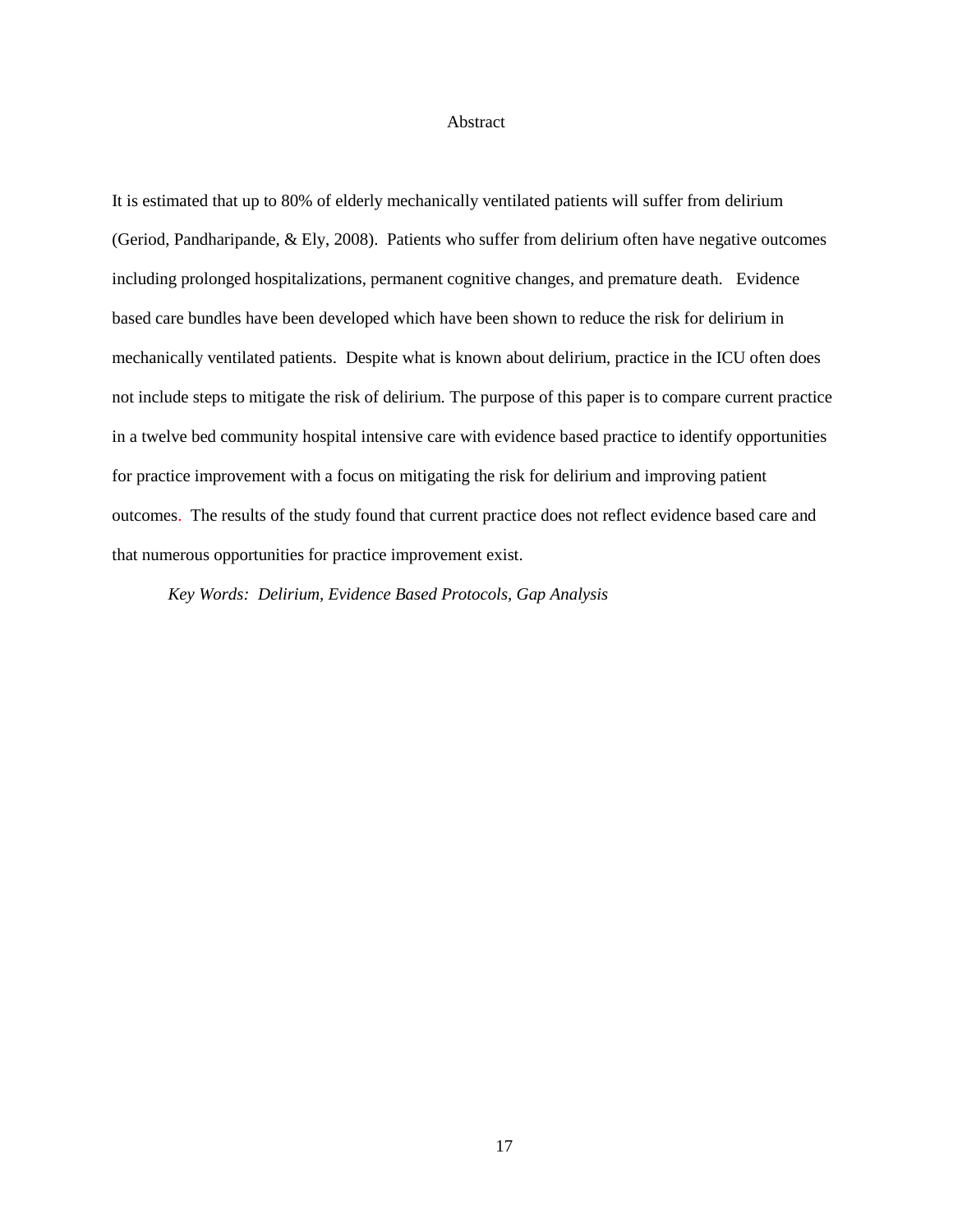# Abstract

It is estimated that up to 80% of elderly mechanically ventilated patients will suffer from delirium (Geriod, Pandharipande, & Ely, 2008). Patients who suffer from delirium often have negative outcomes including prolonged hospitalizations, permanent cognitive changes, and premature death. Evidence based care bundles have been developed which have been shown to reduce the risk for delirium in mechanically ventilated patients. Despite what is known about delirium, practice in the ICU often does not include steps to mitigate the risk of delirium. The purpose of this paper is to compare current practice in a twelve bed community hospital intensive care with evidence based practice to identify opportunities for practice improvement with a focus on mitigating the risk for delirium and improving patient outcomes. The results of the study found that current practice does not reflect evidence based care and that numerous opportunities for practice improvement exist.

*Key Words: Delirium, Evidence Based Protocols, Gap Analysis*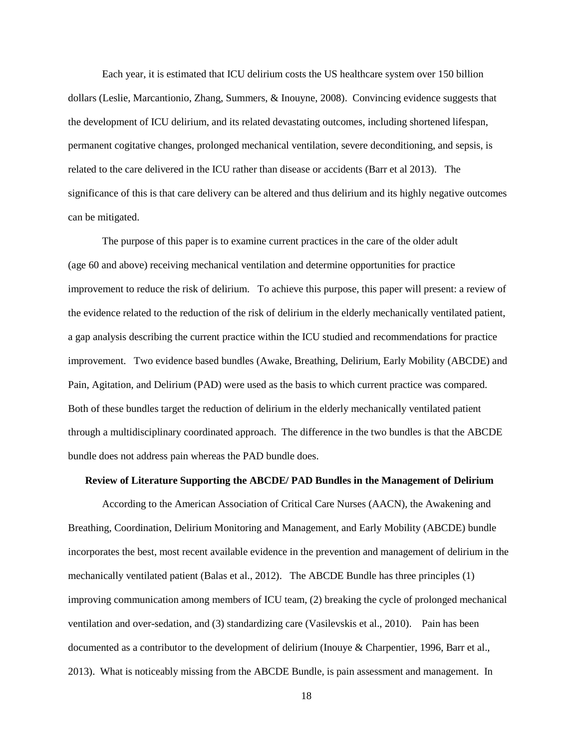Each year, it is estimated that ICU delirium costs the US healthcare system over 150 billion dollars (Leslie, Marcantionio, Zhang, Summers, & Inouyne, 2008). Convincing evidence suggests that the development of ICU delirium, and its related devastating outcomes, including shortened lifespan, permanent cogitative changes, prolonged mechanical ventilation, severe deconditioning, and sepsis, is related to the care delivered in the ICU rather than disease or accidents (Barr et al 2013). The significance of this is that care delivery can be altered and thus delirium and its highly negative outcomes can be mitigated.

The purpose of this paper is to examine current practices in the care of the older adult (age 60 and above) receiving mechanical ventilation and determine opportunities for practice improvement to reduce the risk of delirium. To achieve this purpose, this paper will present: a review of the evidence related to the reduction of the risk of delirium in the elderly mechanically ventilated patient, a gap analysis describing the current practice within the ICU studied and recommendations for practice improvement. Two evidence based bundles (Awake, Breathing, Delirium, Early Mobility (ABCDE) and Pain, Agitation, and Delirium (PAD) were used as the basis to which current practice was compared. Both of these bundles target the reduction of delirium in the elderly mechanically ventilated patient through a multidisciplinary coordinated approach. The difference in the two bundles is that the ABCDE bundle does not address pain whereas the PAD bundle does.

**Review of Literature Supporting the ABCDE/ PAD Bundles in the Management of Delirium**

According to the American Association of Critical Care Nurses (AACN), the Awakening and Breathing, Coordination, Delirium Monitoring and Management, and Early Mobility (ABCDE) bundle incorporates the best, most recent available evidence in the prevention and management of delirium in the mechanically ventilated patient (Balas et al., 2012). The ABCDE Bundle has three principles (1) improving communication among members of ICU team, (2) breaking the cycle of prolonged mechanical ventilation and over-sedation, and (3) standardizing care (Vasilevskis et al., 2010). Pain has been documented as a contributor to the development of delirium (Inouye & Charpentier, 1996, Barr et al., 2013). What is noticeably missing from the ABCDE Bundle, is pain assessment and management. In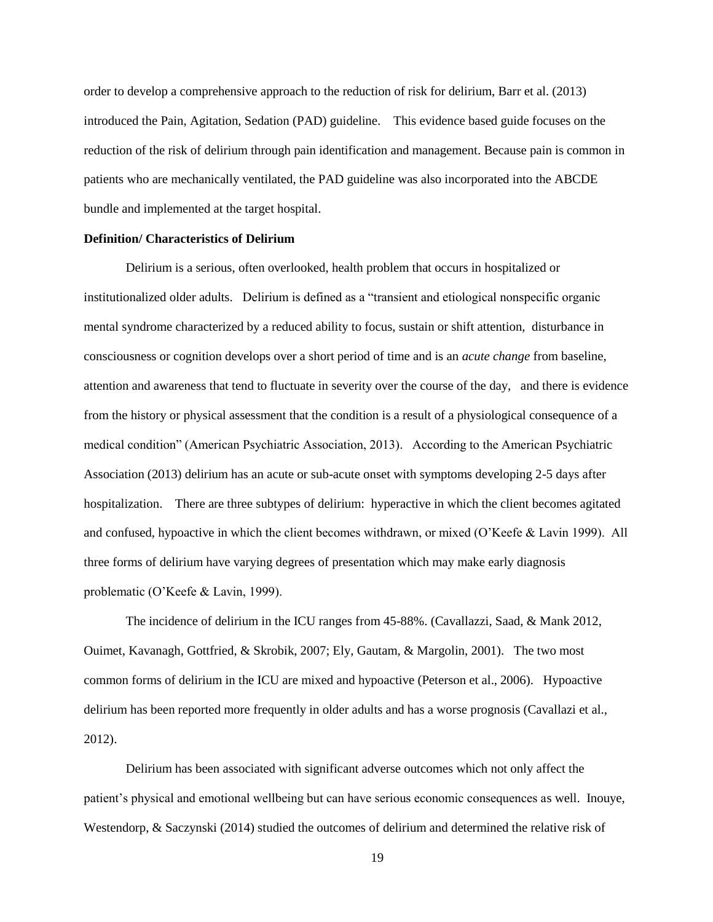order to develop a comprehensive approach to the reduction of risk for delirium, Barr et al. (2013) introduced the Pain, Agitation, Sedation (PAD) guideline. This evidence based guide focuses on the reduction of the risk of delirium through pain identification and management. Because pain is common in patients who are mechanically ventilated, the PAD guideline was also incorporated into the ABCDE bundle and implemented at the target hospital.

**Definition/ Characteristics of Delirium**

Delirium is a serious, often overlooked, health problem that occurs in hospitalized or institutionalized older adults. Delirium is defined as a "transient and etiological nonspecific organic mental syndrome characterized by a reduced ability to focus, sustain or shift attention, disturbance in consciousness or cognition develops over a short period of time and is an *acute change* from baseline, attention and awareness that tend to fluctuate in severity over the course of the day, and there is evidence from the history or physical assessment that the condition is a result of a physiological consequence of a medical condition" (American Psychiatric Association, 2013). According to the American Psychiatric Association (2013) delirium has an acute or sub-acute onset with symptoms developing 2-5 days after hospitalization. There are three subtypes of delirium: hyperactive in which the client becomes agitated and confused, hypoactive in which the client becomes withdrawn, or mixed (O'Keefe & Lavin 1999). All three forms of delirium have varying degrees of presentation which may make early diagnosis problematic (O'Keefe & Lavin, 1999).

The incidence of delirium in the ICU ranges from 45-88%. (Cavallazzi, Saad, & Mank 2012, Ouimet, Kavanagh, Gottfried, & Skrobik, 2007; Ely, Gautam, & Margolin, 2001). The two most common forms of delirium in the ICU are mixed and hypoactive (Peterson et al., 2006). Hypoactive delirium has been reported more frequently in older adults and has a worse prognosis (Cavallazi et al., 2012).

Delirium has been associated with significant adverse outcomes which not only affect the patient's physical and emotional wellbeing but can have serious economic consequences as well. Inouye, Westendorp, & Saczynski (2014) studied the outcomes of delirium and determined the relative risk of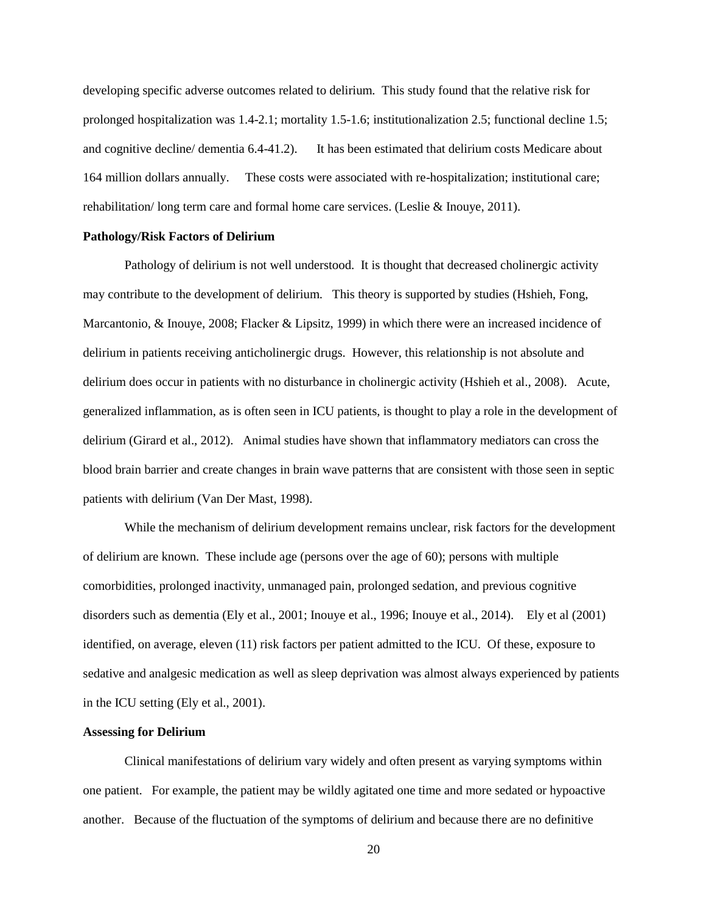developing specific adverse outcomes related to delirium. This study found that the relative risk for prolonged hospitalization was 1.4-2.1; mortality 1.5-1.6; institutionalization 2.5; functional decline 1.5; and cognitive decline/ dementia 6.4-41.2). It has been estimated that delirium costs Medicare about 164 million dollars annually. These costs were associated with re-hospitalization; institutional care; rehabilitation/ long term care and formal home care services. (Leslie & Inouye, 2011).

**Pathology/Risk Factors of Delirium**

Pathology of delirium is not well understood. It is thought that decreased cholinergic activity may contribute to the development of delirium. This theory is supported by studies (Hshieh, Fong, Marcantonio, & Inouye, 2008; Flacker & Lipsitz, 1999) in which there were an increased incidence of delirium in patients receiving anticholinergic drugs. However, this relationship is not absolute and delirium does occur in patients with no disturbance in cholinergic activity (Hshieh et al., 2008). Acute, generalized inflammation, as is often seen in ICU patients, is thought to play a role in the development of delirium (Girard et al., 2012). Animal studies have shown that inflammatory mediators can cross the blood brain barrier and create changes in brain wave patterns that are consistent with those seen in septic patients with delirium (Van Der Mast, 1998).

While the mechanism of delirium development remains unclear, risk factors for the development of delirium are known. These include age (persons over the age of 60); persons with multiple comorbidities, prolonged inactivity, unmanaged pain, prolonged sedation, and previous cognitive disorders such as dementia (Ely et al., 2001; Inouye et al., 1996; Inouye et al., 2014). Ely et al (2001) identified, on average, eleven (11) risk factors per patient admitted to the ICU. Of these, exposure to sedative and analgesic medication as well as sleep deprivation was almost always experienced by patients in the ICU setting (Ely et al., 2001).

**Assessing for Delirium**

Clinical manifestations of delirium vary widely and often present as varying symptoms within one patient. For example, the patient may be wildly agitated one time and more sedated or hypoactive another. Because of the fluctuation of the symptoms of delirium and because there are no definitive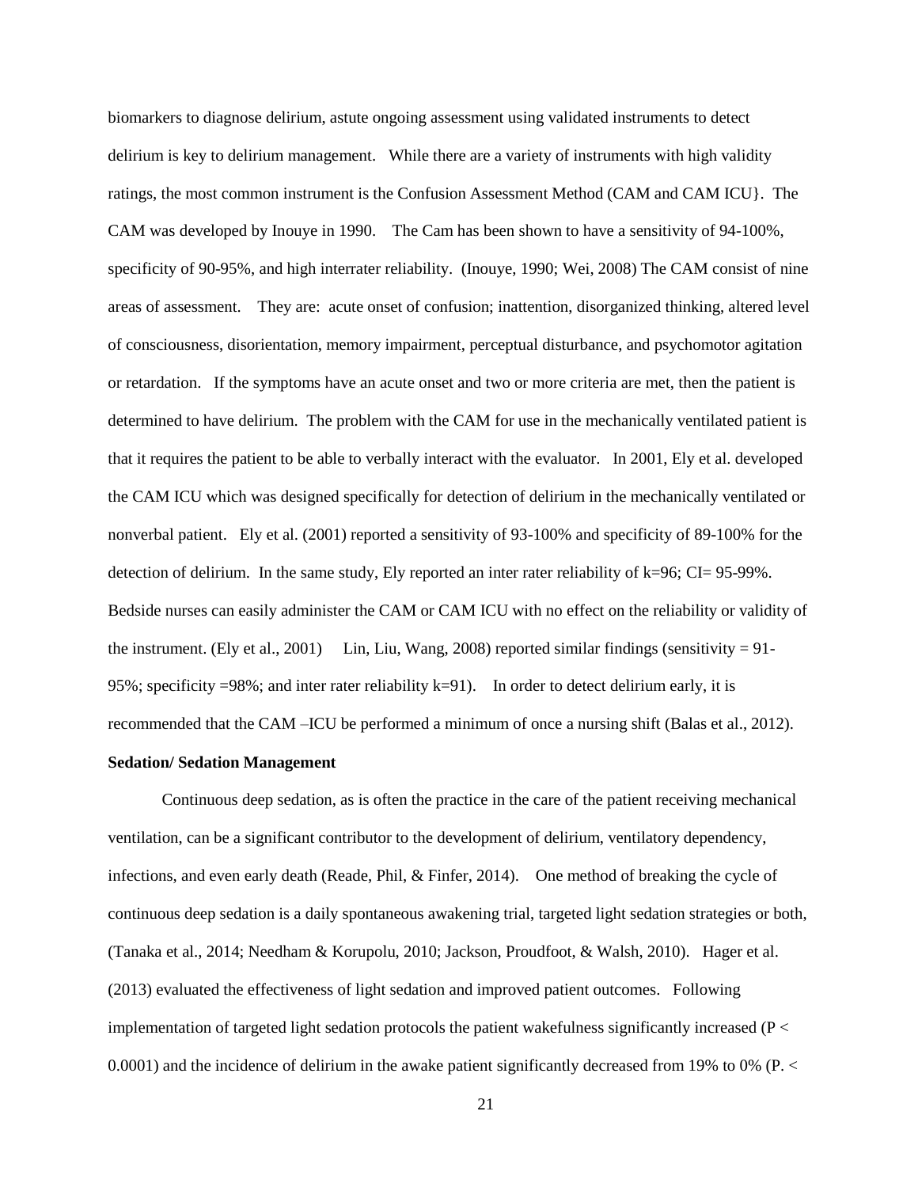biomarkers to diagnose delirium, astute ongoing assessment using validated instruments to detect delirium is key to delirium management. While there are a variety of instruments with high validity ratings, the most common instrument is the Confusion Assessment Method (CAM and CAM ICU}. The CAM was developed by Inouye in 1990. The Cam has been shown to have a sensitivity of 94-100%, specificity of 90-95%, and high interrater reliability. (Inouye, 1990; Wei, 2008) The CAM consist of nine areas of assessment. They are: acute onset of confusion; inattention, disorganized thinking, altered level of consciousness, disorientation, memory impairment, perceptual disturbance, and psychomotor agitation or retardation. If the symptoms have an acute onset and two or more criteria are met, then the patient is determined to have delirium. The problem with the CAM for use in the mechanically ventilated patient is that it requires the patient to be able to verbally interact with the evaluator. In 2001, Ely et al. developed the CAM ICU which was designed specifically for detection of delirium in the mechanically ventilated or nonverbal patient. Ely et al. (2001) reported a sensitivity of 93-100% and specificity of 89-100% for the detection of delirium. In the same study, Ely reported an inter rater reliability of k=96; CI= 95-99%. Bedside nurses can easily administer the CAM or CAM ICU with no effect on the reliability or validity of the instrument. (Ely et al., 2001) Lin, Liu, Wang, 2008) reported similar findings (sensitivity = 91-95%; specificity =98%; and inter rater reliability k=91). In order to detect delirium early, it is recommended that the CAM –ICU be performed a minimum of once a nursing shift (Balas et al., 2012).

**Sedation/ Sedation Management**

Continuous deep sedation, as is often the practice in the care of the patient receiving mechanical ventilation, can be a significant contributor to the development of delirium, ventilatory dependency, infections, and even early death (Reade, Phil, & Finfer, 2014). One method of breaking the cycle of continuous deep sedation is a daily spontaneous awakening trial, targeted light sedation strategies or both, (Tanaka et al., 2014; Needham & Korupolu, 2010; Jackson, Proudfoot, & Walsh, 2010). Hager et al. (2013) evaluated the effectiveness of light sedation and improved patient outcomes. Following implementation of targeted light sedation protocols the patient wakefulness significantly increased ($P < 0.0001$) and the incidence of delirium in the awake patient significantly decreased from 19% to 0% (P. <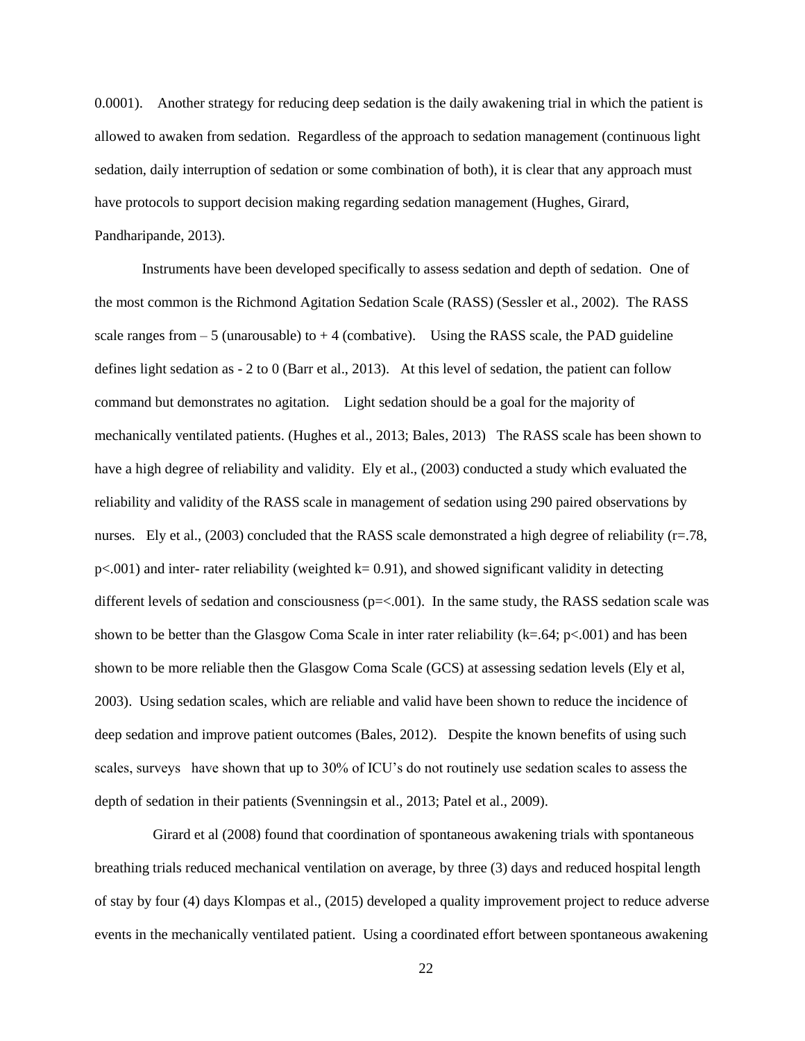0.0001). Another strategy for reducing deep sedation is the daily awakening trial in which the patient is allowed to awaken from sedation. Regardless of the approach to sedation management (continuous light sedation, daily interruption of sedation or some combination of both), it is clear that any approach must have protocols to support decision making regarding sedation management (Hughes, Girard, Pandharipande, 2013).

Instruments have been developed specifically to assess sedation and depth of sedation. One of the most common is the Richmond Agitation Sedation Scale (RASS) (Sessler et al., 2002). The RASS scale ranges from – 5 (unarousable) to + 4 (combative). Using the RASS scale, the PAD guideline defines light sedation as - 2 to 0 (Barr et al., 2013). At this level of sedation, the patient can follow command but demonstrates no agitation. Light sedation should be a goal for the majority of mechanically ventilated patients. (Hughes et al., 2013; Bales, 2013) The RASS scale has been shown to have a high degree of reliability and validity. Ely et al., (2003) conducted a study which evaluated the reliability and validity of the RASS scale in management of sedation using 290 paired observations by nurses. Ely et al., (2003) concluded that the RASS scale demonstrated a high degree of reliability ($r=.78$, $p<.001$) and inter- rater reliability (weighted $k= 0.91$), and showed significant validity in detecting different levels of sedation and consciousness ($p=<.001$). In the same study, the RASS sedation scale was shown to be better than the Glasgow Coma Scale in inter rater reliability ($k=.64$; $p<.001$) and has been shown to be more reliable then the Glasgow Coma Scale (GCS) at assessing sedation levels (Ely et al, 2003). Using sedation scales, which are reliable and valid have been shown to reduce the incidence of deep sedation and improve patient outcomes (Bales, 2012). Despite the known benefits of using such scales, surveys have shown that up to 30% of ICU's do not routinely use sedation scales to assess the depth of sedation in their patients (Svenningsin et al., 2013; Patel et al., 2009).

Girard et al (2008) found that coordination of spontaneous awakening trials with spontaneous breathing trials reduced mechanical ventilation on average, by three (3) days and reduced hospital length of stay by four (4) days Klompas et al., (2015) developed a quality improvement project to reduce adverse events in the mechanically ventilated patient. Using a coordinated effort between spontaneous awakening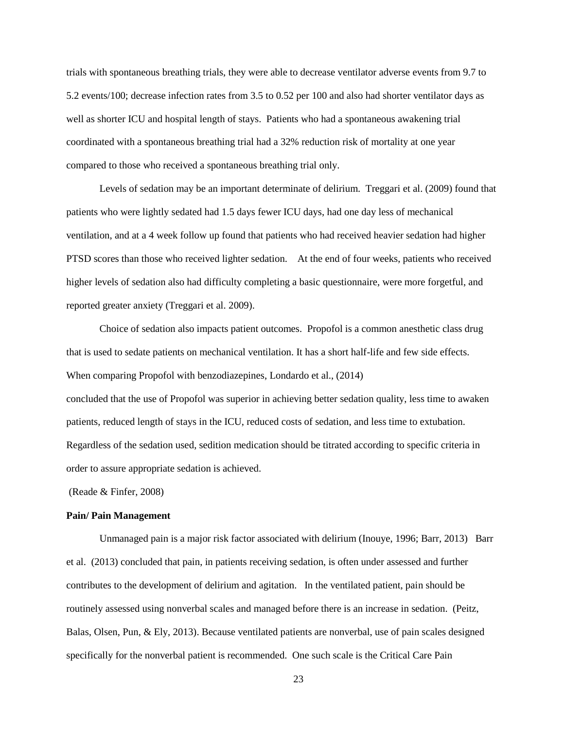trials with spontaneous breathing trials, they were able to decrease ventilator adverse events from 9.7 to 5.2 events/100; decrease infection rates from 3.5 to 0.52 per 100 and also had shorter ventilator days as well as shorter ICU and hospital length of stays. Patients who had a spontaneous awakening trial coordinated with a spontaneous breathing trial had a 32% reduction risk of mortality at one year compared to those who received a spontaneous breathing trial only.

Levels of sedation may be an important determinate of delirium. Treggari et al. (2009) found that patients who were lightly sedated had 1.5 days fewer ICU days, had one day less of mechanical ventilation, and at a 4 week follow up found that patients who had received heavier sedation had higher PTSD scores than those who received lighter sedation. At the end of four weeks, patients who received higher levels of sedation also had difficulty completing a basic questionnaire, were more forgetful, and reported greater anxiety (Treggari et al. 2009).

Choice of sedation also impacts patient outcomes. Propofol is a common anesthetic class drug that is used to sedate patients on mechanical ventilation. It has a short half-life and few side effects. When comparing Propofol with benzodiazepines, Londardo et al., (2014) concluded that the use of Propofol was superior in achieving better sedation quality, less time to awaken patients, reduced length of stays in the ICU, reduced costs of sedation, and less time to extubation. Regardless of the sedation used, sedition medication should be titrated according to specific criteria in order to assure appropriate sedation is achieved.

(Reade & Finfer, 2008)

**Pain/ Pain Management**

Unmanaged pain is a major risk factor associated with delirium (Inouye, 1996; Barr, 2013) Barr et al. (2013) concluded that pain, in patients receiving sedation, is often under assessed and further contributes to the development of delirium and agitation. In the ventilated patient, pain should be routinely assessed using nonverbal scales and managed before there is an increase in sedation. (Peitz, Balas, Olsen, Pun, & Ely, 2013). Because ventilated patients are nonverbal, use of pain scales designed specifically for the nonverbal patient is recommended. One such scale is the Critical Care Pain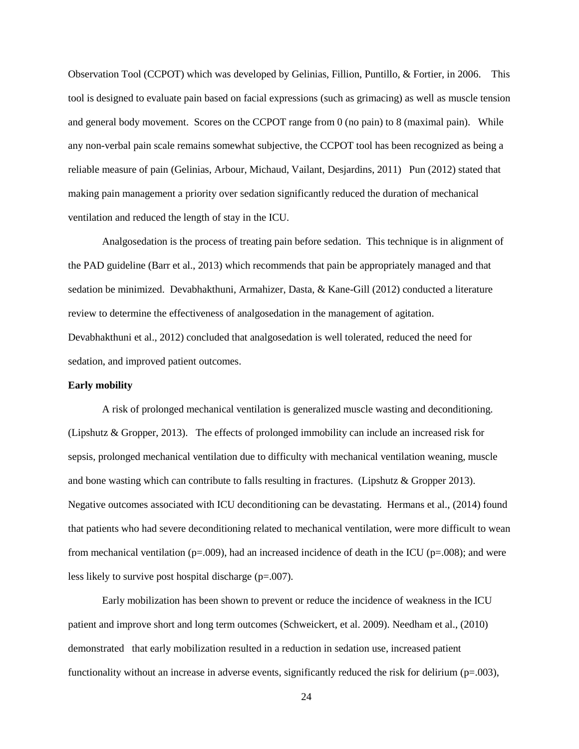Observation Tool (CCPOT) which was developed by Gelinias, Fillion, Puntillo, & Fortier, in 2006. This tool is designed to evaluate pain based on facial expressions (such as grimacing) as well as muscle tension and general body movement. Scores on the CCPOT range from 0 (no pain) to 8 (maximal pain). While any non-verbal pain scale remains somewhat subjective, the CCPOT tool has been recognized as being a reliable measure of pain (Gelinias, Arbour, Michaud, Vailant, Desjardins, 2011) Pun (2012) stated that making pain management a priority over sedation significantly reduced the duration of mechanical ventilation and reduced the length of stay in the ICU.

Analgosedation is the process of treating pain before sedation. This technique is in alignment of the PAD guideline (Barr et al., 2013) which recommends that pain be appropriately managed and that sedation be minimized. Devabhakthuni, Armahizer, Dasta, & Kane-Gill (2012) conducted a literature review to determine the effectiveness of analgosedation in the management of agitation. Devabhakthuni et al., 2012) concluded that analgosedation is well tolerated, reduced the need for sedation, and improved patient outcomes.

**Early mobility**

A risk of prolonged mechanical ventilation is generalized muscle wasting and deconditioning. (Lipshutz & Gropper, 2013). The effects of prolonged immobility can include an increased risk for sepsis, prolonged mechanical ventilation due to difficulty with mechanical ventilation weaning, muscle and bone wasting which can contribute to falls resulting in fractures. (Lipshutz & Gropper 2013). Negative outcomes associated with ICU deconditioning can be devastating. Hermans et al., (2014) found that patients who had severe deconditioning related to mechanical ventilation, were more difficult to wean from mechanical ventilation ($p=.009$), had an increased incidence of death in the ICU ($p=.008$); and were less likely to survive post hospital discharge ($p=.007$).

Early mobilization has been shown to prevent or reduce the incidence of weakness in the ICU patient and improve short and long term outcomes (Schweickert, et al. 2009). Needham et al., (2010) demonstrated that early mobilization resulted in a reduction in sedation use, increased patient functionality without an increase in adverse events, significantly reduced the risk for delirium ($p=.003$),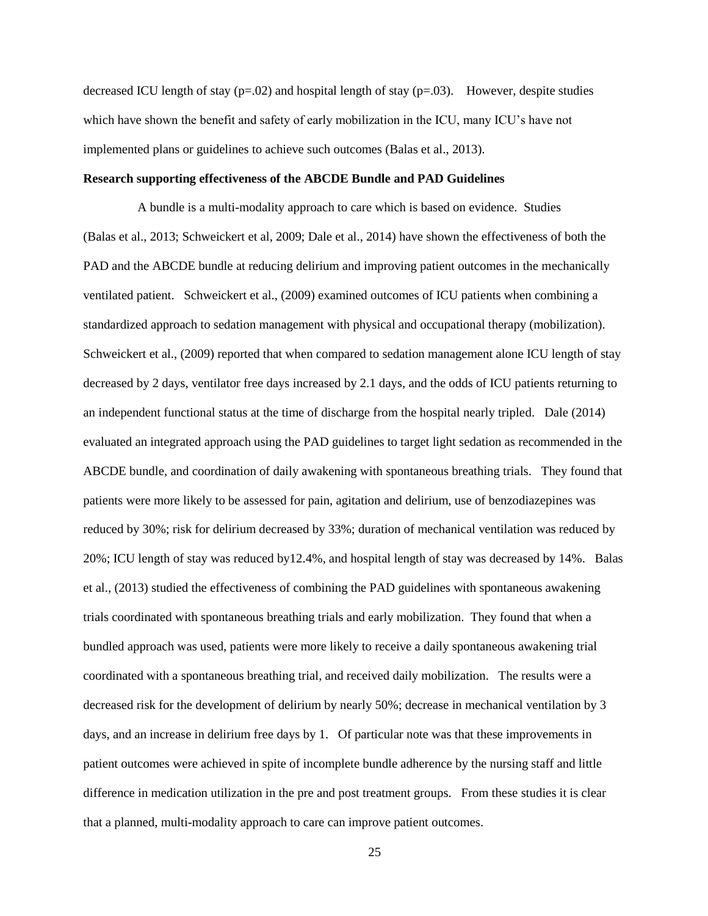decreased ICU length of stay (p=.02) and hospital length of stay (p=.03). However, despite studies which have shown the benefit and safety of early mobilization in the ICU, many ICU's have not implemented plans or guidelines to achieve such outcomes (Balas et al., 2013).

**Research supporting effectiveness of the ABCDE Bundle and PAD Guidelines**

A bundle is a multi-modality approach to care which is based on evidence. Studies (Balas et al., 2013; Schweickert et al, 2009; Dale et al., 2014) have shown the effectiveness of both the PAD and the ABCDE bundle at reducing delirium and improving patient outcomes in the mechanically ventilated patient. Schweickert et al., (2009) examined outcomes of ICU patients when combining a standardized approach to sedation management with physical and occupational therapy (mobilization). Schweickert et al., (2009) reported that when compared to sedation management alone ICU length of stay decreased by 2 days, ventilator free days increased by 2.1 days, and the odds of ICU patients returning to an independent functional status at the time of discharge from the hospital nearly tripled. Dale (2014) evaluated an integrated approach using the PAD guidelines to target light sedation as recommended in the ABCDE bundle, and coordination of daily awakening with spontaneous breathing trials. They found that patients were more likely to be assessed for pain, agitation and delirium, use of benzodiazepines was reduced by 30%; risk for delirium decreased by 33%; duration of mechanical ventilation was reduced by 20%; ICU length of stay was reduced by12.4%, and hospital length of stay was decreased by 14%. Balas et al., (2013) studied the effectiveness of combining the PAD guidelines with spontaneous awakening trials coordinated with spontaneous breathing trials and early mobilization. They found that when a bundled approach was used, patients were more likely to receive a daily spontaneous awakening trial coordinated with a spontaneous breathing trial, and received daily mobilization. The results were a decreased risk for the development of delirium by nearly 50%; decrease in mechanical ventilation by 3 days, and an increase in delirium free days by 1. Of particular note was that these improvements in patient outcomes were achieved in spite of incomplete bundle adherence by the nursing staff and little difference in medication utilization in the pre and post treatment groups. From these studies it is clear that a planned, multi-modality approach to care can improve patient outcomes.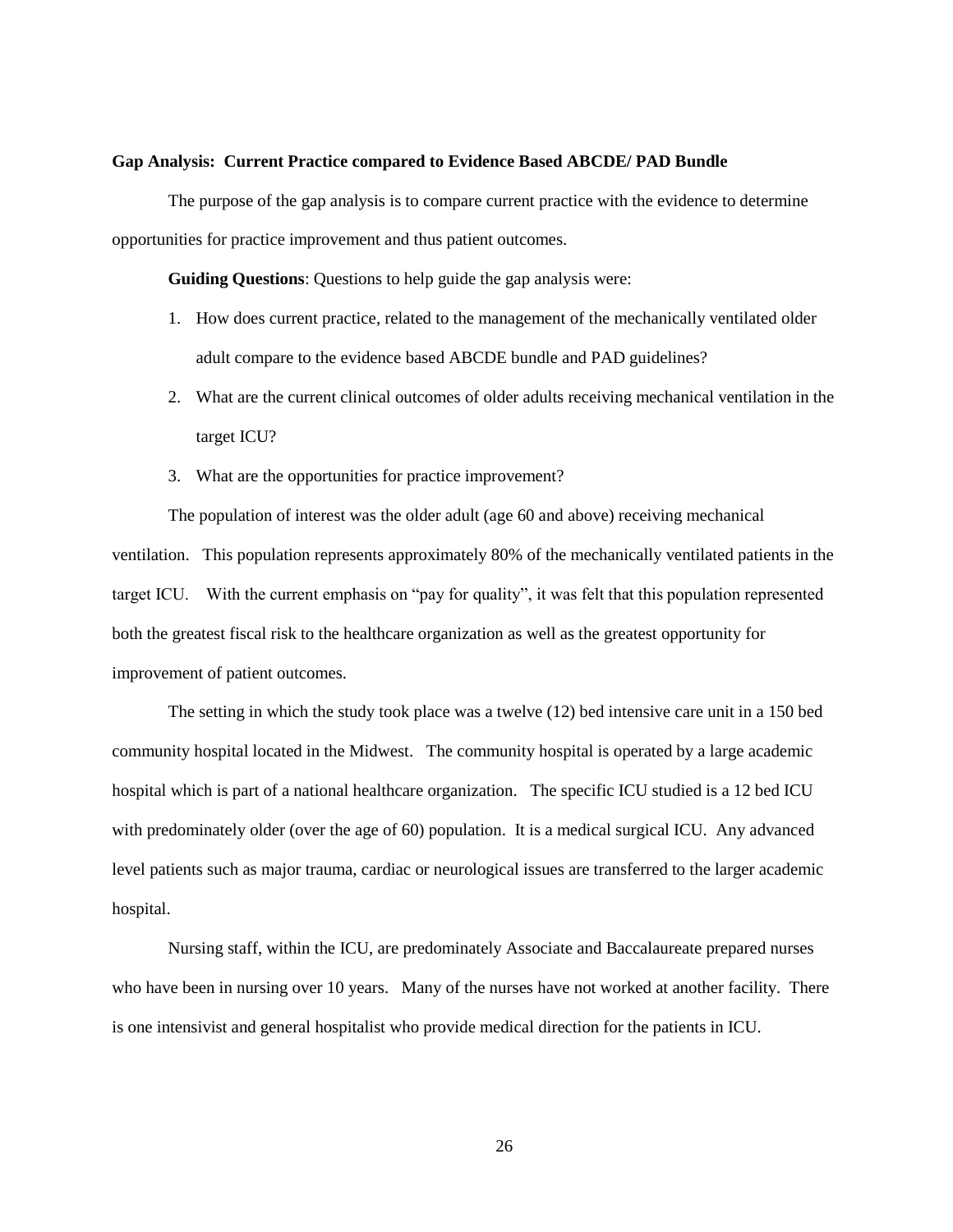**Gap Analysis: Current Practice compared to Evidence Based ABCDE/ PAD Bundle**

The purpose of the gap analysis is to compare current practice with the evidence to determine opportunities for practice improvement and thus patient outcomes.

**Guiding Questions**: Questions to help guide the gap analysis were:

1. How does current practice, related to the management of the mechanically ventilated older adult compare to the evidence based ABCDE bundle and PAD guidelines?
2. What are the current clinical outcomes of older adults receiving mechanical ventilation in the target ICU?
3. What are the opportunities for practice improvement?

The population of interest was the older adult (age 60 and above) receiving mechanical ventilation. This population represents approximately 80% of the mechanically ventilated patients in the target ICU. With the current emphasis on "pay for quality", it was felt that this population represented both the greatest fiscal risk to the healthcare organization as well as the greatest opportunity for improvement of patient outcomes.

The setting in which the study took place was a twelve (12) bed intensive care unit in a 150 bed community hospital located in the Midwest. The community hospital is operated by a large academic hospital which is part of a national healthcare organization. The specific ICU studied is a 12 bed ICU with predominately older (over the age of 60) population. It is a medical surgical ICU. Any advanced level patients such as major trauma, cardiac or neurological issues are transferred to the larger academic hospital.

Nursing staff, within the ICU, are predominately Associate and Baccalaureate prepared nurses who have been in nursing over 10 years. Many of the nurses have not worked at another facility. There is one intensivist and general hospitalist who provide medical direction for the patients in ICU.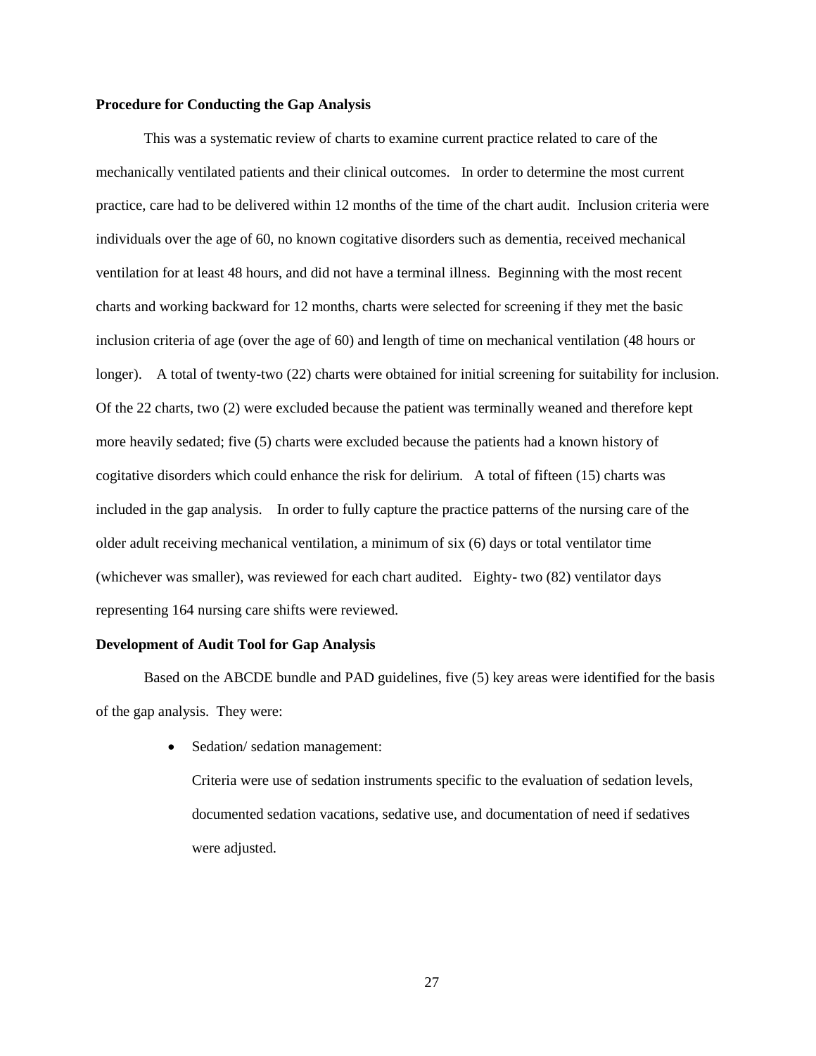**Procedure for Conducting the Gap Analysis**

This was a systematic review of charts to examine current practice related to care of the mechanically ventilated patients and their clinical outcomes. In order to determine the most current practice, care had to be delivered within 12 months of the time of the chart audit. Inclusion criteria were individuals over the age of 60, no known cogitative disorders such as dementia, received mechanical ventilation for at least 48 hours, and did not have a terminal illness. Beginning with the most recent charts and working backward for 12 months, charts were selected for screening if they met the basic inclusion criteria of age (over the age of 60) and length of time on mechanical ventilation (48 hours or longer). A total of twenty-two (22) charts were obtained for initial screening for suitability for inclusion. Of the 22 charts, two (2) were excluded because the patient was terminally weaned and therefore kept more heavily sedated; five (5) charts were excluded because the patients had a known history of cogitative disorders which could enhance the risk for delirium. A total of fifteen (15) charts was included in the gap analysis. In order to fully capture the practice patterns of the nursing care of the older adult receiving mechanical ventilation, a minimum of six (6) days or total ventilator time (whichever was smaller), was reviewed for each chart audited. Eighty- two (82) ventilator days representing 164 nursing care shifts were reviewed.

**Development of Audit Tool for Gap Analysis**

Based on the ABCDE bundle and PAD guidelines, five (5) key areas were identified for the basis of the gap analysis. They were:

- Sedation/ sedation management:

  Criteria were use of sedation instruments specific to the evaluation of sedation levels, documented sedation vacations, sedative use, and documentation of need if sedatives were adjusted.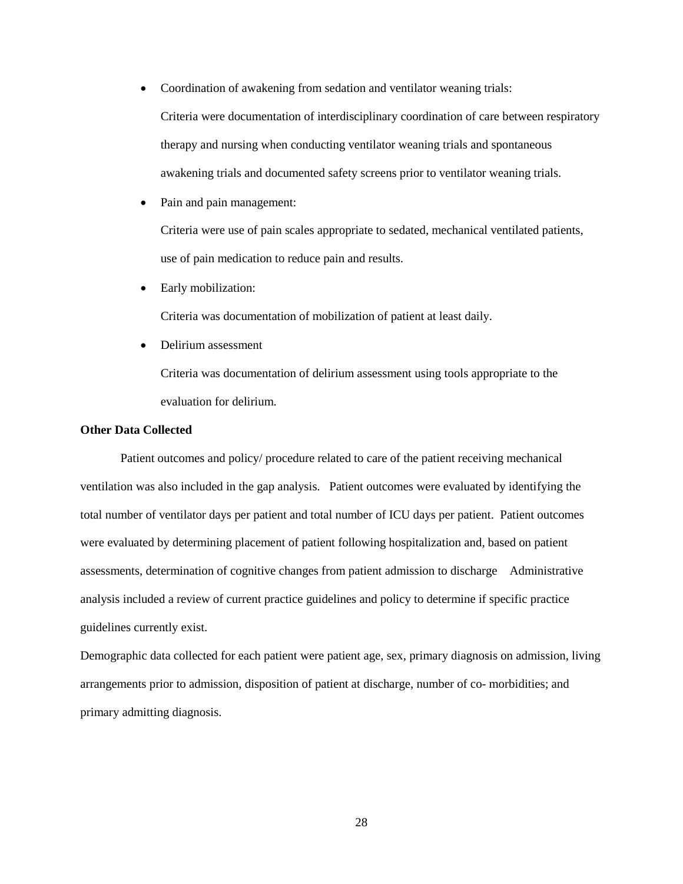- Coordination of awakening from sedation and ventilator weaning trials:

  Criteria were documentation of interdisciplinary coordination of care between respiratory therapy and nursing when conducting ventilator weaning trials and spontaneous awakening trials and documented safety screens prior to ventilator weaning trials.

- Pain and pain management:

  Criteria were use of pain scales appropriate to sedated, mechanical ventilated patients, use of pain medication to reduce pain and results.

- Early mobilization:

  Criteria was documentation of mobilization of patient at least daily.

- Delirium assessment

  Criteria was documentation of delirium assessment using tools appropriate to the evaluation for delirium.

**Other Data Collected**

Patient outcomes and policy/ procedure related to care of the patient receiving mechanical ventilation was also included in the gap analysis. Patient outcomes were evaluated by identifying the total number of ventilator days per patient and total number of ICU days per patient. Patient outcomes were evaluated by determining placement of patient following hospitalization and, based on patient assessments, determination of cognitive changes from patient admission to discharge Administrative analysis included a review of current practice guidelines and policy to determine if specific practice guidelines currently exist.

Demographic data collected for each patient were patient age, sex, primary diagnosis on admission, living arrangements prior to admission, disposition of patient at discharge, number of co- morbidities; and primary admitting diagnosis.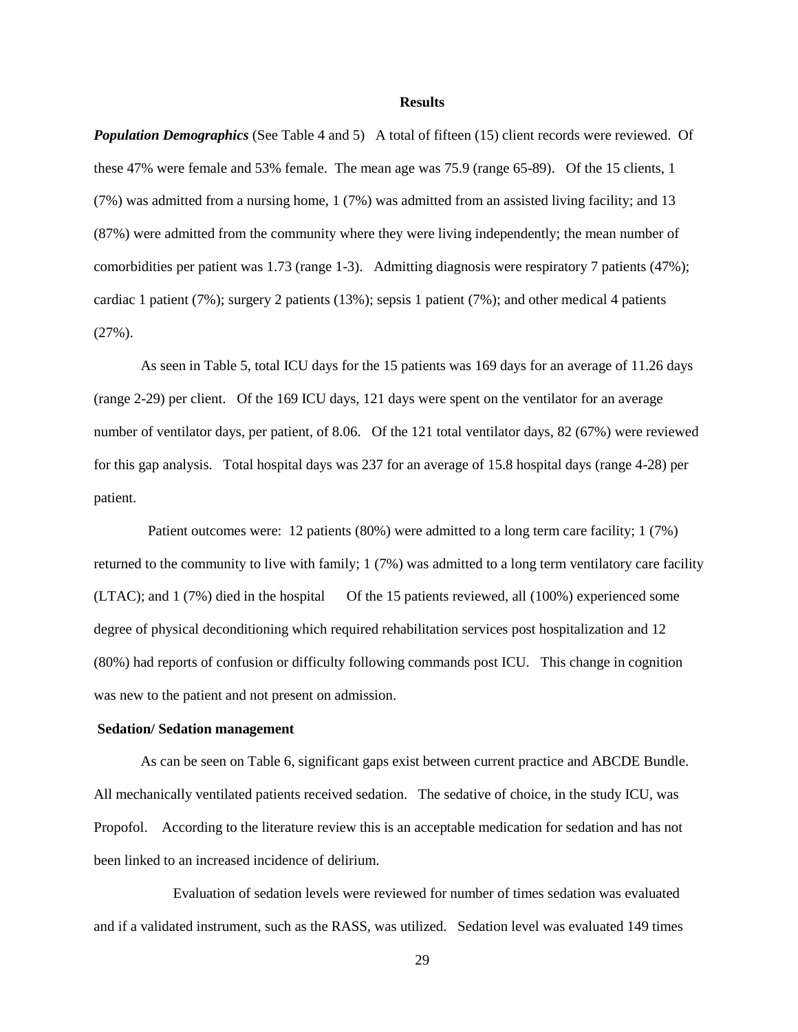## Results

***Population Demographics*** (See Table 4 and 5) A total of fifteen (15) client records were reviewed. Of these 47% were female and 53% female. The mean age was 75.9 (range 65-89). Of the 15 clients, 1 (7%) was admitted from a nursing home, 1 (7%) was admitted from an assisted living facility; and 13 (87%) were admitted from the community where they were living independently; the mean number of comorbidities per patient was 1.73 (range 1-3). Admitting diagnosis were respiratory 7 patients (47%); cardiac 1 patient (7%); surgery 2 patients (13%); sepsis 1 patient (7%); and other medical 4 patients (27%).

As seen in Table 5, total ICU days for the 15 patients was 169 days for an average of 11.26 days (range 2-29) per client. Of the 169 ICU days, 121 days were spent on the ventilator for an average number of ventilator days, per patient, of 8.06. Of the 121 total ventilator days, 82 (67%) were reviewed for this gap analysis. Total hospital days was 237 for an average of 15.8 hospital days (range 4-28) per patient.

Patient outcomes were: 12 patients (80%) were admitted to a long term care facility; 1 (7%) returned to the community to live with family; 1 (7%) was admitted to a long term ventilatory care facility (LTAC); and 1 (7%) died in the hospital Of the 15 patients reviewed, all (100%) experienced some degree of physical deconditioning which required rehabilitation services post hospitalization and 12 (80%) had reports of confusion or difficulty following commands post ICU. This change in cognition was new to the patient and not present on admission.

**Sedation/ Sedation management**

As can be seen on Table 6, significant gaps exist between current practice and ABCDE Bundle. All mechanically ventilated patients received sedation. The sedative of choice, in the study ICU, was Propofol. According to the literature review this is an acceptable medication for sedation and has not been linked to an increased incidence of delirium.

Evaluation of sedation levels were reviewed for number of times sedation was evaluated and if a validated instrument, such as the RASS, was utilized. Sedation level was evaluated 149 times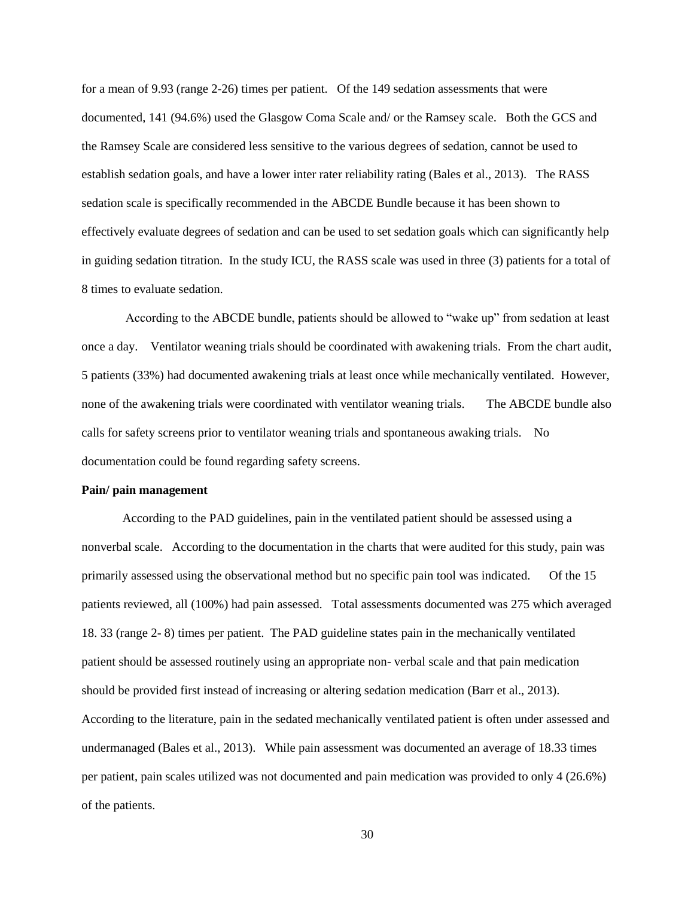for a mean of 9.93 (range 2-26) times per patient. Of the 149 sedation assessments that were documented, 141 (94.6%) used the Glasgow Coma Scale and/ or the Ramsey scale. Both the GCS and the Ramsey Scale are considered less sensitive to the various degrees of sedation, cannot be used to establish sedation goals, and have a lower inter rater reliability rating (Bales et al., 2013). The RASS sedation scale is specifically recommended in the ABCDE Bundle because it has been shown to effectively evaluate degrees of sedation and can be used to set sedation goals which can significantly help in guiding sedation titration. In the study ICU, the RASS scale was used in three (3) patients for a total of 8 times to evaluate sedation.

According to the ABCDE bundle, patients should be allowed to "wake up" from sedation at least once a day. Ventilator weaning trials should be coordinated with awakening trials. From the chart audit, 5 patients (33%) had documented awakening trials at least once while mechanically ventilated. However, none of the awakening trials were coordinated with ventilator weaning trials. The ABCDE bundle also calls for safety screens prior to ventilator weaning trials and spontaneous awaking trials. No documentation could be found regarding safety screens.

**Pain/ pain management**

According to the PAD guidelines, pain in the ventilated patient should be assessed using a nonverbal scale. According to the documentation in the charts that were audited for this study, pain was primarily assessed using the observational method but no specific pain tool was indicated. Of the 15 patients reviewed, all (100%) had pain assessed. Total assessments documented was 275 which averaged 18. 33 (range 2- 8) times per patient. The PAD guideline states pain in the mechanically ventilated patient should be assessed routinely using an appropriate non- verbal scale and that pain medication should be provided first instead of increasing or altering sedation medication (Barr et al., 2013). According to the literature, pain in the sedated mechanically ventilated patient is often under assessed and undermanaged (Bales et al., 2013). While pain assessment was documented an average of 18.33 times per patient, pain scales utilized was not documented and pain medication was provided to only 4 (26.6%) of the patients.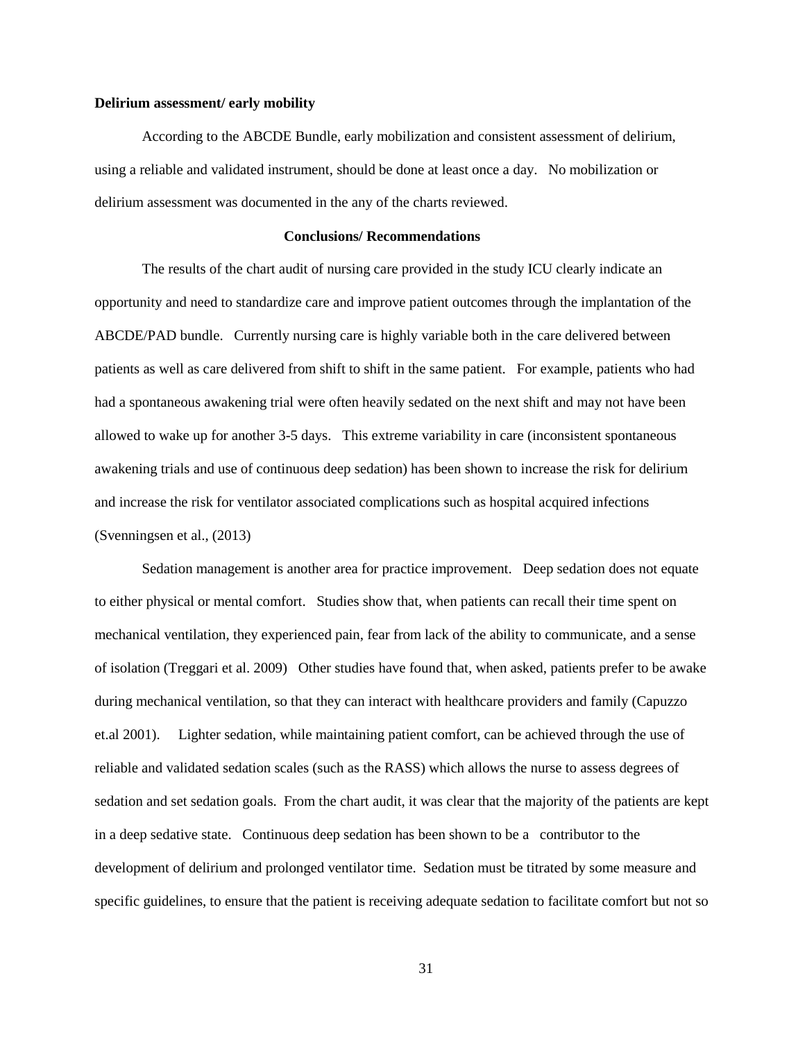**Delirium assessment/ early mobility**

According to the ABCDE Bundle, early mobilization and consistent assessment of delirium, using a reliable and validated instrument, should be done at least once a day. No mobilization or delirium assessment was documented in the any of the charts reviewed.

## Conclusions/ Recommendations

The results of the chart audit of nursing care provided in the study ICU clearly indicate an opportunity and need to standardize care and improve patient outcomes through the implantation of the ABCDE/PAD bundle. Currently nursing care is highly variable both in the care delivered between patients as well as care delivered from shift to shift in the same patient. For example, patients who had had a spontaneous awakening trial were often heavily sedated on the next shift and may not have been allowed to wake up for another 3-5 days. This extreme variability in care (inconsistent spontaneous awakening trials and use of continuous deep sedation) has been shown to increase the risk for delirium and increase the risk for ventilator associated complications such as hospital acquired infections (Svenningsen et al., (2013)

Sedation management is another area for practice improvement. Deep sedation does not equate to either physical or mental comfort. Studies show that, when patients can recall their time spent on mechanical ventilation, they experienced pain, fear from lack of the ability to communicate, and a sense of isolation (Treggari et al. 2009) Other studies have found that, when asked, patients prefer to be awake during mechanical ventilation, so that they can interact with healthcare providers and family (Capuzzo et.al 2001). Lighter sedation, while maintaining patient comfort, can be achieved through the use of reliable and validated sedation scales (such as the RASS) which allows the nurse to assess degrees of sedation and set sedation goals. From the chart audit, it was clear that the majority of the patients are kept in a deep sedative state. Continuous deep sedation has been shown to be a contributor to the development of delirium and prolonged ventilator time. Sedation must be titrated by some measure and specific guidelines, to ensure that the patient is receiving adequate sedation to facilitate comfort but not so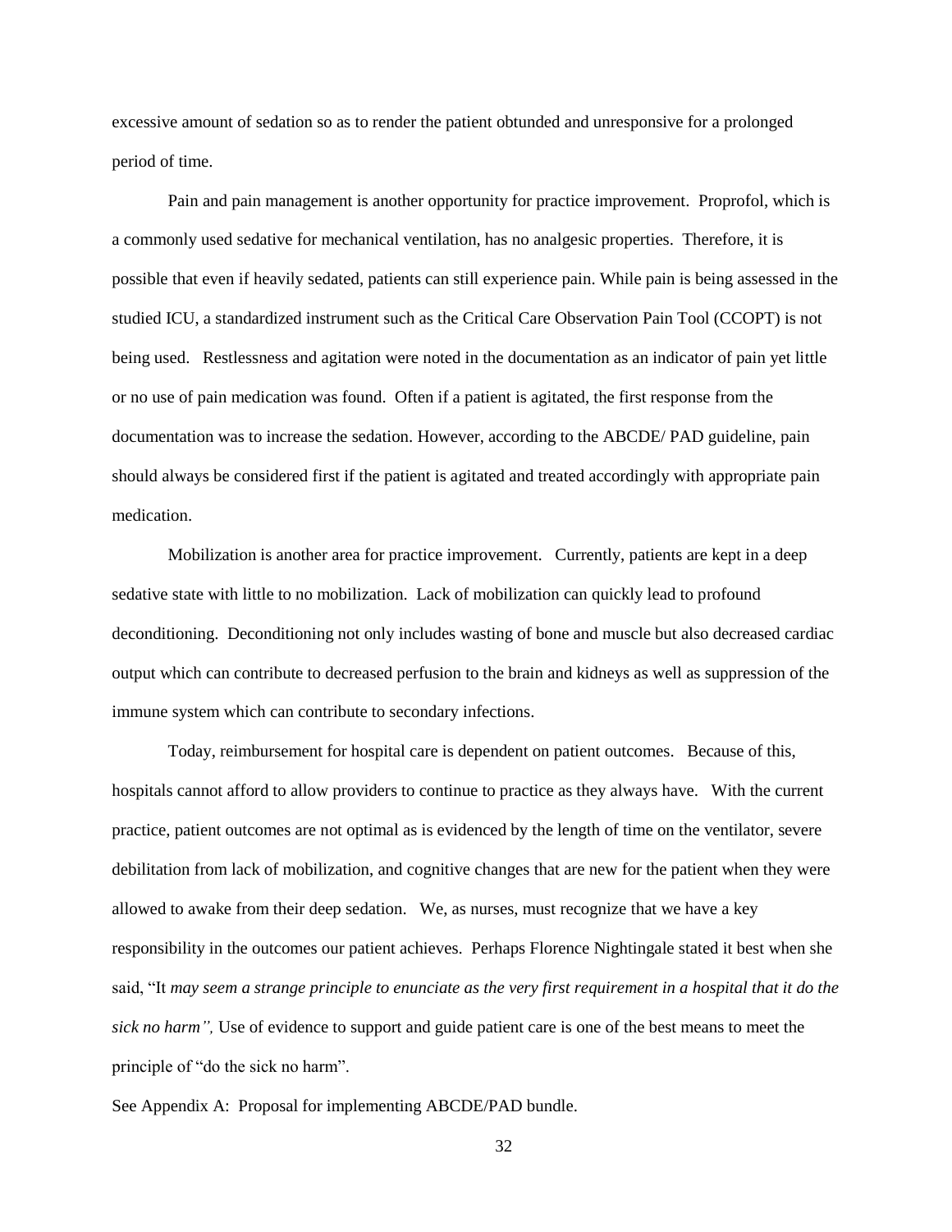excessive amount of sedation so as to render the patient obtunded and unresponsive for a prolonged period of time.

Pain and pain management is another opportunity for practice improvement. Proprofol, which is a commonly used sedative for mechanical ventilation, has no analgesic properties. Therefore, it is possible that even if heavily sedated, patients can still experience pain. While pain is being assessed in the studied ICU, a standardized instrument such as the Critical Care Observation Pain Tool (CCOPT) is not being used. Restlessness and agitation were noted in the documentation as an indicator of pain yet little or no use of pain medication was found. Often if a patient is agitated, the first response from the documentation was to increase the sedation. However, according to the ABCDE/ PAD guideline, pain should always be considered first if the patient is agitated and treated accordingly with appropriate pain medication.

Mobilization is another area for practice improvement. Currently, patients are kept in a deep sedative state with little to no mobilization. Lack of mobilization can quickly lead to profound deconditioning. Deconditioning not only includes wasting of bone and muscle but also decreased cardiac output which can contribute to decreased perfusion to the brain and kidneys as well as suppression of the immune system which can contribute to secondary infections.

Today, reimbursement for hospital care is dependent on patient outcomes. Because of this, hospitals cannot afford to allow providers to continue to practice as they always have. With the current practice, patient outcomes are not optimal as is evidenced by the length of time on the ventilator, severe debilitation from lack of mobilization, and cognitive changes that are new for the patient when they were allowed to awake from their deep sedation. We, as nurses, must recognize that we have a key responsibility in the outcomes our patient achieves. Perhaps Florence Nightingale stated it best when she said, "It *may seem a strange principle to enunciate as the very first requirement in a hospital that it do the sick no harm",* Use of evidence to support and guide patient care is one of the best means to meet the principle of "do the sick no harm".

See Appendix A: Proposal for implementing ABCDE/PAD bundle.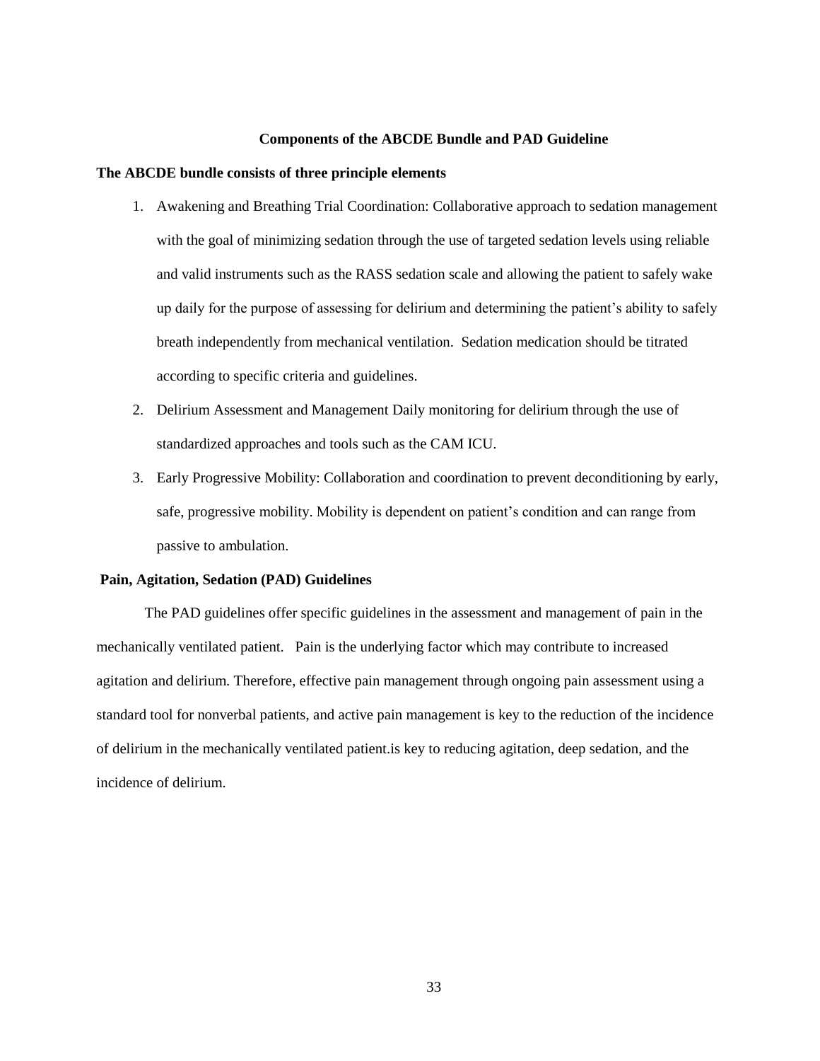## Components of the ABCDE Bundle and PAD Guideline

**The ABCDE bundle consists of three principle elements**

1. Awakening and Breathing Trial Coordination: Collaborative approach to sedation management with the goal of minimizing sedation through the use of targeted sedation levels using reliable and valid instruments such as the RASS sedation scale and allowing the patient to safely wake up daily for the purpose of assessing for delirium and determining the patient's ability to safely breath independently from mechanical ventilation. Sedation medication should be titrated according to specific criteria and guidelines.
2. Delirium Assessment and Management Daily monitoring for delirium through the use of standardized approaches and tools such as the CAM ICU.
3. Early Progressive Mobility: Collaboration and coordination to prevent deconditioning by early, safe, progressive mobility. Mobility is dependent on patient's condition and can range from passive to ambulation.

**Pain, Agitation, Sedation (PAD) Guidelines**

The PAD guidelines offer specific guidelines in the assessment and management of pain in the mechanically ventilated patient. Pain is the underlying factor which may contribute to increased agitation and delirium. Therefore, effective pain management through ongoing pain assessment using a standard tool for nonverbal patients, and active pain management is key to the reduction of the incidence of delirium in the mechanically ventilated patient.is key to reducing agitation, deep sedation, and the incidence of delirium.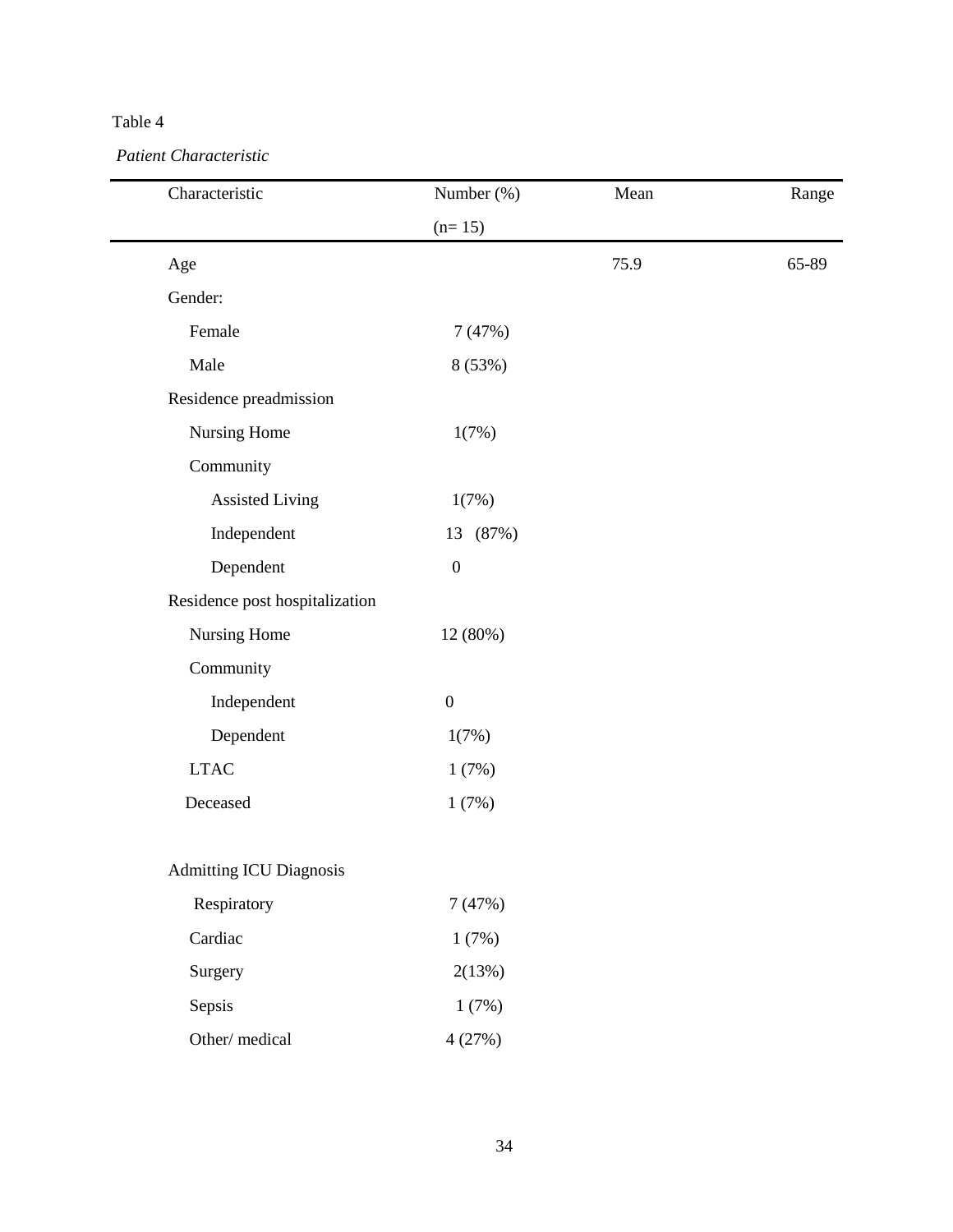Table 4

*Patient Characteristic*

| Characteristic | Number (%) (n= 15) | Mean | Range |
|---|---|---|---|
| Age | | 75.9 | 65-89 |
| Gender: | | | |
| Female | 7 (47%) | | |
| Male | 8 (53%) | | |
| Residence preadmission | | | |
| Nursing Home | 1(7%) | | |
| Community | | | |
| Assisted Living | 1(7%) | | |
| Independent | 13 (87%) | | |
| Dependent | 0 | | |
| Residence post hospitalization | | | |
| Nursing Home | 12 (80%) | | |
| Community | | | |
| Independent | 0 | | |
| Dependent | 1(7%) | | |
| LTAC | 1 (7%) | | |
| Deceased | 1 (7%) | | |
| Admitting ICU Diagnosis | | | |
| Respiratory | 7 (47%) | | |
| Cardiac | 1 (7%) | | |
| Surgery | 2(13%) | | |
| Sepsis | 1 (7%) | | |
| Other/ medical | 4 (27%) | | |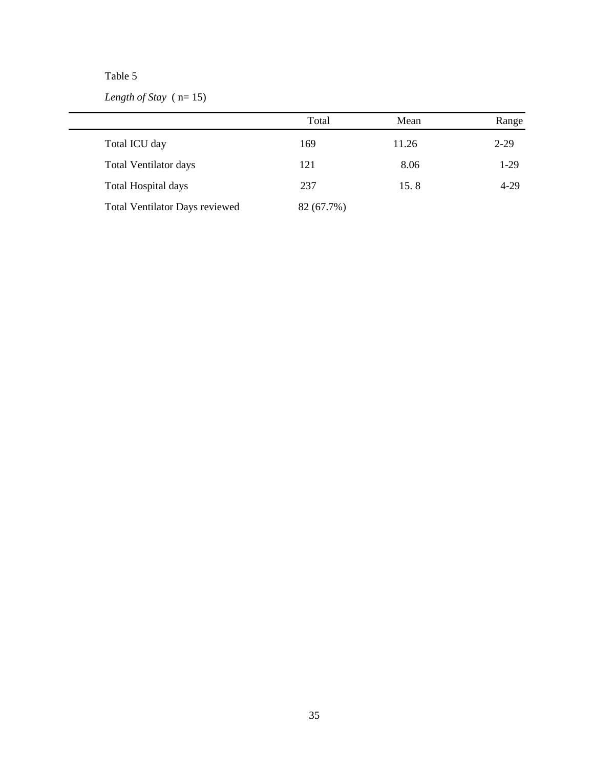Table 5

*Length of Stay* ( n= 15)

| | Total | Mean | Range |
|---|---|---|---|
| Total ICU day | 169 | 11.26 | 2-29 |
| Total Ventilator days | 121 | 8.06 | 1-29 |
| Total Hospital days | 237 | 15. 8 | 4-29 |
| Total Ventilator Days reviewed | 82 (67.7%) | | |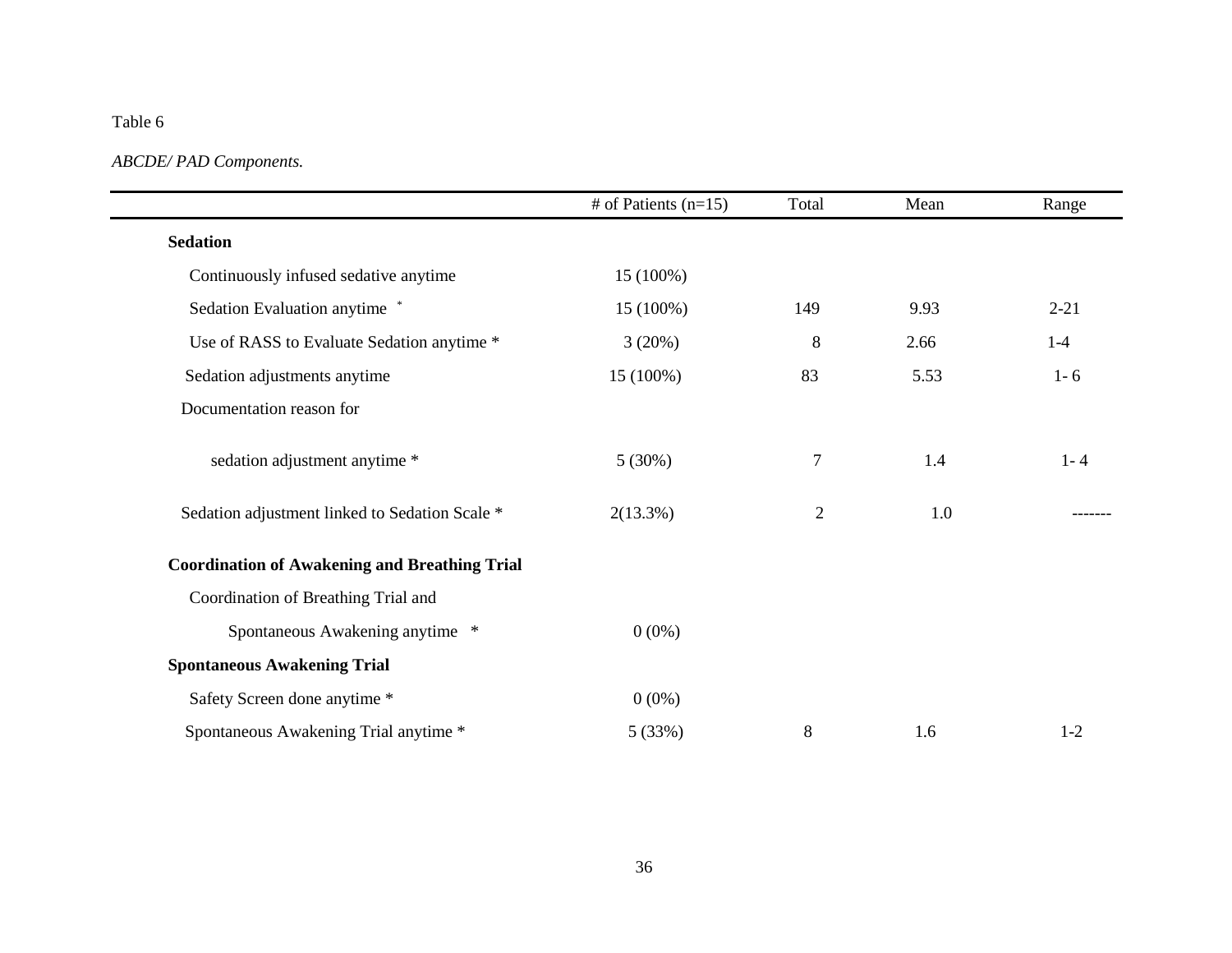Table 6

*ABCDE/ PAD Components.*

| | # of Patients (n=15) | Total | Mean | Range |
|---|---|---|---|---|
| **Sedation** | | | | |
| Continuously infused sedative anytime | 15 (100%) | | | |
| Sedation Evaluation anytime * | 15 (100%) | 149 | 9.93 | 2-21 |
| Use of RASS to Evaluate Sedation anytime * | 3 (20%) | 8 | 2.66 | 1-4 |
| Sedation adjustments anytime | 15 (100%) | 83 | 5.53 | 1- 6 |
| Documentation reason for sedation adjustment anytime * | 5 (30%) | 7 | 1.4 | 1- 4 |
| Sedation adjustment linked to Sedation Scale * | 2(13.3%) | 2 | 1.0 | ------- |
| **Coordination of Awakening and Breathing Trial** | | | | |
| Coordination of Breathing Trial and Spontaneous Awakening anytime * | 0 (0%) | | | |
| **Spontaneous Awakening Trial** | | | | |
| Safety Screen done anytime * | 0 (0%) | | | |
| Spontaneous Awakening Trial anytime * | 5 (33%) | 8 | 1.6 | 1-2 |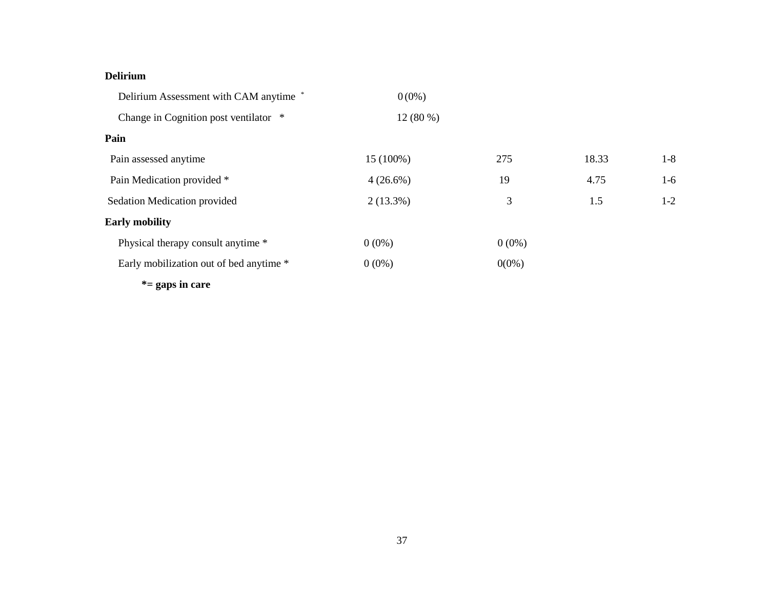| | | | | |
|---|---|---|---|---|
| **Delirium** | | | | |
| Delirium Assessment with CAM anytime * | 0 (0%) | | | |
| Change in Cognition post ventilator * | 12 (80 %) | | | |
| **Pain** | | | | |
| Pain assessed anytime | 15 (100%) | 275 | 18.33 | 1-8 |
| Pain Medication provided * | 4 (26.6%) | 19 | 4.75 | 1-6 |
| Sedation Medication provided | 2 (13.3%) | 3 | 1.5 | 1-2 |
| **Early mobility** | | | | |
| Physical therapy consult anytime * | 0 (0%) | 0 (0%) | | |
| Early mobilization out of bed anytime * | 0 (0%) | 0(0%) | | |

**\*= gaps in care**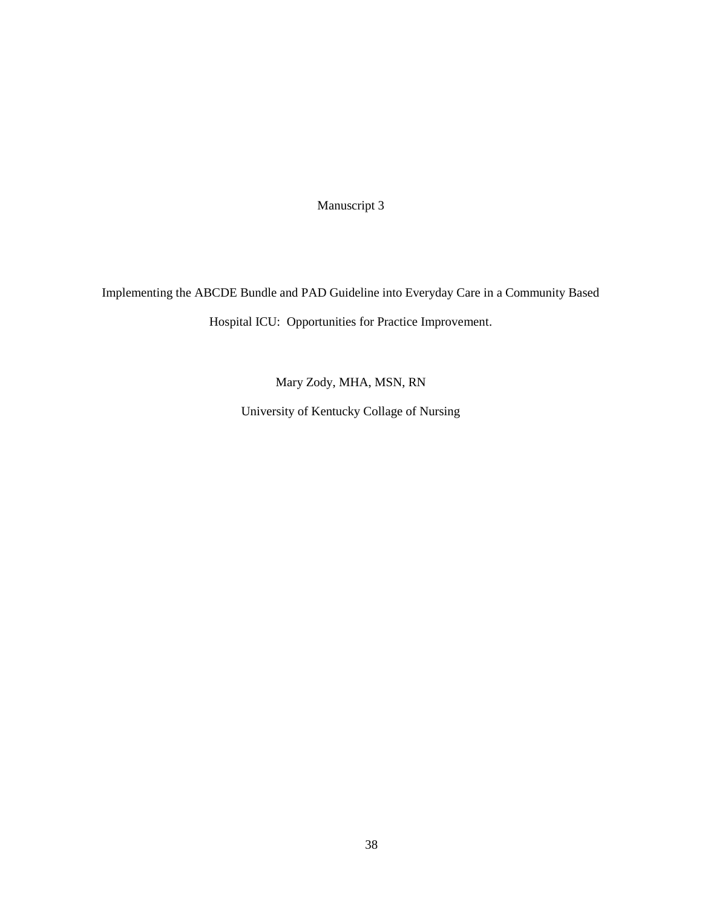Manuscript 3

# Implementing the ABCDE Bundle and PAD Guideline into Everyday Care in a Community Based Hospital ICU: Opportunities for Practice Improvement.

Mary Zody, MHA, MSN, RN

University of Kentucky Collage of Nursing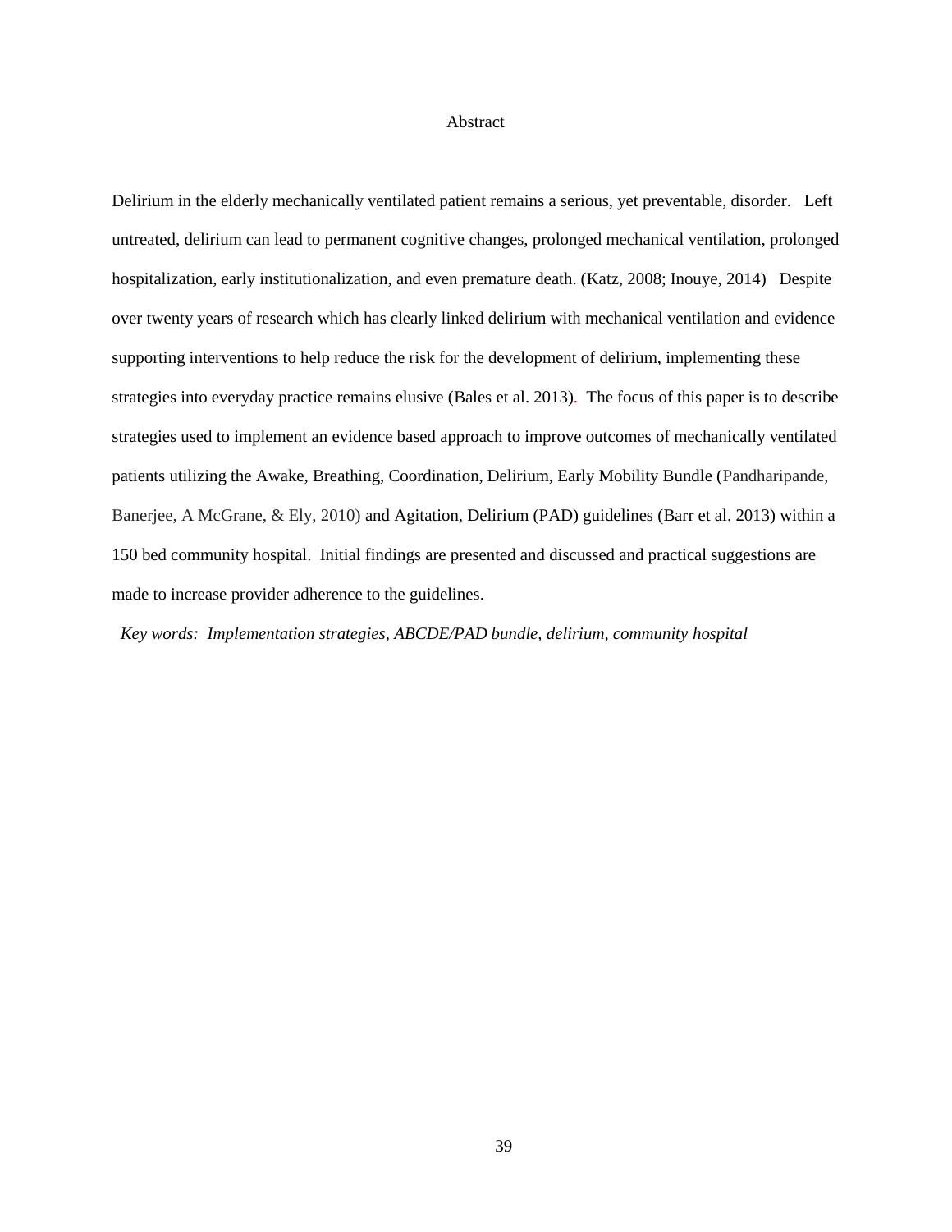# Abstract

Delirium in the elderly mechanically ventilated patient remains a serious, yet preventable, disorder. Left untreated, delirium can lead to permanent cognitive changes, prolonged mechanical ventilation, prolonged hospitalization, early institutionalization, and even premature death. (Katz, 2008; Inouye, 2014) Despite over twenty years of research which has clearly linked delirium with mechanical ventilation and evidence supporting interventions to help reduce the risk for the development of delirium, implementing these strategies into everyday practice remains elusive (Bales et al. 2013). The focus of this paper is to describe strategies used to implement an evidence based approach to improve outcomes of mechanically ventilated patients utilizing the Awake, Breathing, Coordination, Delirium, Early Mobility Bundle (Pandharipande, Banerjee, A McGrane, & Ely, 2010) and Agitation, Delirium (PAD) guidelines (Barr et al. 2013) within a 150 bed community hospital. Initial findings are presented and discussed and practical suggestions are made to increase provider adherence to the guidelines.

*Key words: Implementation strategies, ABCDE/PAD bundle, delirium, community hospital*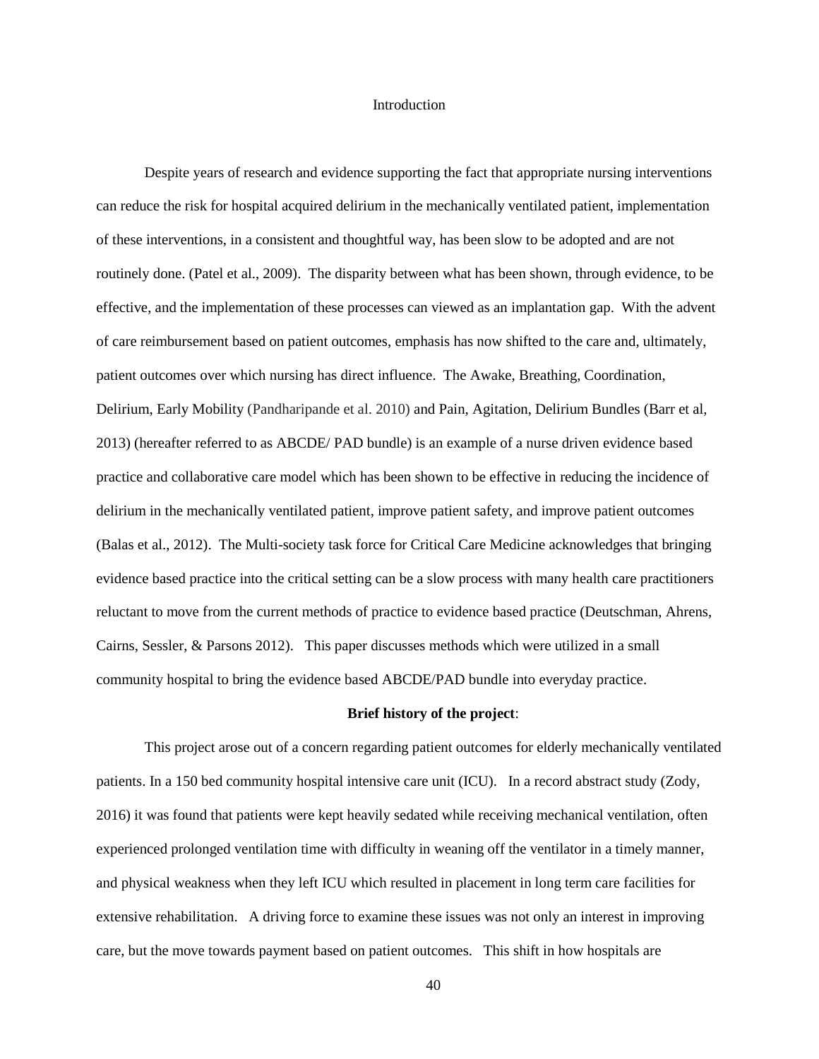# Introduction

Despite years of research and evidence supporting the fact that appropriate nursing interventions can reduce the risk for hospital acquired delirium in the mechanically ventilated patient, implementation of these interventions, in a consistent and thoughtful way, has been slow to be adopted and are not routinely done. (Patel et al., 2009). The disparity between what has been shown, through evidence, to be effective, and the implementation of these processes can viewed as an implantation gap. With the advent of care reimbursement based on patient outcomes, emphasis has now shifted to the care and, ultimately, patient outcomes over which nursing has direct influence. The Awake, Breathing, Coordination, Delirium, Early Mobility (Pandharipande et al. 2010) and Pain, Agitation, Delirium Bundles (Barr et al, 2013) (hereafter referred to as ABCDE/ PAD bundle) is an example of a nurse driven evidence based practice and collaborative care model which has been shown to be effective in reducing the incidence of delirium in the mechanically ventilated patient, improve patient safety, and improve patient outcomes (Balas et al., 2012). The Multi-society task force for Critical Care Medicine acknowledges that bringing evidence based practice into the critical setting can be a slow process with many health care practitioners reluctant to move from the current methods of practice to evidence based practice (Deutschman, Ahrens, Cairns, Sessler, & Parsons 2012). This paper discusses methods which were utilized in a small community hospital to bring the evidence based ABCDE/PAD bundle into everyday practice.

## Brief history of the project:

This project arose out of a concern regarding patient outcomes for elderly mechanically ventilated patients. In a 150 bed community hospital intensive care unit (ICU). In a record abstract study (Zody, 2016) it was found that patients were kept heavily sedated while receiving mechanical ventilation, often experienced prolonged ventilation time with difficulty in weaning off the ventilator in a timely manner, and physical weakness when they left ICU which resulted in placement in long term care facilities for extensive rehabilitation. A driving force to examine these issues was not only an interest in improving care, but the move towards payment based on patient outcomes. This shift in how hospitals are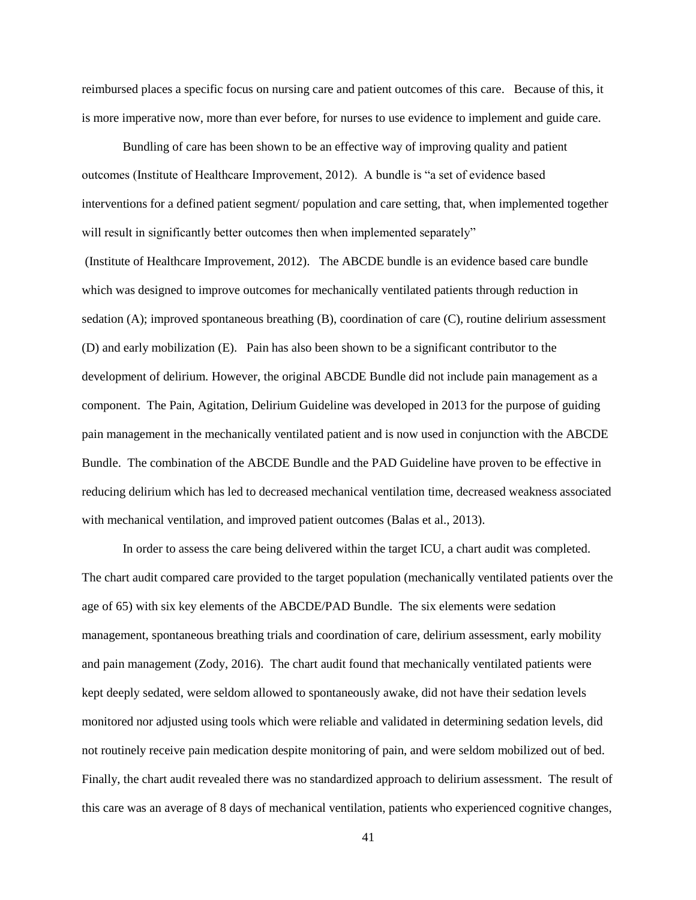reimbursed places a specific focus on nursing care and patient outcomes of this care. Because of this, it is more imperative now, more than ever before, for nurses to use evidence to implement and guide care.

Bundling of care has been shown to be an effective way of improving quality and patient outcomes (Institute of Healthcare Improvement, 2012). A bundle is "a set of evidence based interventions for a defined patient segment/ population and care setting, that, when implemented together will result in significantly better outcomes then when implemented separately" (Institute of Healthcare Improvement, 2012). The ABCDE bundle is an evidence based care bundle which was designed to improve outcomes for mechanically ventilated patients through reduction in sedation (A); improved spontaneous breathing (B), coordination of care (C), routine delirium assessment (D) and early mobilization (E). Pain has also been shown to be a significant contributor to the development of delirium. However, the original ABCDE Bundle did not include pain management as a component. The Pain, Agitation, Delirium Guideline was developed in 2013 for the purpose of guiding pain management in the mechanically ventilated patient and is now used in conjunction with the ABCDE Bundle. The combination of the ABCDE Bundle and the PAD Guideline have proven to be effective in reducing delirium which has led to decreased mechanical ventilation time, decreased weakness associated with mechanical ventilation, and improved patient outcomes (Balas et al., 2013).

In order to assess the care being delivered within the target ICU, a chart audit was completed. The chart audit compared care provided to the target population (mechanically ventilated patients over the age of 65) with six key elements of the ABCDE/PAD Bundle. The six elements were sedation management, spontaneous breathing trials and coordination of care, delirium assessment, early mobility and pain management (Zody, 2016). The chart audit found that mechanically ventilated patients were kept deeply sedated, were seldom allowed to spontaneously awake, did not have their sedation levels monitored nor adjusted using tools which were reliable and validated in determining sedation levels, did not routinely receive pain medication despite monitoring of pain, and were seldom mobilized out of bed. Finally, the chart audit revealed there was no standardized approach to delirium assessment. The result of this care was an average of 8 days of mechanical ventilation, patients who experienced cognitive changes,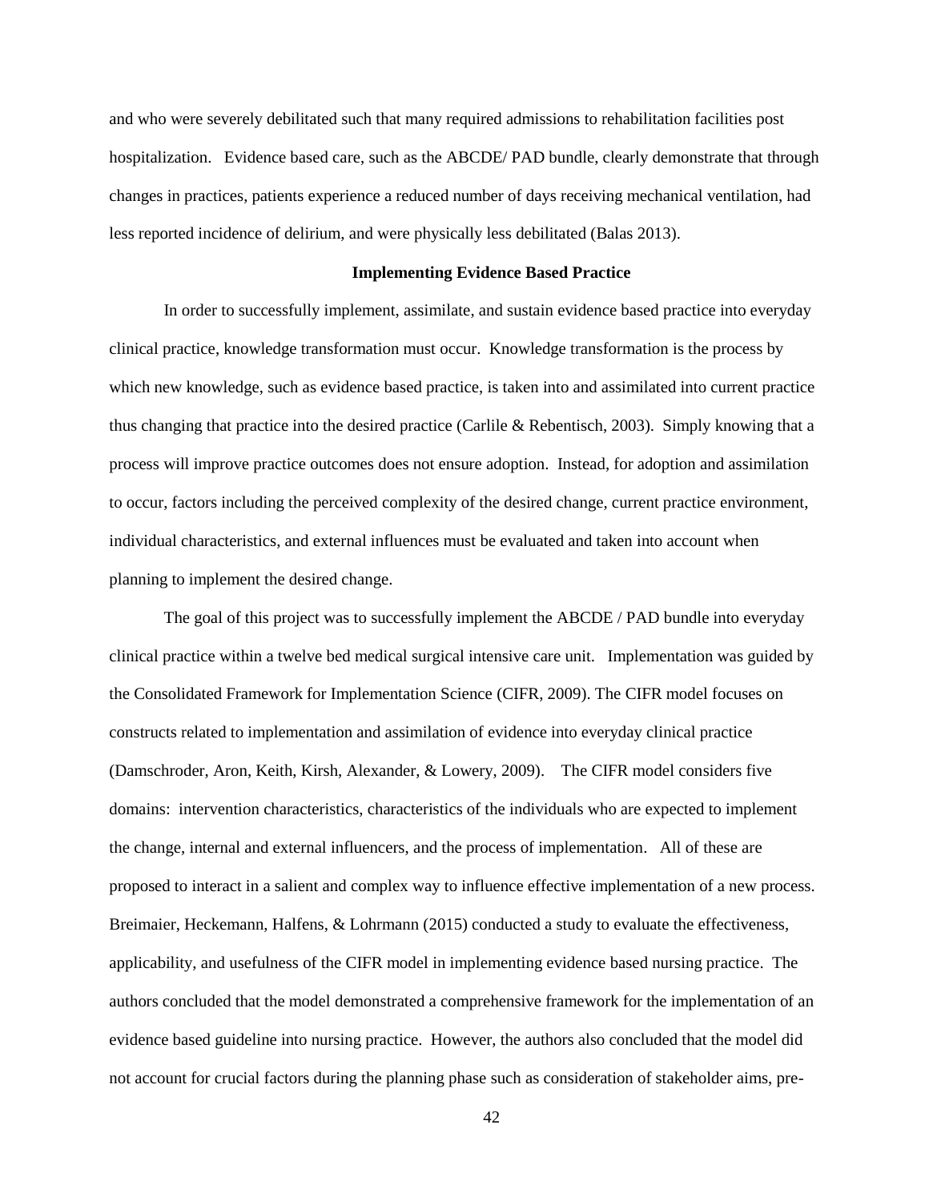and who were severely debilitated such that many required admissions to rehabilitation facilities post hospitalization. Evidence based care, such as the ABCDE/ PAD bundle, clearly demonstrate that through changes in practices, patients experience a reduced number of days receiving mechanical ventilation, had less reported incidence of delirium, and were physically less debilitated (Balas 2013).

### Implementing Evidence Based Practice

In order to successfully implement, assimilate, and sustain evidence based practice into everyday clinical practice, knowledge transformation must occur. Knowledge transformation is the process by which new knowledge, such as evidence based practice, is taken into and assimilated into current practice thus changing that practice into the desired practice (Carlile & Rebentisch, 2003). Simply knowing that a process will improve practice outcomes does not ensure adoption. Instead, for adoption and assimilation to occur, factors including the perceived complexity of the desired change, current practice environment, individual characteristics, and external influences must be evaluated and taken into account when planning to implement the desired change.

The goal of this project was to successfully implement the ABCDE / PAD bundle into everyday clinical practice within a twelve bed medical surgical intensive care unit. Implementation was guided by the Consolidated Framework for Implementation Science (CIFR, 2009). The CIFR model focuses on constructs related to implementation and assimilation of evidence into everyday clinical practice (Damschroder, Aron, Keith, Kirsh, Alexander, & Lowery, 2009). The CIFR model considers five domains: intervention characteristics, characteristics of the individuals who are expected to implement the change, internal and external influencers, and the process of implementation. All of these are proposed to interact in a salient and complex way to influence effective implementation of a new process. Breimaier, Heckemann, Halfens, & Lohrmann (2015) conducted a study to evaluate the effectiveness, applicability, and usefulness of the CIFR model in implementing evidence based nursing practice. The authors concluded that the model demonstrated a comprehensive framework for the implementation of an evidence based guideline into nursing practice. However, the authors also concluded that the model did not account for crucial factors during the planning phase such as consideration of stakeholder aims, pre-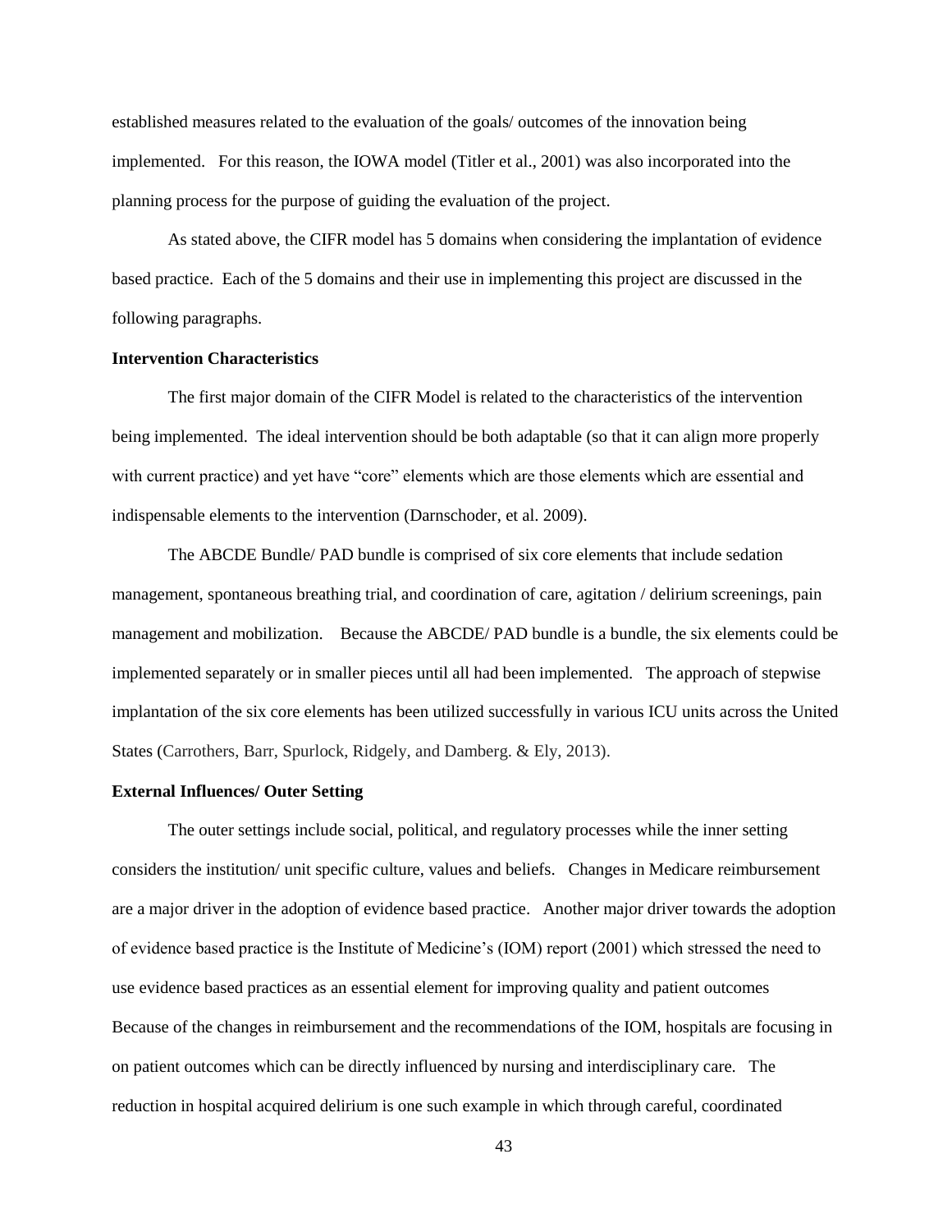established measures related to the evaluation of the goals/ outcomes of the innovation being implemented. For this reason, the IOWA model (Titler et al., 2001) was also incorporated into the planning process for the purpose of guiding the evaluation of the project.

As stated above, the CIFR model has 5 domains when considering the implantation of evidence based practice. Each of the 5 domains and their use in implementing this project are discussed in the following paragraphs.

**Intervention Characteristics**

The first major domain of the CIFR Model is related to the characteristics of the intervention being implemented. The ideal intervention should be both adaptable (so that it can align more properly with current practice) and yet have "core" elements which are those elements which are essential and indispensable elements to the intervention (Darnschoder, et al. 2009).

The ABCDE Bundle/ PAD bundle is comprised of six core elements that include sedation management, spontaneous breathing trial, and coordination of care, agitation / delirium screenings, pain management and mobilization. Because the ABCDE/ PAD bundle is a bundle, the six elements could be implemented separately or in smaller pieces until all had been implemented. The approach of stepwise implantation of the six core elements has been utilized successfully in various ICU units across the United States (Carrothers, Barr, Spurlock, Ridgely, and Damberg. & Ely, 2013).

**External Influences/ Outer Setting**

The outer settings include social, political, and regulatory processes while the inner setting considers the institution/ unit specific culture, values and beliefs. Changes in Medicare reimbursement are a major driver in the adoption of evidence based practice. Another major driver towards the adoption of evidence based practice is the Institute of Medicine's (IOM) report (2001) which stressed the need to use evidence based practices as an essential element for improving quality and patient outcomes Because of the changes in reimbursement and the recommendations of the IOM, hospitals are focusing in on patient outcomes which can be directly influenced by nursing and interdisciplinary care. The reduction in hospital acquired delirium is one such example in which through careful, coordinated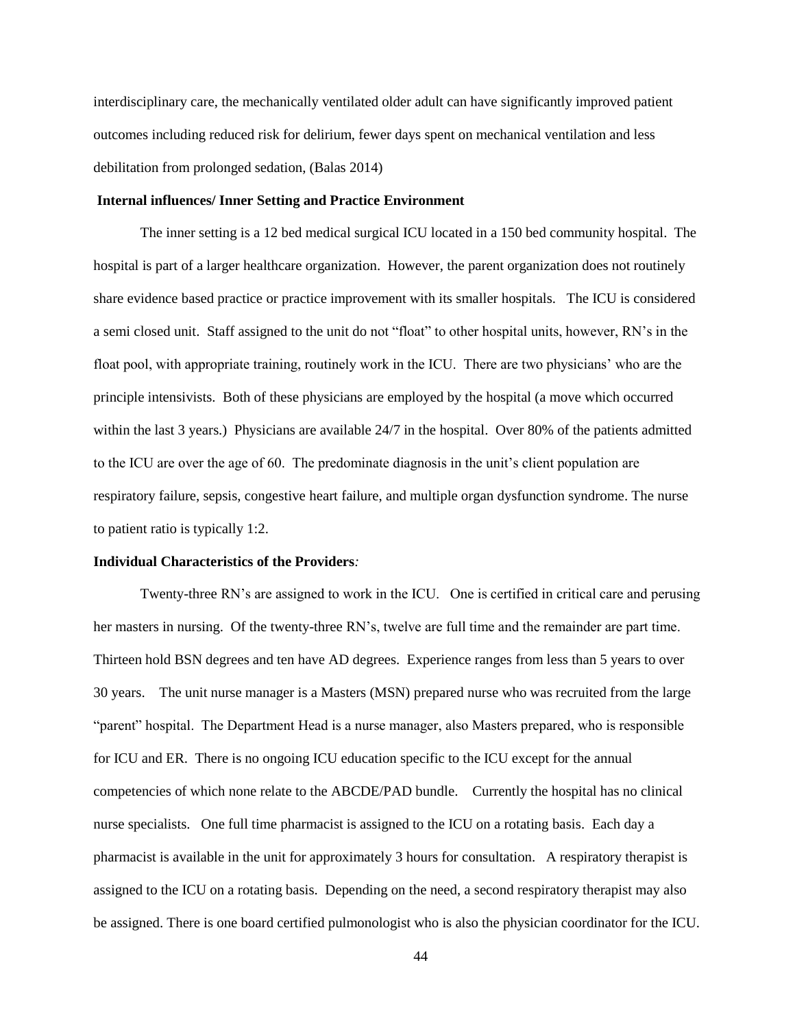interdisciplinary care, the mechanically ventilated older adult can have significantly improved patient outcomes including reduced risk for delirium, fewer days spent on mechanical ventilation and less debilitation from prolonged sedation, (Balas 2014)

**Internal influences/ Inner Setting and Practice Environment**

The inner setting is a 12 bed medical surgical ICU located in a 150 bed community hospital. The hospital is part of a larger healthcare organization. However, the parent organization does not routinely share evidence based practice or practice improvement with its smaller hospitals. The ICU is considered a semi closed unit. Staff assigned to the unit do not "float" to other hospital units, however, RN's in the float pool, with appropriate training, routinely work in the ICU. There are two physicians' who are the principle intensivists. Both of these physicians are employed by the hospital (a move which occurred within the last 3 years.) Physicians are available 24/7 in the hospital. Over 80% of the patients admitted to the ICU are over the age of 60. The predominate diagnosis in the unit's client population are respiratory failure, sepsis, congestive heart failure, and multiple organ dysfunction syndrome. The nurse to patient ratio is typically 1:2.

**Individual Characteristics of the Providers***:*

Twenty-three RN's are assigned to work in the ICU. One is certified in critical care and perusing her masters in nursing. Of the twenty-three RN's, twelve are full time and the remainder are part time. Thirteen hold BSN degrees and ten have AD degrees. Experience ranges from less than 5 years to over 30 years. The unit nurse manager is a Masters (MSN) prepared nurse who was recruited from the large "parent" hospital. The Department Head is a nurse manager, also Masters prepared, who is responsible for ICU and ER. There is no ongoing ICU education specific to the ICU except for the annual competencies of which none relate to the ABCDE/PAD bundle. Currently the hospital has no clinical nurse specialists. One full time pharmacist is assigned to the ICU on a rotating basis. Each day a pharmacist is available in the unit for approximately 3 hours for consultation. A respiratory therapist is assigned to the ICU on a rotating basis. Depending on the need, a second respiratory therapist may also be assigned. There is one board certified pulmonologist who is also the physician coordinator for the ICU.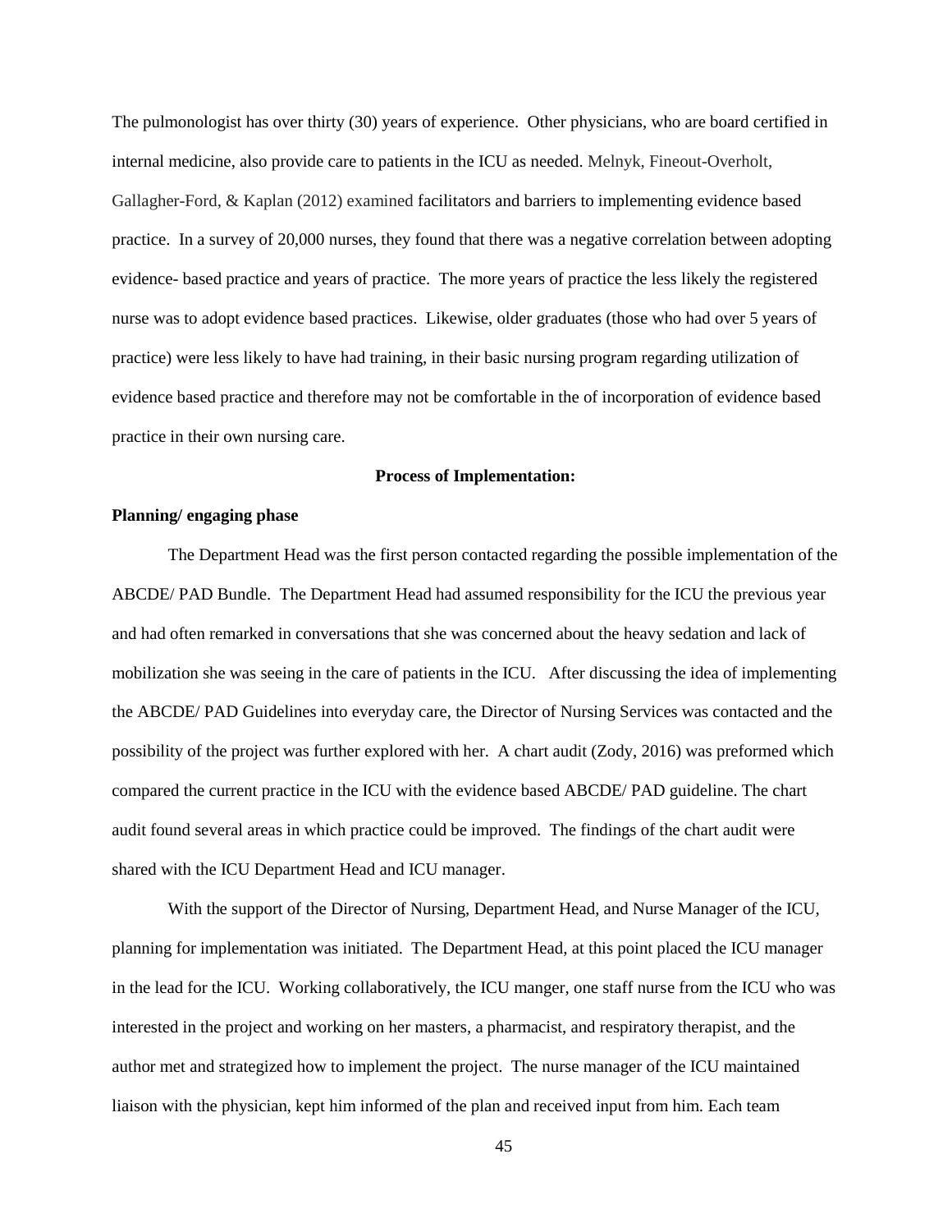The pulmonologist has over thirty (30) years of experience. Other physicians, who are board certified in internal medicine, also provide care to patients in the ICU as needed. Melnyk, Fineout-Overholt, Gallagher-Ford, & Kaplan (2012) examined facilitators and barriers to implementing evidence based practice. In a survey of 20,000 nurses, they found that there was a negative correlation between adopting evidence- based practice and years of practice. The more years of practice the less likely the registered nurse was to adopt evidence based practices. Likewise, older graduates (those who had over 5 years of practice) were less likely to have had training, in their basic nursing program regarding utilization of evidence based practice and therefore may not be comfortable in the of incorporation of evidence based practice in their own nursing care.

## Process of Implementation:

### Planning/ engaging phase

The Department Head was the first person contacted regarding the possible implementation of the ABCDE/ PAD Bundle. The Department Head had assumed responsibility for the ICU the previous year and had often remarked in conversations that she was concerned about the heavy sedation and lack of mobilization she was seeing in the care of patients in the ICU. After discussing the idea of implementing the ABCDE/ PAD Guidelines into everyday care, the Director of Nursing Services was contacted and the possibility of the project was further explored with her. A chart audit (Zody, 2016) was preformed which compared the current practice in the ICU with the evidence based ABCDE/ PAD guideline. The chart audit found several areas in which practice could be improved. The findings of the chart audit were shared with the ICU Department Head and ICU manager.

With the support of the Director of Nursing, Department Head, and Nurse Manager of the ICU, planning for implementation was initiated. The Department Head, at this point placed the ICU manager in the lead for the ICU. Working collaboratively, the ICU manger, one staff nurse from the ICU who was interested in the project and working on her masters, a pharmacist, and respiratory therapist, and the author met and strategized how to implement the project. The nurse manager of the ICU maintained liaison with the physician, kept him informed of the plan and received input from him. Each team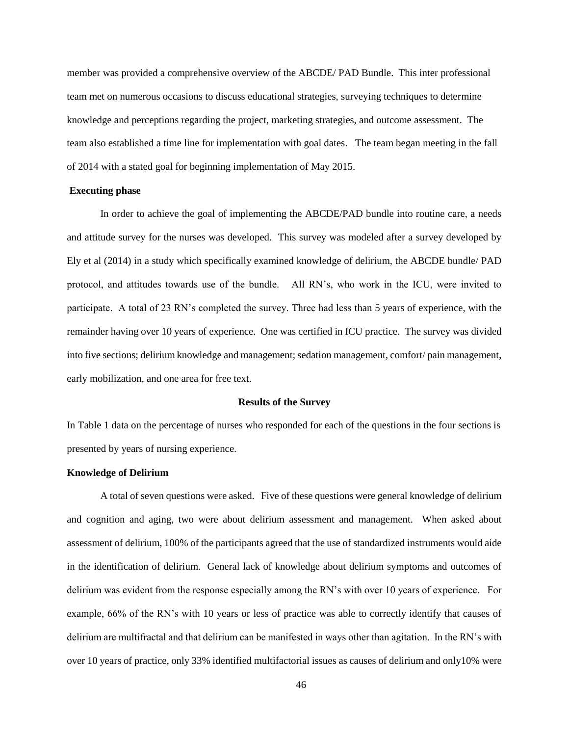member was provided a comprehensive overview of the ABCDE/ PAD Bundle. This inter professional team met on numerous occasions to discuss educational strategies, surveying techniques to determine knowledge and perceptions regarding the project, marketing strategies, and outcome assessment. The team also established a time line for implementation with goal dates. The team began meeting in the fall of 2014 with a stated goal for beginning implementation of May 2015.

**Executing phase**

In order to achieve the goal of implementing the ABCDE/PAD bundle into routine care, a needs and attitude survey for the nurses was developed. This survey was modeled after a survey developed by Ely et al (2014) in a study which specifically examined knowledge of delirium, the ABCDE bundle/ PAD protocol, and attitudes towards use of the bundle. All RN's, who work in the ICU, were invited to participate. A total of 23 RN's completed the survey. Three had less than 5 years of experience, with the remainder having over 10 years of experience. One was certified in ICU practice. The survey was divided into five sections; delirium knowledge and management; sedation management, comfort/ pain management, early mobilization, and one area for free text.

**Results of the Survey**

In Table 1 data on the percentage of nurses who responded for each of the questions in the four sections is presented by years of nursing experience.

**Knowledge of Delirium**

A total of seven questions were asked. Five of these questions were general knowledge of delirium and cognition and aging, two were about delirium assessment and management. When asked about assessment of delirium, 100% of the participants agreed that the use of standardized instruments would aide in the identification of delirium. General lack of knowledge about delirium symptoms and outcomes of delirium was evident from the response especially among the RN's with over 10 years of experience. For example, 66% of the RN's with 10 years or less of practice was able to correctly identify that causes of delirium are multifractal and that delirium can be manifested in ways other than agitation. In the RN's with over 10 years of practice, only 33% identified multifactorial issues as causes of delirium and only10% were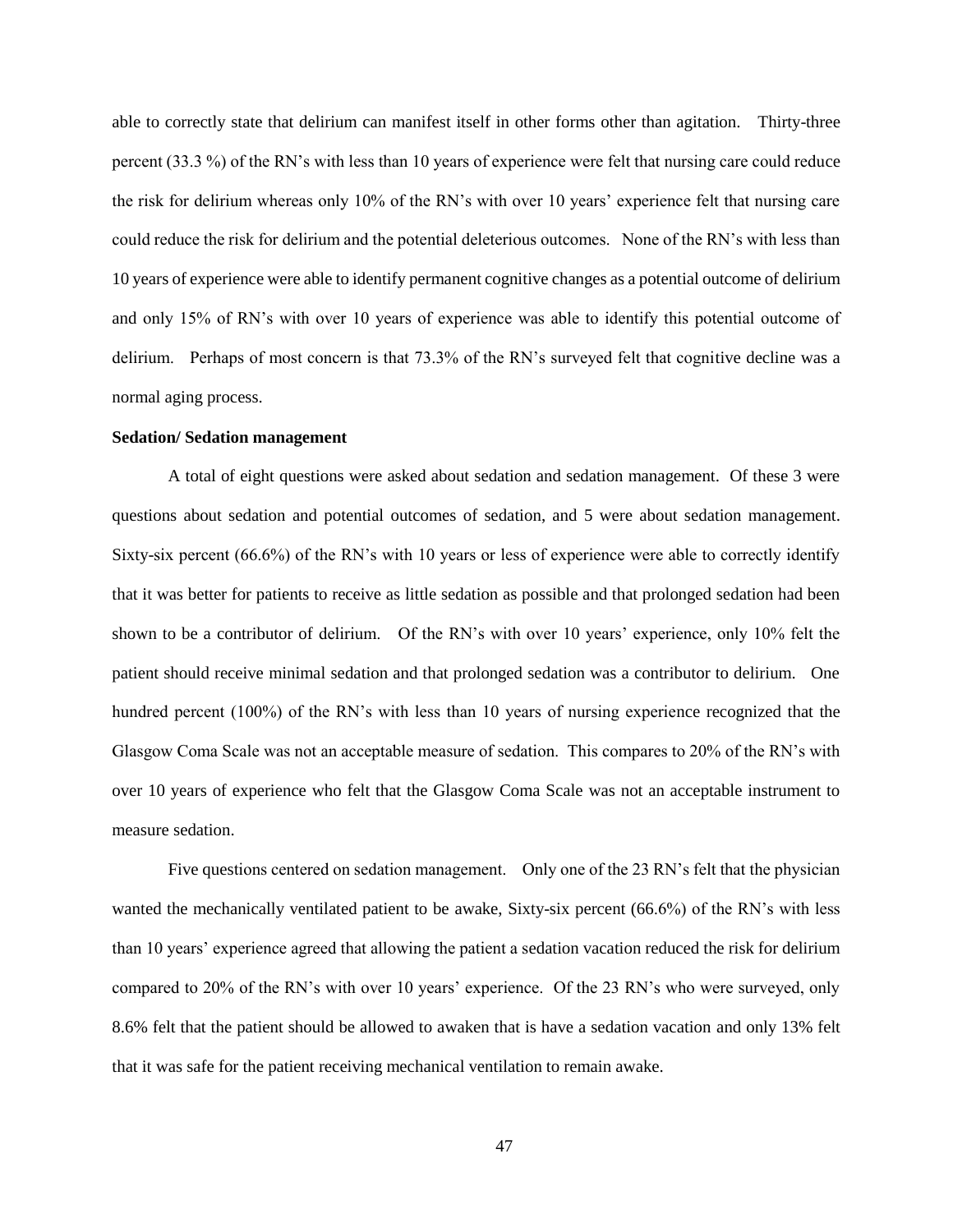able to correctly state that delirium can manifest itself in other forms other than agitation. Thirty-three percent (33.3 %) of the RN's with less than 10 years of experience were felt that nursing care could reduce the risk for delirium whereas only 10% of the RN's with over 10 years' experience felt that nursing care could reduce the risk for delirium and the potential deleterious outcomes. None of the RN's with less than 10 years of experience were able to identify permanent cognitive changes as a potential outcome of delirium and only 15% of RN's with over 10 years of experience was able to identify this potential outcome of delirium. Perhaps of most concern is that 73.3% of the RN's surveyed felt that cognitive decline was a normal aging process.

**Sedation/ Sedation management**

A total of eight questions were asked about sedation and sedation management. Of these 3 were questions about sedation and potential outcomes of sedation, and 5 were about sedation management. Sixty-six percent (66.6%) of the RN's with 10 years or less of experience were able to correctly identify that it was better for patients to receive as little sedation as possible and that prolonged sedation had been shown to be a contributor of delirium. Of the RN's with over 10 years' experience, only 10% felt the patient should receive minimal sedation and that prolonged sedation was a contributor to delirium. One hundred percent (100%) of the RN's with less than 10 years of nursing experience recognized that the Glasgow Coma Scale was not an acceptable measure of sedation. This compares to 20% of the RN's with over 10 years of experience who felt that the Glasgow Coma Scale was not an acceptable instrument to measure sedation.

Five questions centered on sedation management. Only one of the 23 RN's felt that the physician wanted the mechanically ventilated patient to be awake, Sixty-six percent (66.6%) of the RN's with less than 10 years' experience agreed that allowing the patient a sedation vacation reduced the risk for delirium compared to 20% of the RN's with over 10 years' experience. Of the 23 RN's who were surveyed, only 8.6% felt that the patient should be allowed to awaken that is have a sedation vacation and only 13% felt that it was safe for the patient receiving mechanical ventilation to remain awake.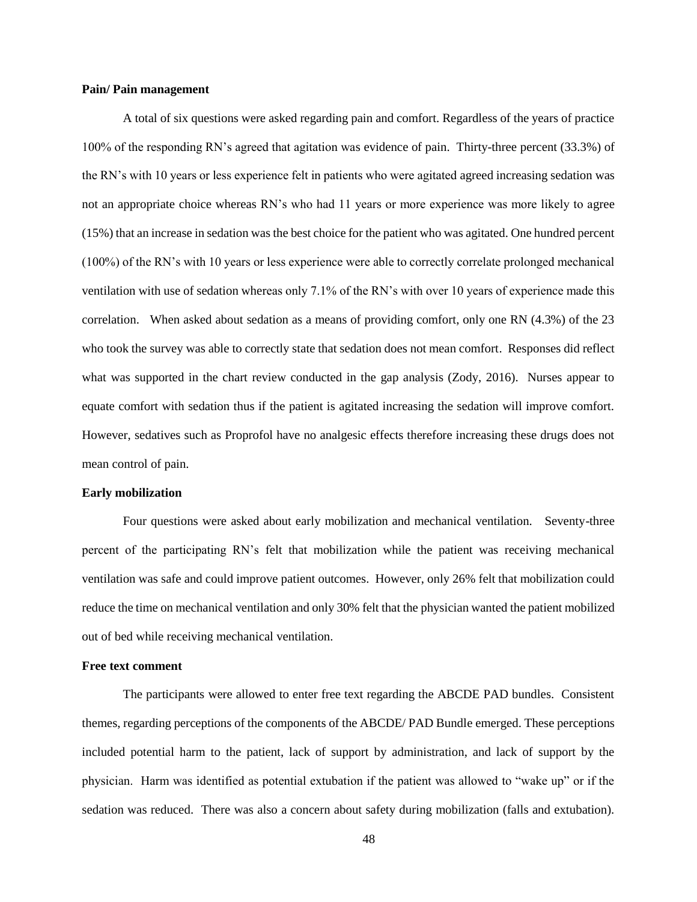**Pain/ Pain management**

A total of six questions were asked regarding pain and comfort. Regardless of the years of practice 100% of the responding RN's agreed that agitation was evidence of pain. Thirty-three percent (33.3%) of the RN's with 10 years or less experience felt in patients who were agitated agreed increasing sedation was not an appropriate choice whereas RN's who had 11 years or more experience was more likely to agree (15%) that an increase in sedation was the best choice for the patient who was agitated. One hundred percent (100%) of the RN's with 10 years or less experience were able to correctly correlate prolonged mechanical ventilation with use of sedation whereas only 7.1% of the RN's with over 10 years of experience made this correlation. When asked about sedation as a means of providing comfort, only one RN (4.3%) of the 23 who took the survey was able to correctly state that sedation does not mean comfort. Responses did reflect what was supported in the chart review conducted in the gap analysis (Zody, 2016). Nurses appear to equate comfort with sedation thus if the patient is agitated increasing the sedation will improve comfort. However, sedatives such as Proprofol have no analgesic effects therefore increasing these drugs does not mean control of pain.

**Early mobilization**

Four questions were asked about early mobilization and mechanical ventilation. Seventy-three percent of the participating RN's felt that mobilization while the patient was receiving mechanical ventilation was safe and could improve patient outcomes. However, only 26% felt that mobilization could reduce the time on mechanical ventilation and only 30% felt that the physician wanted the patient mobilized out of bed while receiving mechanical ventilation.

**Free text comment**

The participants were allowed to enter free text regarding the ABCDE PAD bundles. Consistent themes, regarding perceptions of the components of the ABCDE/ PAD Bundle emerged. These perceptions included potential harm to the patient, lack of support by administration, and lack of support by the physician. Harm was identified as potential extubation if the patient was allowed to "wake up" or if the sedation was reduced. There was also a concern about safety during mobilization (falls and extubation).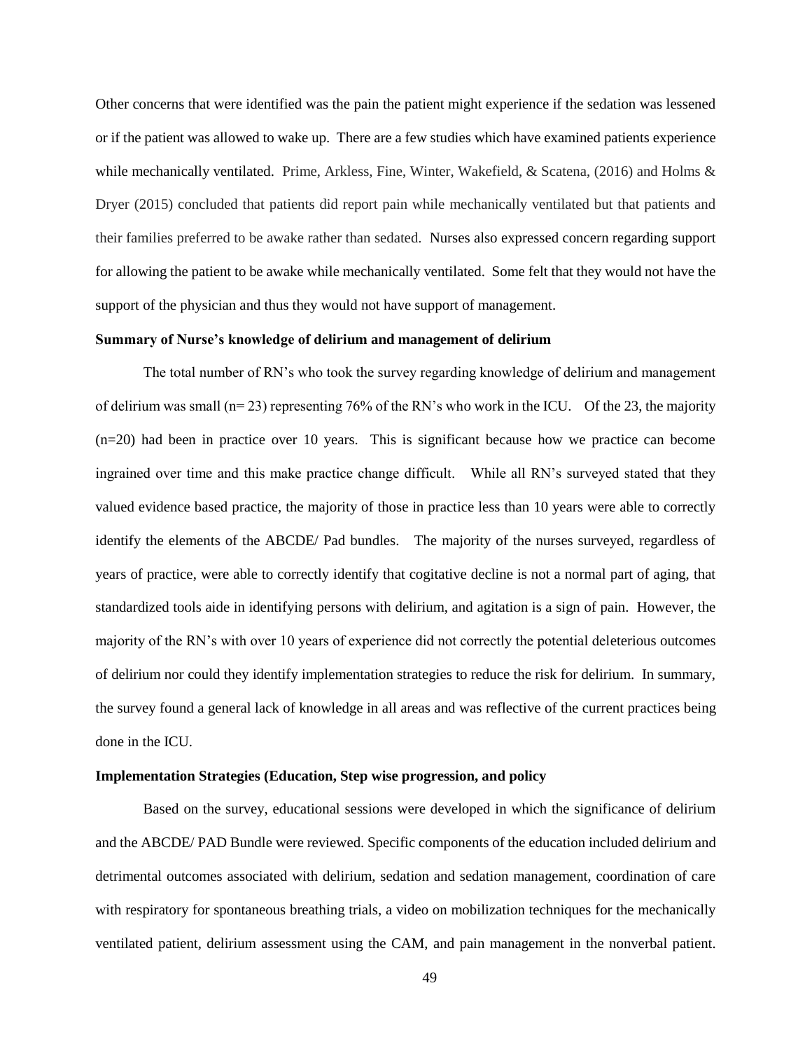Other concerns that were identified was the pain the patient might experience if the sedation was lessened or if the patient was allowed to wake up. There are a few studies which have examined patients experience while mechanically ventilated. Prime, Arkless, Fine, Winter, Wakefield, & Scatena, (2016) and Holms & Dryer (2015) concluded that patients did report pain while mechanically ventilated but that patients and their families preferred to be awake rather than sedated. Nurses also expressed concern regarding support for allowing the patient to be awake while mechanically ventilated. Some felt that they would not have the support of the physician and thus they would not have support of management.

**Summary of Nurse's knowledge of delirium and management of delirium**

The total number of RN's who took the survey regarding knowledge of delirium and management of delirium was small (n= 23) representing 76% of the RN's who work in the ICU. Of the 23, the majority (n=20) had been in practice over 10 years. This is significant because how we practice can become ingrained over time and this make practice change difficult. While all RN's surveyed stated that they valued evidence based practice, the majority of those in practice less than 10 years were able to correctly identify the elements of the ABCDE/ Pad bundles. The majority of the nurses surveyed, regardless of years of practice, were able to correctly identify that cogitative decline is not a normal part of aging, that standardized tools aide in identifying persons with delirium, and agitation is a sign of pain. However, the majority of the RN's with over 10 years of experience did not correctly the potential deleterious outcomes of delirium nor could they identify implementation strategies to reduce the risk for delirium. In summary, the survey found a general lack of knowledge in all areas and was reflective of the current practices being done in the ICU.

**Implementation Strategies (Education, Step wise progression, and policy**

Based on the survey, educational sessions were developed in which the significance of delirium and the ABCDE/ PAD Bundle were reviewed. Specific components of the education included delirium and detrimental outcomes associated with delirium, sedation and sedation management, coordination of care with respiratory for spontaneous breathing trials, a video on mobilization techniques for the mechanically ventilated patient, delirium assessment using the CAM, and pain management in the nonverbal patient.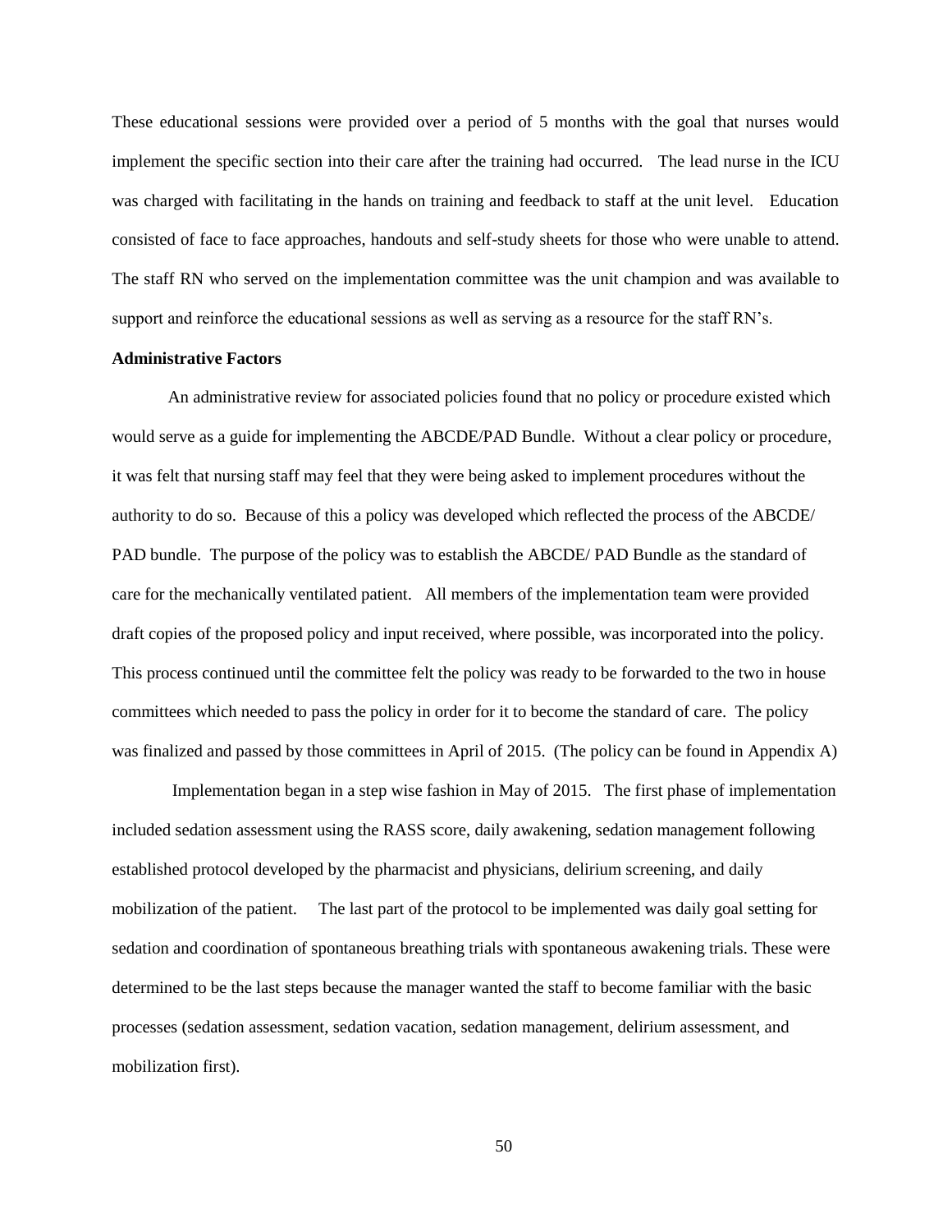These educational sessions were provided over a period of 5 months with the goal that nurses would implement the specific section into their care after the training had occurred. The lead nurse in the ICU was charged with facilitating in the hands on training and feedback to staff at the unit level. Education consisted of face to face approaches, handouts and self-study sheets for those who were unable to attend. The staff RN who served on the implementation committee was the unit champion and was available to support and reinforce the educational sessions as well as serving as a resource for the staff RN's.

**Administrative Factors**

An administrative review for associated policies found that no policy or procedure existed which would serve as a guide for implementing the ABCDE/PAD Bundle. Without a clear policy or procedure, it was felt that nursing staff may feel that they were being asked to implement procedures without the authority to do so. Because of this a policy was developed which reflected the process of the ABCDE/ PAD bundle. The purpose of the policy was to establish the ABCDE/ PAD Bundle as the standard of care for the mechanically ventilated patient. All members of the implementation team were provided draft copies of the proposed policy and input received, where possible, was incorporated into the policy. This process continued until the committee felt the policy was ready to be forwarded to the two in house committees which needed to pass the policy in order for it to become the standard of care. The policy was finalized and passed by those committees in April of 2015. (The policy can be found in Appendix A)

Implementation began in a step wise fashion in May of 2015. The first phase of implementation included sedation assessment using the RASS score, daily awakening, sedation management following established protocol developed by the pharmacist and physicians, delirium screening, and daily mobilization of the patient. The last part of the protocol to be implemented was daily goal setting for sedation and coordination of spontaneous breathing trials with spontaneous awakening trials. These were determined to be the last steps because the manager wanted the staff to become familiar with the basic processes (sedation assessment, sedation vacation, sedation management, delirium assessment, and mobilization first).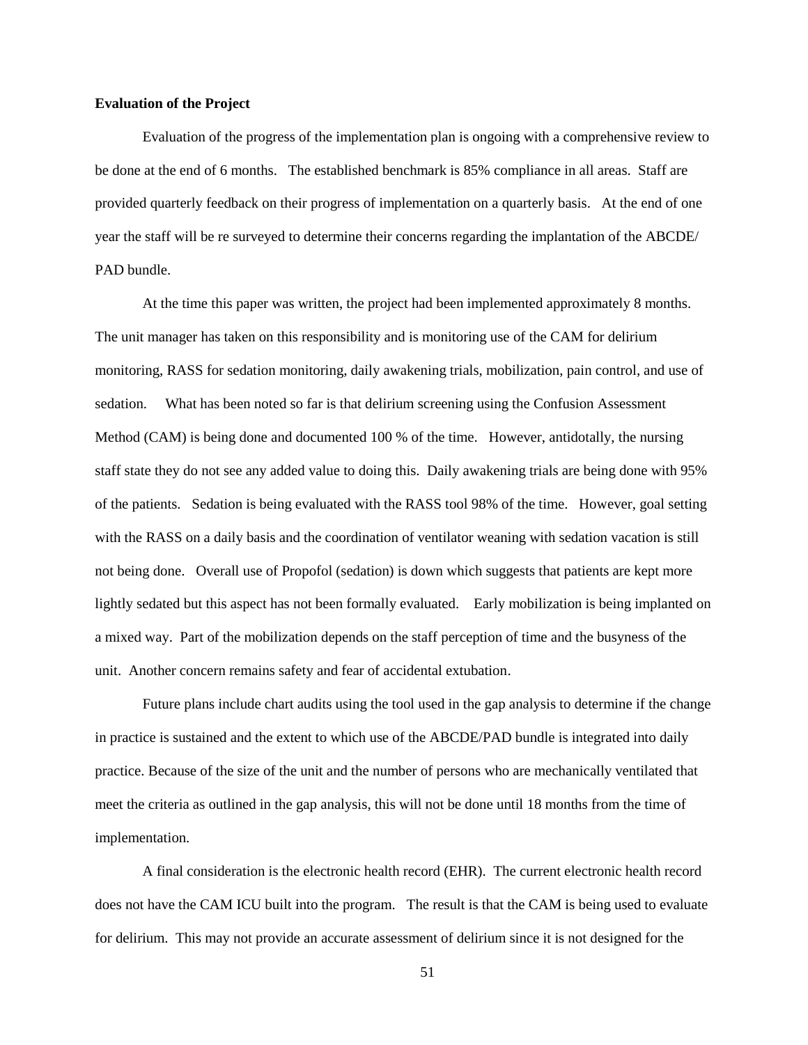**Evaluation of the Project**

Evaluation of the progress of the implementation plan is ongoing with a comprehensive review to be done at the end of 6 months. The established benchmark is 85% compliance in all areas. Staff are provided quarterly feedback on their progress of implementation on a quarterly basis. At the end of one year the staff will be re surveyed to determine their concerns regarding the implantation of the ABCDE/ PAD bundle.

At the time this paper was written, the project had been implemented approximately 8 months. The unit manager has taken on this responsibility and is monitoring use of the CAM for delirium monitoring, RASS for sedation monitoring, daily awakening trials, mobilization, pain control, and use of sedation. What has been noted so far is that delirium screening using the Confusion Assessment Method (CAM) is being done and documented 100 % of the time. However, antidotally, the nursing staff state they do not see any added value to doing this. Daily awakening trials are being done with 95% of the patients. Sedation is being evaluated with the RASS tool 98% of the time. However, goal setting with the RASS on a daily basis and the coordination of ventilator weaning with sedation vacation is still not being done. Overall use of Propofol (sedation) is down which suggests that patients are kept more lightly sedated but this aspect has not been formally evaluated. Early mobilization is being implanted on a mixed way. Part of the mobilization depends on the staff perception of time and the busyness of the unit. Another concern remains safety and fear of accidental extubation.

Future plans include chart audits using the tool used in the gap analysis to determine if the change in practice is sustained and the extent to which use of the ABCDE/PAD bundle is integrated into daily practice. Because of the size of the unit and the number of persons who are mechanically ventilated that meet the criteria as outlined in the gap analysis, this will not be done until 18 months from the time of implementation.

A final consideration is the electronic health record (EHR). The current electronic health record does not have the CAM ICU built into the program. The result is that the CAM is being used to evaluate for delirium. This may not provide an accurate assessment of delirium since it is not designed for the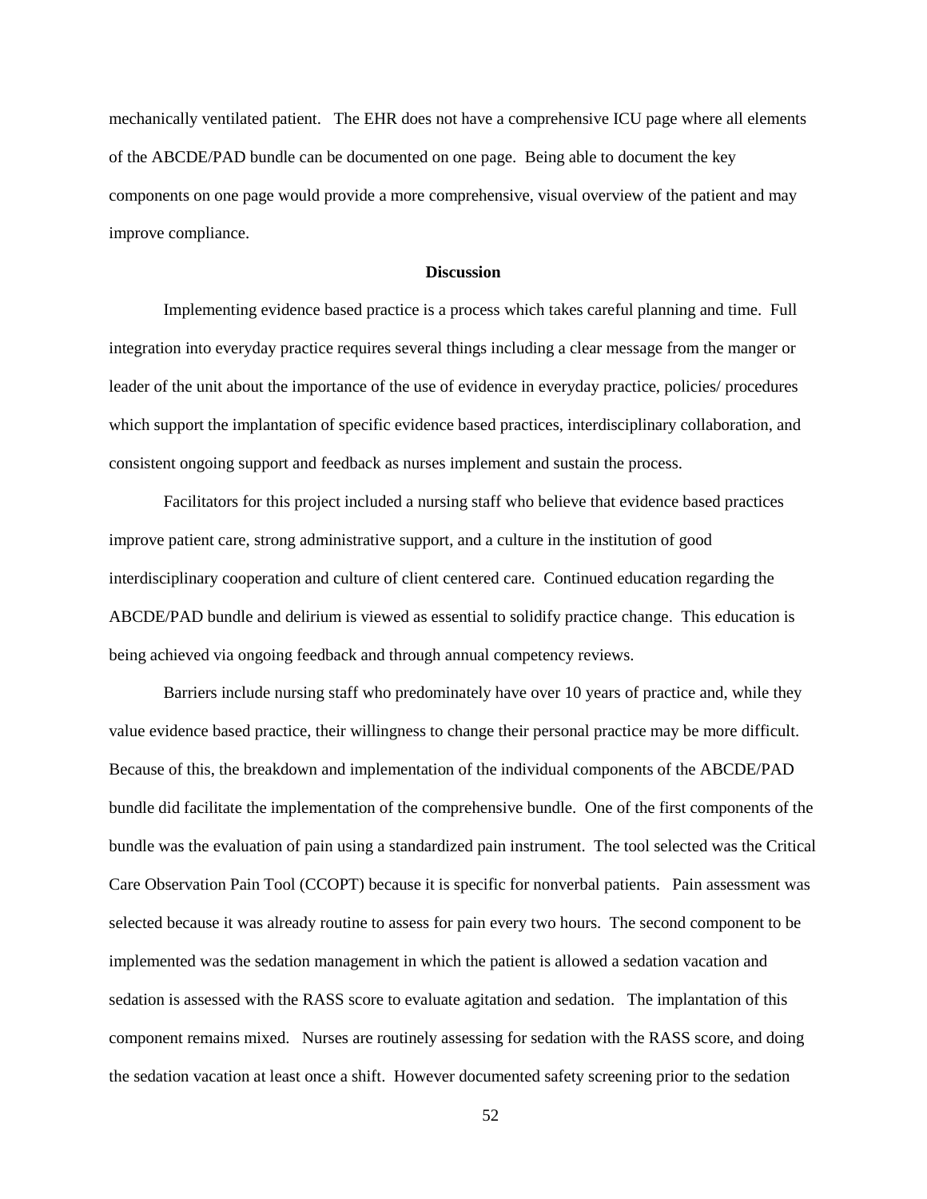mechanically ventilated patient. The EHR does not have a comprehensive ICU page where all elements of the ABCDE/PAD bundle can be documented on one page. Being able to document the key components on one page would provide a more comprehensive, visual overview of the patient and may improve compliance.

## Discussion

Implementing evidence based practice is a process which takes careful planning and time. Full integration into everyday practice requires several things including a clear message from the manger or leader of the unit about the importance of the use of evidence in everyday practice, policies/ procedures which support the implantation of specific evidence based practices, interdisciplinary collaboration, and consistent ongoing support and feedback as nurses implement and sustain the process.

Facilitators for this project included a nursing staff who believe that evidence based practices improve patient care, strong administrative support, and a culture in the institution of good interdisciplinary cooperation and culture of client centered care. Continued education regarding the ABCDE/PAD bundle and delirium is viewed as essential to solidify practice change. This education is being achieved via ongoing feedback and through annual competency reviews.

Barriers include nursing staff who predominately have over 10 years of practice and, while they value evidence based practice, their willingness to change their personal practice may be more difficult. Because of this, the breakdown and implementation of the individual components of the ABCDE/PAD bundle did facilitate the implementation of the comprehensive bundle. One of the first components of the bundle was the evaluation of pain using a standardized pain instrument. The tool selected was the Critical Care Observation Pain Tool (CCOPT) because it is specific for nonverbal patients. Pain assessment was selected because it was already routine to assess for pain every two hours. The second component to be implemented was the sedation management in which the patient is allowed a sedation vacation and sedation is assessed with the RASS score to evaluate agitation and sedation. The implantation of this component remains mixed. Nurses are routinely assessing for sedation with the RASS score, and doing the sedation vacation at least once a shift. However documented safety screening prior to the sedation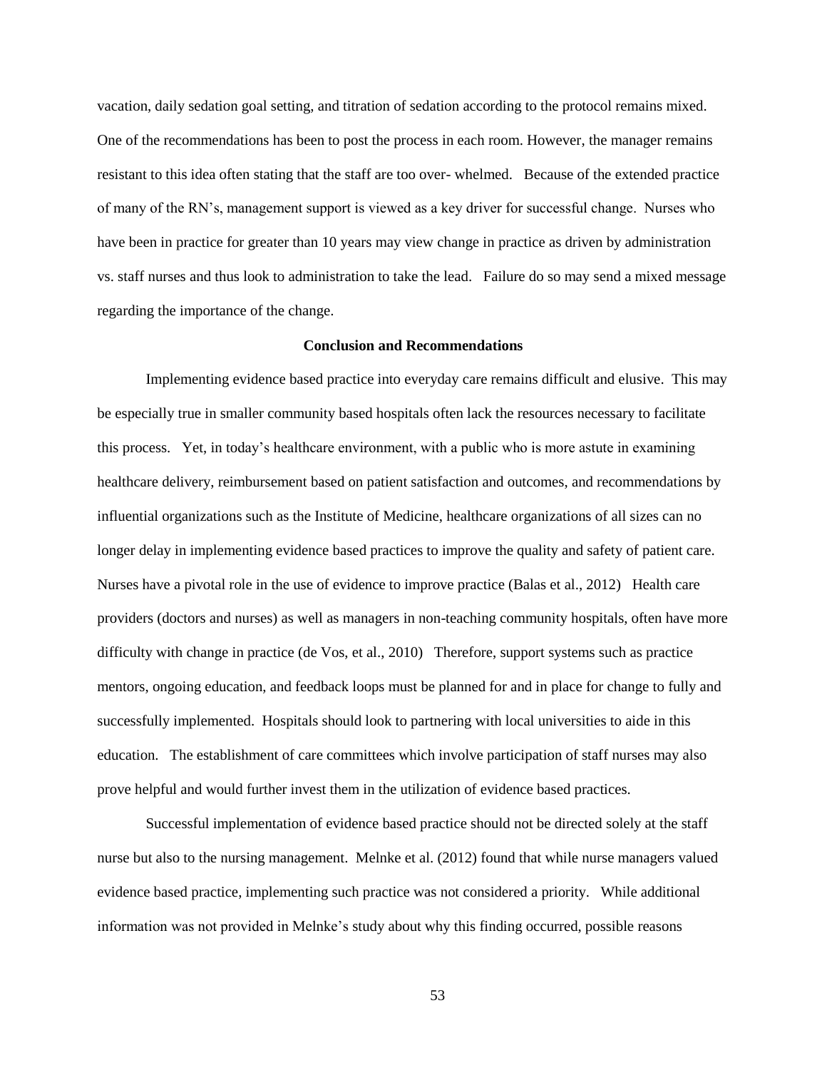vacation, daily sedation goal setting, and titration of sedation according to the protocol remains mixed. One of the recommendations has been to post the process in each room. However, the manager remains resistant to this idea often stating that the staff are too over- whelmed. Because of the extended practice of many of the RN's, management support is viewed as a key driver for successful change. Nurses who have been in practice for greater than 10 years may view change in practice as driven by administration vs. staff nurses and thus look to administration to take the lead. Failure do so may send a mixed message regarding the importance of the change.

## Conclusion and Recommendations

Implementing evidence based practice into everyday care remains difficult and elusive. This may be especially true in smaller community based hospitals often lack the resources necessary to facilitate this process. Yet, in today's healthcare environment, with a public who is more astute in examining healthcare delivery, reimbursement based on patient satisfaction and outcomes, and recommendations by influential organizations such as the Institute of Medicine, healthcare organizations of all sizes can no longer delay in implementing evidence based practices to improve the quality and safety of patient care. Nurses have a pivotal role in the use of evidence to improve practice (Balas et al., 2012) Health care providers (doctors and nurses) as well as managers in non-teaching community hospitals, often have more difficulty with change in practice (de Vos, et al., 2010) Therefore, support systems such as practice mentors, ongoing education, and feedback loops must be planned for and in place for change to fully and successfully implemented. Hospitals should look to partnering with local universities to aide in this education. The establishment of care committees which involve participation of staff nurses may also prove helpful and would further invest them in the utilization of evidence based practices.

Successful implementation of evidence based practice should not be directed solely at the staff nurse but also to the nursing management. Melnke et al. (2012) found that while nurse managers valued evidence based practice, implementing such practice was not considered a priority. While additional information was not provided in Melnke's study about why this finding occurred, possible reasons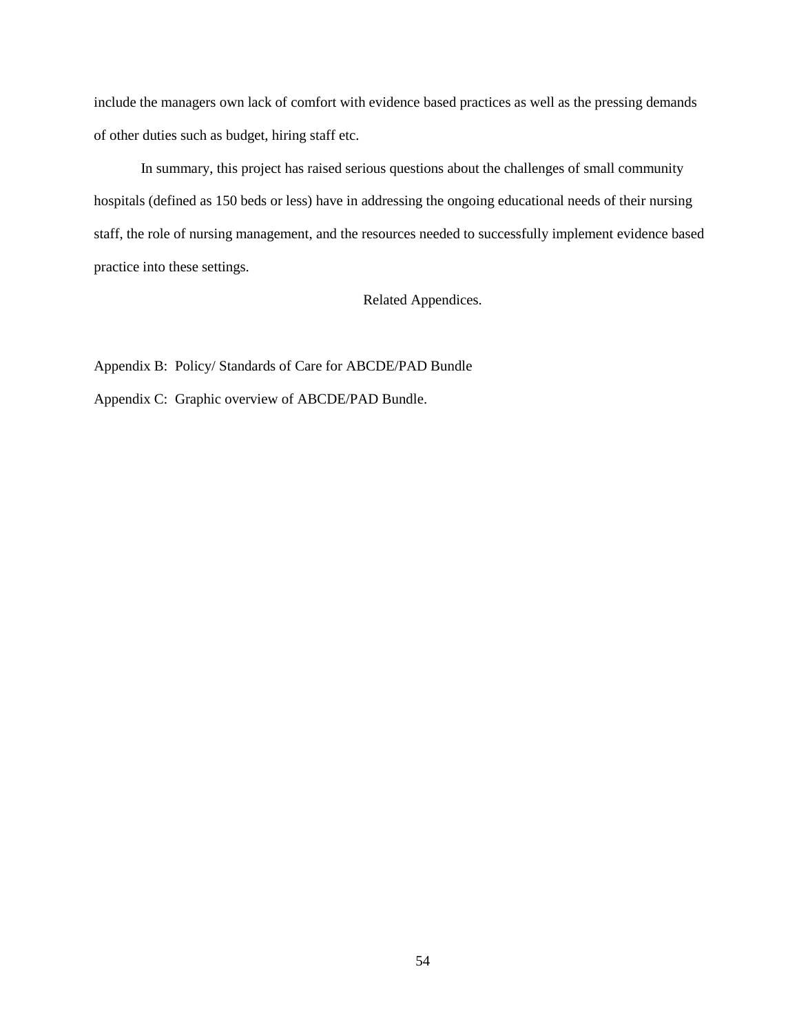include the managers own lack of comfort with evidence based practices as well as the pressing demands of other duties such as budget, hiring staff etc.

In summary, this project has raised serious questions about the challenges of small community hospitals (defined as 150 beds or less) have in addressing the ongoing educational needs of their nursing staff, the role of nursing management, and the resources needed to successfully implement evidence based practice into these settings.

Related Appendices.

Appendix B:  Policy/ Standards of Care for ABCDE/PAD Bundle

Appendix C:  Graphic overview of ABCDE/PAD Bundle.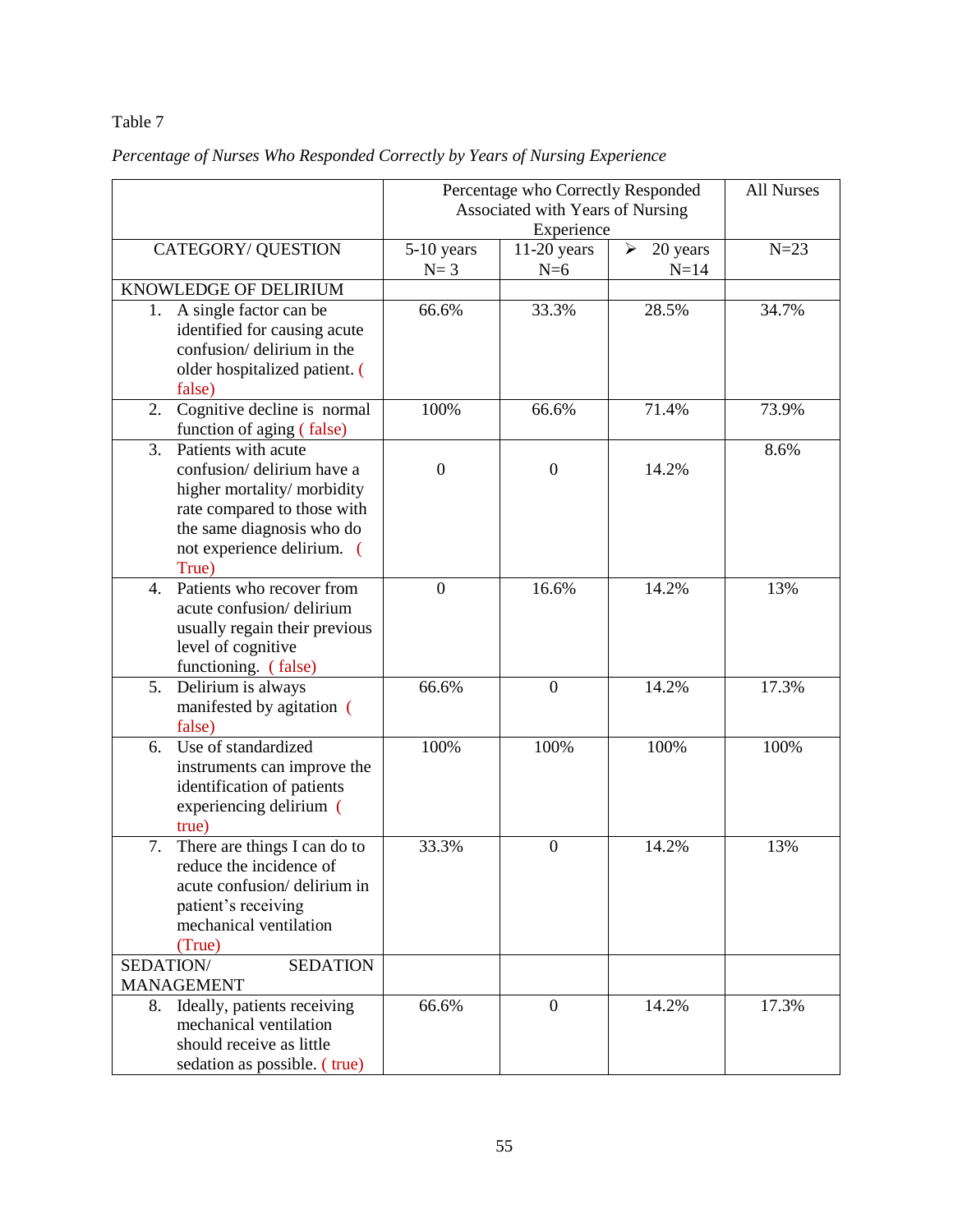Table 7

*Percentage of Nurses Who Responded Correctly by Years of Nursing Experience*

| | Percentage who Correctly Responded Associated with Years of Nursing Experience | | | All Nurses |
|---|---|---|---|---|
| CATEGORY/ QUESTION | 5-10 years N= 3 | 11-20 years N=6 | ➢ 20 years N=14 | N=23 |
| KNOWLEDGE OF DELIRIUM | | | | |
| 1. A single factor can be identified for causing acute confusion/ delirium in the older hospitalized patient. ( false) | 66.6% | 33.3% | 28.5% | 34.7% |
| 2. Cognitive decline is normal function of aging ( false) | 100% | 66.6% | 71.4% | 73.9% |
| 3. Patients with acute confusion/ delirium have a higher mortality/ morbidity rate compared to those with the same diagnosis who do not experience delirium. ( True) | 0 | 0 | 14.2% | 8.6% |
| 4. Patients who recover from acute confusion/ delirium usually regain their previous level of cognitive functioning. ( false) | 0 | 16.6% | 14.2% | 13% |
| 5. Delirium is always manifested by agitation ( false) | 66.6% | 0 | 14.2% | 17.3% |
| 6. Use of standardized instruments can improve the identification of patients experiencing delirium ( true) | 100% | 100% | 100% | 100% |
| 7. There are things I can do to reduce the incidence of acute confusion/ delirium in patient's receiving mechanical ventilation (True) | 33.3% | 0 | 14.2% | 13% |
| SEDATION/ SEDATION MANAGEMENT | | | | |
| 8. Ideally, patients receiving mechanical ventilation should receive as little sedation as possible. ( true) | 66.6% | 0 | 14.2% | 17.3% |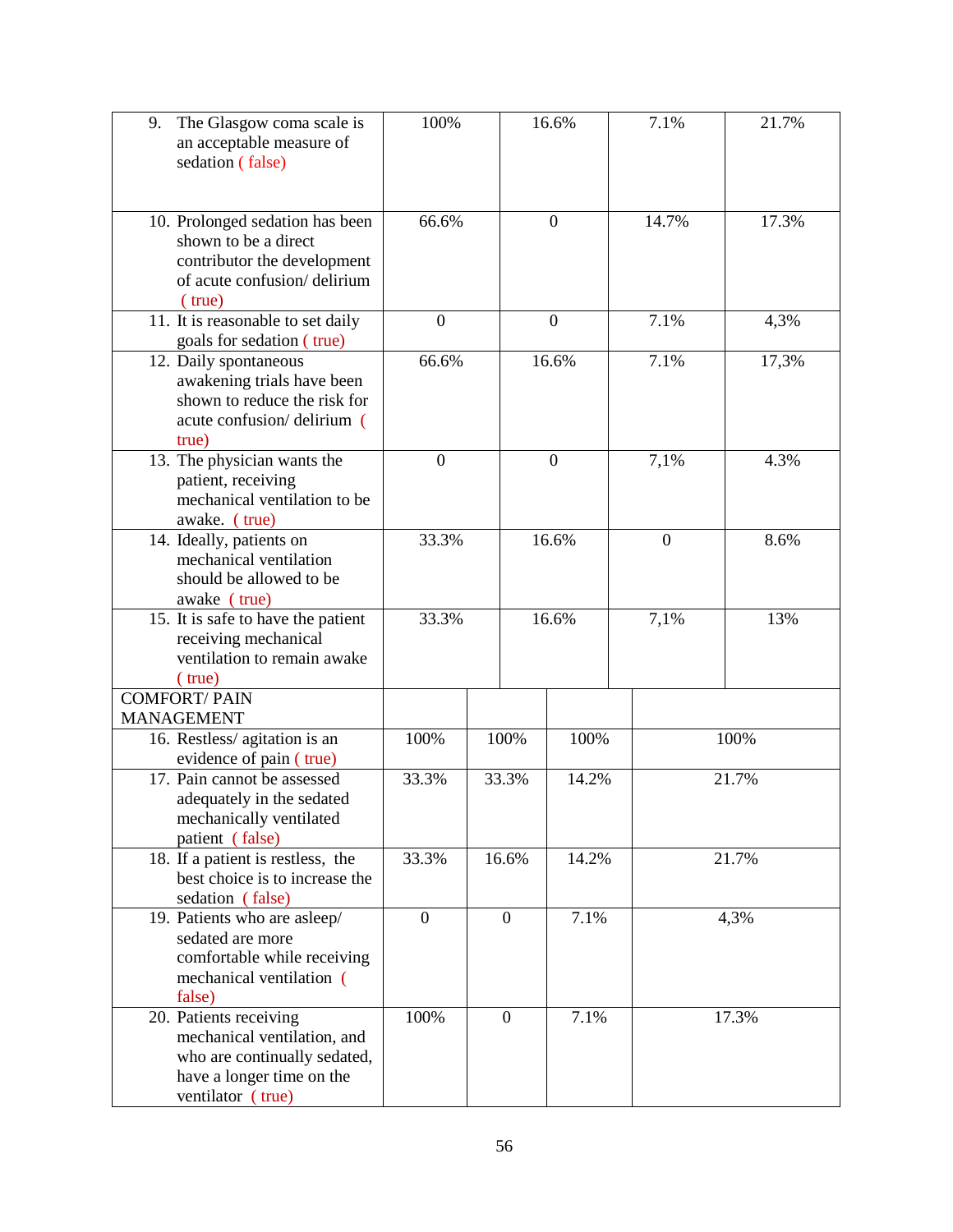| | | | | |
|---|---|---|---|---|
| 9. The Glasgow coma scale is an acceptable measure of sedation ( false) | 100% | 16.6% | 7.1% | 21.7% |
| 10. Prolonged sedation has been shown to be a direct contributor the development of acute confusion/ delirium ( true) | 66.6% | 0 | 14.7% | 17.3% |
| 11. It is reasonable to set daily goals for sedation ( true) | 0 | 0 | 7.1% | 4,3% |
| 12. Daily spontaneous awakening trials have been shown to reduce the risk for acute confusion/ delirium ( true) | 66.6% | 16.6% | 7.1% | 17,3% |
| 13. The physician wants the patient, receiving mechanical ventilation to be awake. ( true) | 0 | 0 | 7,1% | 4.3% |
| 14. Ideally, patients on mechanical ventilation should be allowed to be awake ( true) | 33.3% | 16.6% | 0 | 8.6% |
| 15. It is safe to have the patient receiving mechanical ventilation to remain awake ( true) | 33.3% | 16.6% | 7,1% | 13% |
| COMFORT/ PAIN MANAGEMENT | | | | |
| 16. Restless/ agitation is an evidence of pain ( true) | 100% | 100% | 100% | 100% |
| 17. Pain cannot be assessed adequately in the sedated mechanically ventilated patient ( false) | 33.3% | 33.3% | 14.2% | 21.7% |
| 18. If a patient is restless, the best choice is to increase the sedation ( false) | 33.3% | 16.6% | 14.2% | 21.7% |
| 19. Patients who are asleep/ sedated are more comfortable while receiving mechanical ventilation ( false) | 0 | 0 | 7.1% | 4,3% |
| 20. Patients receiving mechanical ventilation, and who are continually sedated, have a longer time on the ventilator ( true) | 100% | 0 | 7.1% | 17.3% |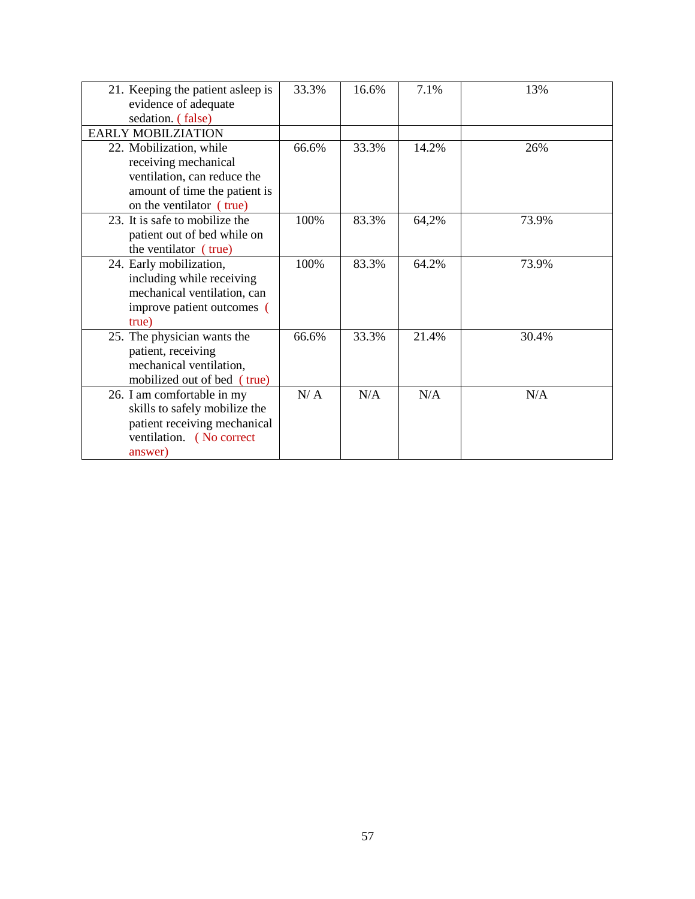| | | | | |
|---|---|---|---|---|
| 21. Keeping the patient asleep is evidence of adequate sedation. ( false) | 33.3% | 16.6% | 7.1% | 13% |
| EARLY MOBILZIATION | | | | |
| 22. Mobilization, while receiving mechanical ventilation, can reduce the amount of time the patient is on the ventilator ( true) | 66.6% | 33.3% | 14.2% | 26% |
| 23. It is safe to mobilize the patient out of bed while on the ventilator ( true) | 100% | 83.3% | 64,2% | 73.9% |
| 24. Early mobilization, including while receiving mechanical ventilation, can improve patient outcomes ( true) | 100% | 83.3% | 64.2% | 73.9% |
| 25. The physician wants the patient, receiving mechanical ventilation, mobilized out of bed ( true) | 66.6% | 33.3% | 21.4% | 30.4% |
| 26. I am comfortable in my skills to safely mobilize the patient receiving mechanical ventilation. ( No correct answer) | N/ A | N/A | N/A | N/A |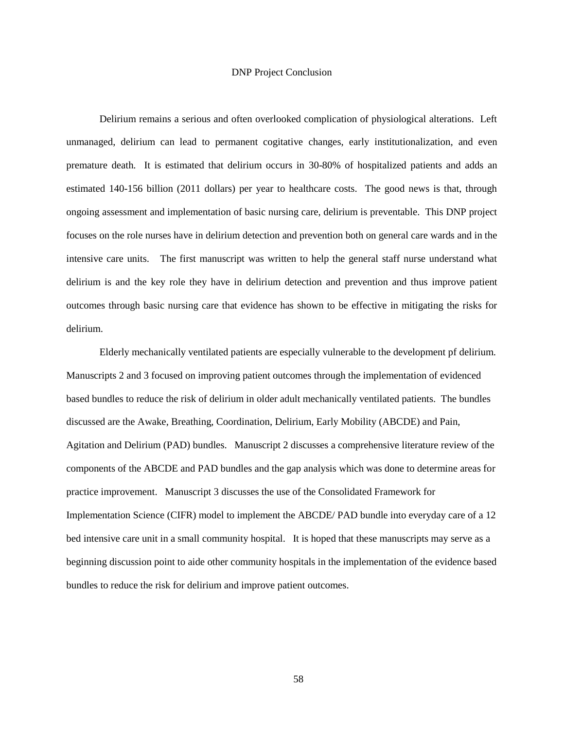# DNP Project Conclusion

Delirium remains a serious and often overlooked complication of physiological alterations. Left unmanaged, delirium can lead to permanent cogitative changes, early institutionalization, and even premature death. It is estimated that delirium occurs in 30-80% of hospitalized patients and adds an estimated 140-156 billion (2011 dollars) per year to healthcare costs. The good news is that, through ongoing assessment and implementation of basic nursing care, delirium is preventable. This DNP project focuses on the role nurses have in delirium detection and prevention both on general care wards and in the intensive care units. The first manuscript was written to help the general staff nurse understand what delirium is and the key role they have in delirium detection and prevention and thus improve patient outcomes through basic nursing care that evidence has shown to be effective in mitigating the risks for delirium.

Elderly mechanically ventilated patients are especially vulnerable to the development pf delirium. Manuscripts 2 and 3 focused on improving patient outcomes through the implementation of evidenced based bundles to reduce the risk of delirium in older adult mechanically ventilated patients. The bundles discussed are the Awake, Breathing, Coordination, Delirium, Early Mobility (ABCDE) and Pain, Agitation and Delirium (PAD) bundles. Manuscript 2 discusses a comprehensive literature review of the components of the ABCDE and PAD bundles and the gap analysis which was done to determine areas for practice improvement. Manuscript 3 discusses the use of the Consolidated Framework for Implementation Science (CIFR) model to implement the ABCDE/ PAD bundle into everyday care of a 12 bed intensive care unit in a small community hospital. It is hoped that these manuscripts may serve as a beginning discussion point to aide other community hospitals in the implementation of the evidence based bundles to reduce the risk for delirium and improve patient outcomes.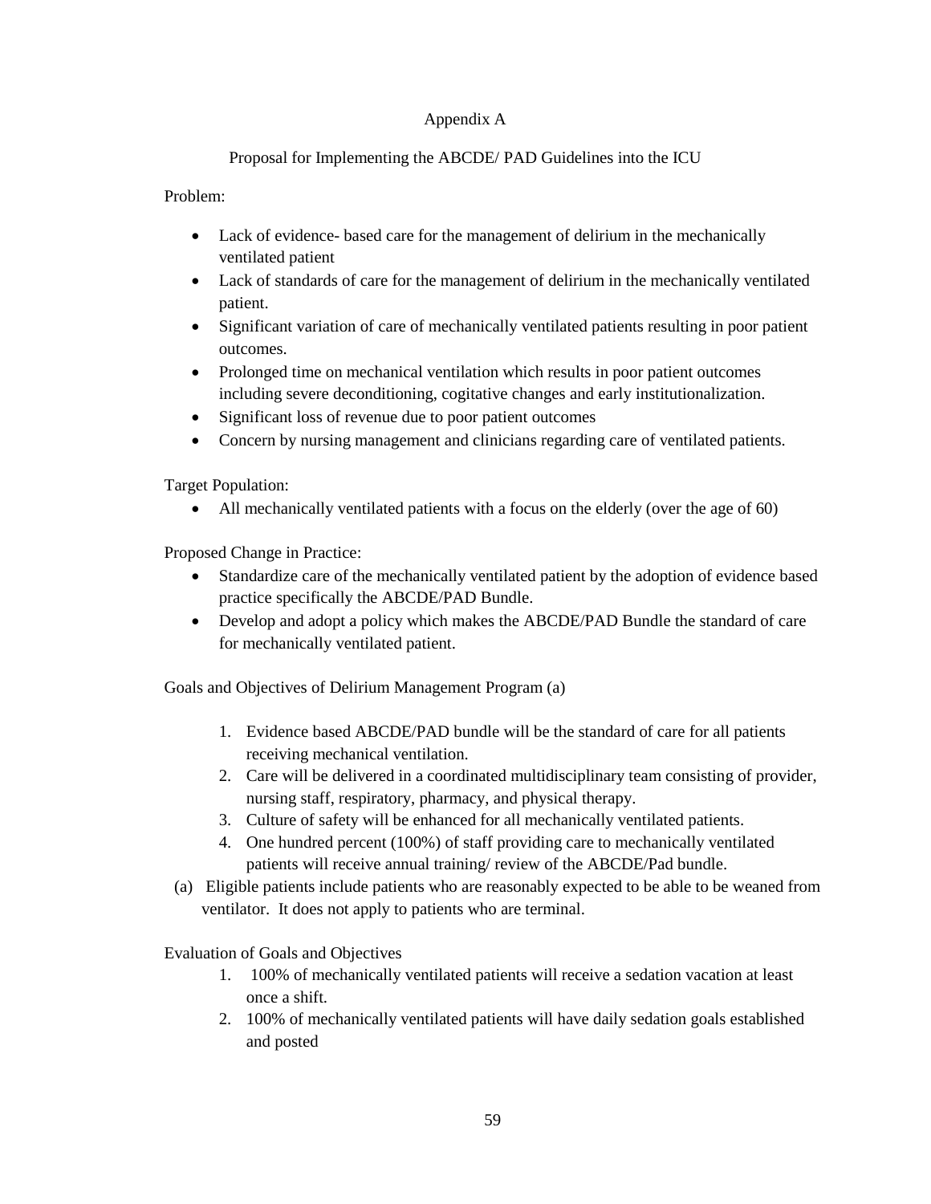# Appendix A

## Proposal for Implementing the ABCDE/ PAD Guidelines into the ICU

Problem:

- Lack of evidence- based care for the management of delirium in the mechanically ventilated patient
- Lack of standards of care for the management of delirium in the mechanically ventilated patient.
- Significant variation of care of mechanically ventilated patients resulting in poor patient outcomes.
- Prolonged time on mechanical ventilation which results in poor patient outcomes including severe deconditioning, cogitative changes and early institutionalization.
- Significant loss of revenue due to poor patient outcomes
- Concern by nursing management and clinicians regarding care of ventilated patients.

Target Population:

- All mechanically ventilated patients with a focus on the elderly (over the age of 60)

Proposed Change in Practice:

- Standardize care of the mechanically ventilated patient by the adoption of evidence based practice specifically the ABCDE/PAD Bundle.
- Develop and adopt a policy which makes the ABCDE/PAD Bundle the standard of care for mechanically ventilated patient.

Goals and Objectives of Delirium Management Program (a)

1. Evidence based ABCDE/PAD bundle will be the standard of care for all patients receiving mechanical ventilation.
2. Care will be delivered in a coordinated multidisciplinary team consisting of provider, nursing staff, respiratory, pharmacy, and physical therapy.
3. Culture of safety will be enhanced for all mechanically ventilated patients.
4. One hundred percent (100%) of staff providing care to mechanically ventilated patients will receive annual training/ review of the ABCDE/Pad bundle.

(a) Eligible patients include patients who are reasonably expected to be able to be weaned from ventilator. It does not apply to patients who are terminal.

Evaluation of Goals and Objectives

1. 100% of mechanically ventilated patients will receive a sedation vacation at least once a shift.
2. 100% of mechanically ventilated patients will have daily sedation goals established and posted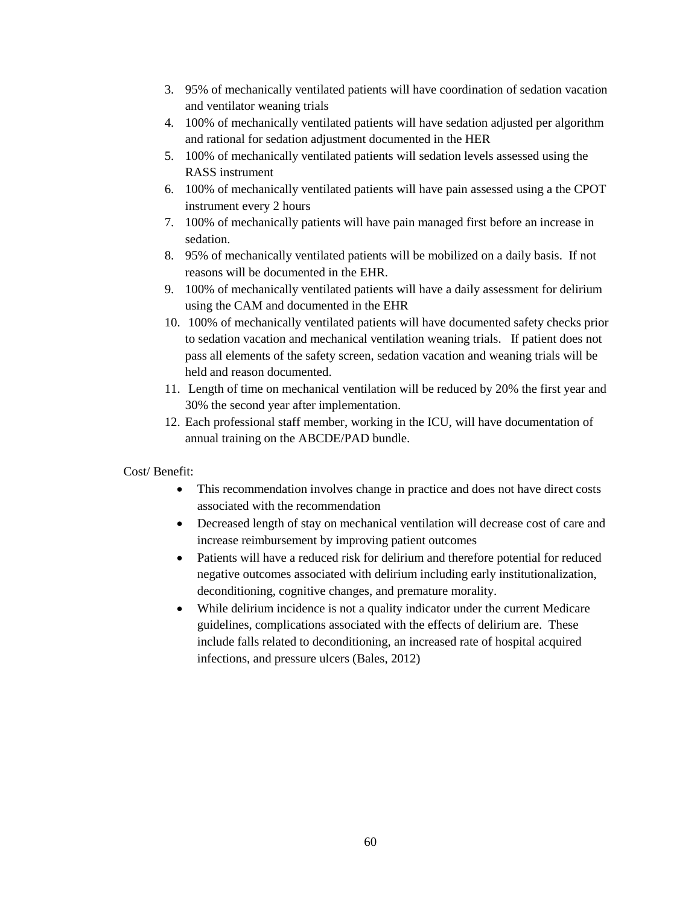3. 95% of mechanically ventilated patients will have coordination of sedation vacation and ventilator weaning trials
4. 100% of mechanically ventilated patients will have sedation adjusted per algorithm and rational for sedation adjustment documented in the HER
5. 100% of mechanically ventilated patients will sedation levels assessed using the RASS instrument
6. 100% of mechanically ventilated patients will have pain assessed using a the CPOT instrument every 2 hours
7. 100% of mechanically patients will have pain managed first before an increase in sedation.
8. 95% of mechanically ventilated patients will be mobilized on a daily basis. If not reasons will be documented in the EHR.
9. 100% of mechanically ventilated patients will have a daily assessment for delirium using the CAM and documented in the EHR
10. 100% of mechanically ventilated patients will have documented safety checks prior to sedation vacation and mechanical ventilation weaning trials. If patient does not pass all elements of the safety screen, sedation vacation and weaning trials will be held and reason documented.
11. Length of time on mechanical ventilation will be reduced by 20% the first year and 30% the second year after implementation.
12. Each professional staff member, working in the ICU, will have documentation of annual training on the ABCDE/PAD bundle.

Cost/ Benefit:

- This recommendation involves change in practice and does not have direct costs associated with the recommendation
- Decreased length of stay on mechanical ventilation will decrease cost of care and increase reimbursement by improving patient outcomes
- Patients will have a reduced risk for delirium and therefore potential for reduced negative outcomes associated with delirium including early institutionalization, deconditioning, cognitive changes, and premature morality.
- While delirium incidence is not a quality indicator under the current Medicare guidelines, complications associated with the effects of delirium are. These include falls related to deconditioning, an increased rate of hospital acquired infections, and pressure ulcers (Bales, 2012)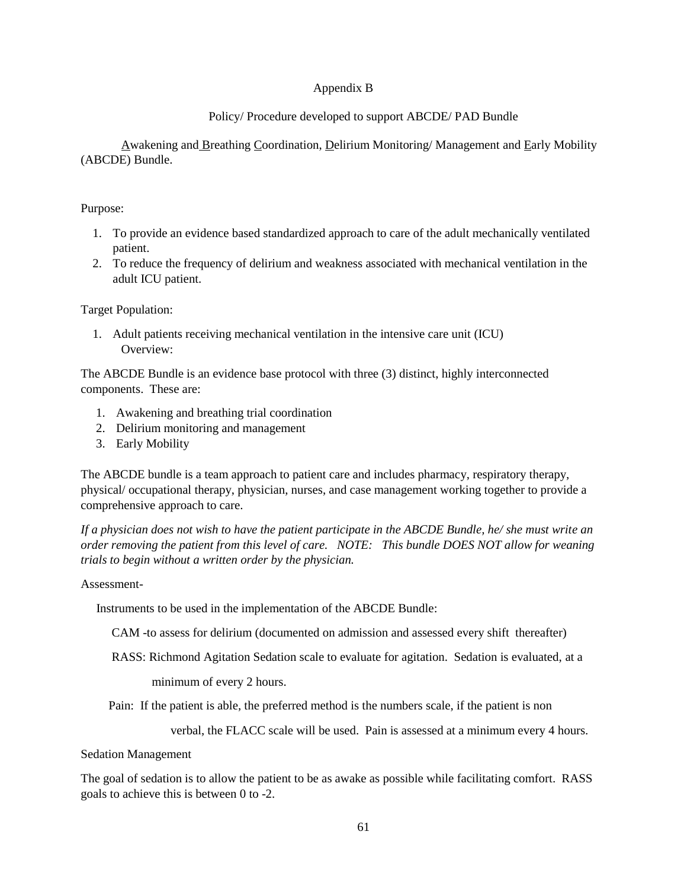Appendix B

Policy/ Procedure developed to support ABCDE/ PAD Bundle

Awakening and Breathing Coordination, Delirium Monitoring/ Management and Early Mobility (ABCDE) Bundle.

Purpose:

1. To provide an evidence based standardized approach to care of the adult mechanically ventilated patient.
2. To reduce the frequency of delirium and weakness associated with mechanical ventilation in the adult ICU patient.

Target Population:

1. Adult patients receiving mechanical ventilation in the intensive care unit (ICU)

Overview:

The ABCDE Bundle is an evidence base protocol with three (3) distinct, highly interconnected components. These are:

1. Awakening and breathing trial coordination
2. Delirium monitoring and management
3. Early Mobility

The ABCDE bundle is a team approach to patient care and includes pharmacy, respiratory therapy, physical/ occupational therapy, physician, nurses, and case management working together to provide a comprehensive approach to care.

*If a physician does not wish to have the patient participate in the ABCDE Bundle, he/ she must write an order removing the patient from this level of care. NOTE: This bundle DOES NOT allow for weaning trials to begin without a written order by the physician.*

Assessment-

Instruments to be used in the implementation of the ABCDE Bundle:

CAM -to assess for delirium (documented on admission and assessed every shift thereafter)

RASS: Richmond Agitation Sedation scale to evaluate for agitation. Sedation is evaluated, at a minimum of every 2 hours.

Pain: If the patient is able, the preferred method is the numbers scale, if the patient is non verbal, the FLACC scale will be used. Pain is assessed at a minimum every 4 hours.

Sedation Management

The goal of sedation is to allow the patient to be as awake as possible while facilitating comfort. RASS goals to achieve this is between 0 to -2.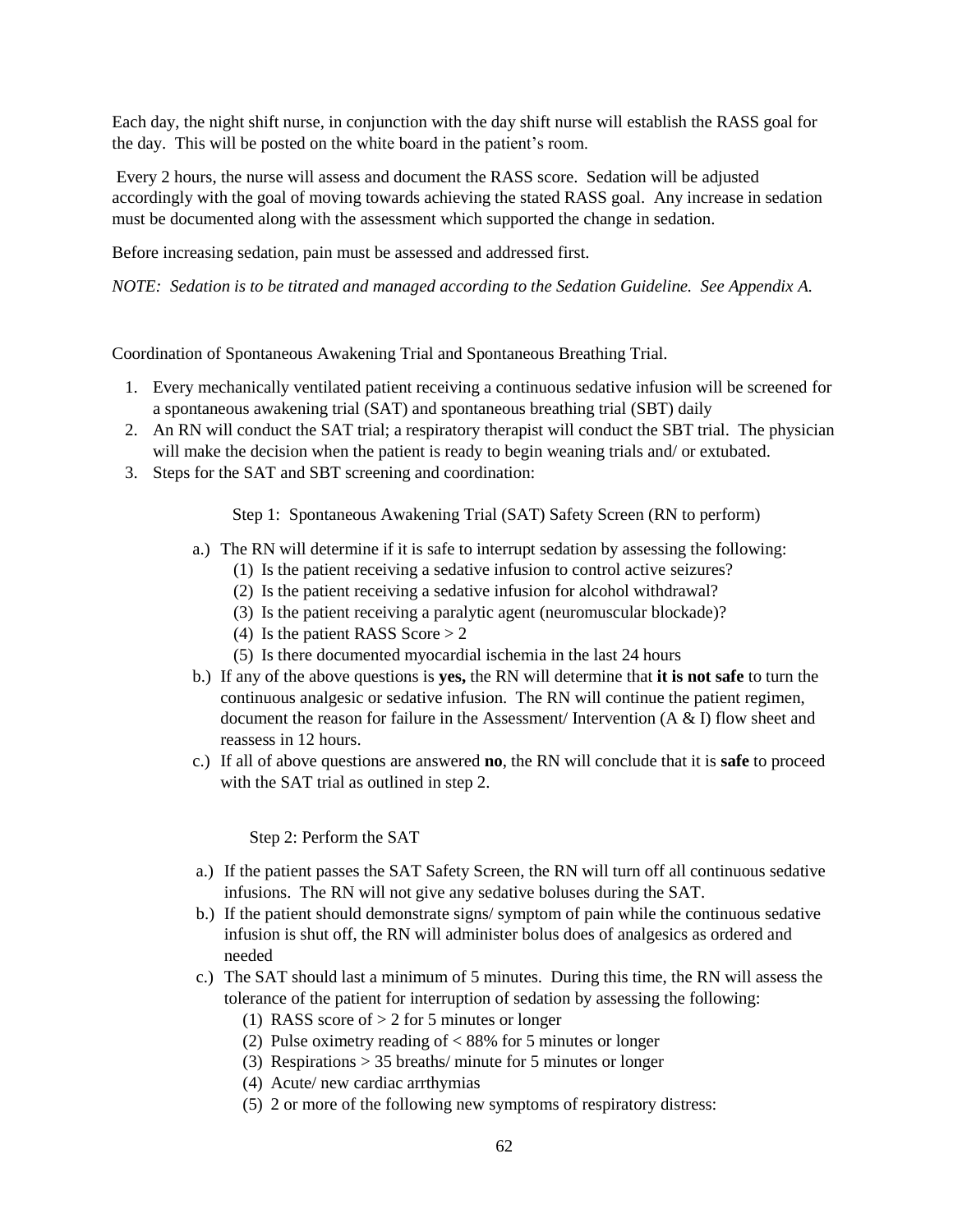Each day, the night shift nurse, in conjunction with the day shift nurse will establish the RASS goal for the day. This will be posted on the white board in the patient's room.

Every 2 hours, the nurse will assess and document the RASS score. Sedation will be adjusted accordingly with the goal of moving towards achieving the stated RASS goal. Any increase in sedation must be documented along with the assessment which supported the change in sedation.

Before increasing sedation, pain must be assessed and addressed first.

*NOTE: Sedation is to be titrated and managed according to the Sedation Guideline. See Appendix A.*

Coordination of Spontaneous Awakening Trial and Spontaneous Breathing Trial.

1. Every mechanically ventilated patient receiving a continuous sedative infusion will be screened for a spontaneous awakening trial (SAT) and spontaneous breathing trial (SBT) daily
2. An RN will conduct the SAT trial; a respiratory therapist will conduct the SBT trial. The physician will make the decision when the patient is ready to begin weaning trials and/ or extubated.
3. Steps for the SAT and SBT screening and coordination:

Step 1: Spontaneous Awakening Trial (SAT) Safety Screen (RN to perform)

a.) The RN will determine if it is safe to interrupt sedation by assessing the following:
   (1) Is the patient receiving a sedative infusion to control active seizures?
   (2) Is the patient receiving a sedative infusion for alcohol withdrawal?
   (3) Is the patient receiving a paralytic agent (neuromuscular blockade)?
   (4) Is the patient RASS Score > 2
   (5) Is there documented myocardial ischemia in the last 24 hours

b.) If any of the above questions is **yes,** the RN will determine that **it is not safe** to turn the continuous analgesic or sedative infusion. The RN will continue the patient regimen, document the reason for failure in the Assessment/ Intervention (A & I) flow sheet and reassess in 12 hours.

c.) If all of above questions are answered **no**, the RN will conclude that it is **safe** to proceed with the SAT trial as outlined in step 2.

Step 2: Perform the SAT

a.) If the patient passes the SAT Safety Screen, the RN will turn off all continuous sedative infusions. The RN will not give any sedative boluses during the SAT.

b.) If the patient should demonstrate signs/ symptom of pain while the continuous sedative infusion is shut off, the RN will administer bolus does of analgesics as ordered and needed

c.) The SAT should last a minimum of 5 minutes. During this time, the RN will assess the tolerance of the patient for interruption of sedation by assessing the following:
   (1) RASS score of > 2 for 5 minutes or longer
   (2) Pulse oximetry reading of < 88% for 5 minutes or longer
   (3) Respirations > 35 breaths/ minute for 5 minutes or longer
   (4) Acute/ new cardiac arrthymias
   (5) 2 or more of the following new symptoms of respiratory distress: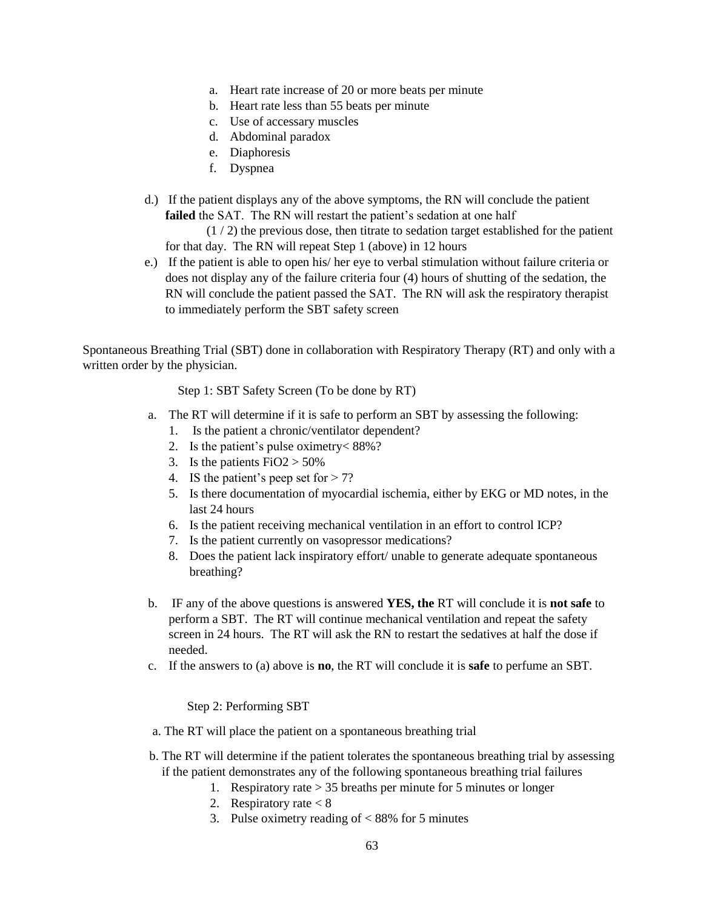a. Heart rate increase of 20 or more beats per minute
b. Heart rate less than 55 beats per minute
c. Use of accessary muscles
d. Abdominal paradox
e. Diaphoresis
f. Dyspnea

d.) If the patient displays any of the above symptoms, the RN will conclude the patient **failed** the SAT. The RN will restart the patient's sedation at one half (1 / 2) the previous dose, then titrate to sedation target established for the patient for that day. The RN will repeat Step 1 (above) in 12 hours

e.) If the patient is able to open his/ her eye to verbal stimulation without failure criteria or does not display any of the failure criteria four (4) hours of shutting of the sedation, the RN will conclude the patient passed the SAT. The RN will ask the respiratory therapist to immediately perform the SBT safety screen

Spontaneous Breathing Trial (SBT) done in collaboration with Respiratory Therapy (RT) and only with a written order by the physician.

Step 1: SBT Safety Screen (To be done by RT)

a. The RT will determine if it is safe to perform an SBT by assessing the following:
   1. Is the patient a chronic/ventilator dependent?
   2. Is the patient's pulse oximetry< 88%?
   3. Is the patients FiO2 > 50%
   4. IS the patient's peep set for > 7?
   5. Is there documentation of myocardial ischemia, either by EKG or MD notes, in the last 24 hours
   6. Is the patient receiving mechanical ventilation in an effort to control ICP?
   7. Is the patient currently on vasopressor medications?
   8. Does the patient lack inspiratory effort/ unable to generate adequate spontaneous breathing?

b. IF any of the above questions is answered **YES, the** RT will conclude it is **not safe** to perform a SBT. The RT will continue mechanical ventilation and repeat the safety screen in 24 hours. The RT will ask the RN to restart the sedatives at half the dose if needed.

c. If the answers to (a) above is **no**, the RT will conclude it is **safe** to perfume an SBT.

Step 2: Performing SBT

a. The RT will place the patient on a spontaneous breathing trial

b. The RT will determine if the patient tolerates the spontaneous breathing trial by assessing if the patient demonstrates any of the following spontaneous breathing trial failures
   1. Respiratory rate > 35 breaths per minute for 5 minutes or longer
   2. Respiratory rate < 8
   3. Pulse oximetry reading of < 88% for 5 minutes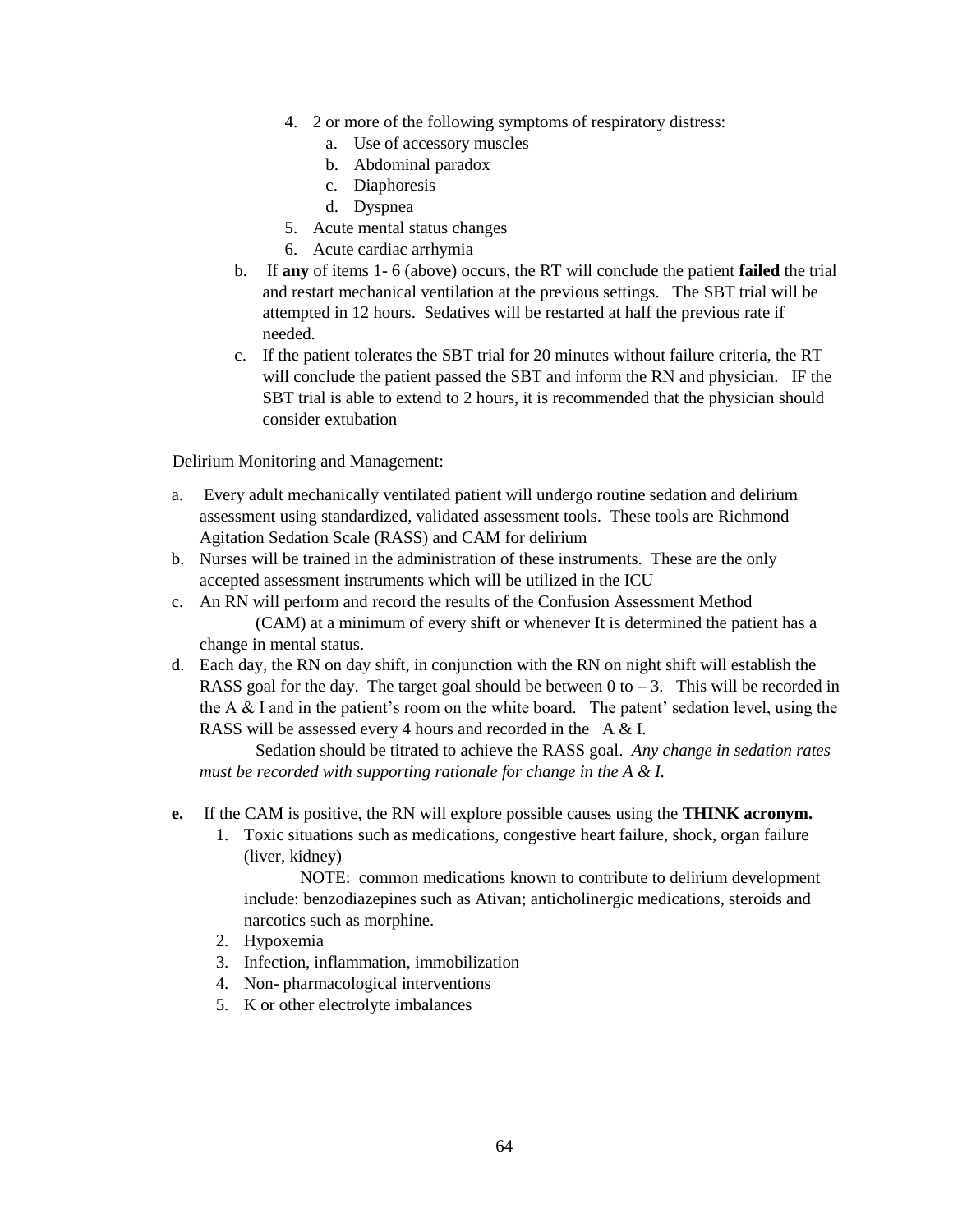4. 2 or more of the following symptoms of respiratory distress:
    a. Use of accessory muscles
    b. Abdominal paradox
    c. Diaphoresis
    d. Dyspnea
5. Acute mental status changes
6. Acute cardiac arrhymia

b. If **any** of items 1- 6 (above) occurs, the RT will conclude the patient **failed** the trial and restart mechanical ventilation at the previous settings. The SBT trial will be attempted in 12 hours. Sedatives will be restarted at half the previous rate if needed.

c. If the patient tolerates the SBT trial for 20 minutes without failure criteria, the RT will conclude the patient passed the SBT and inform the RN and physician. IF the SBT trial is able to extend to 2 hours, it is recommended that the physician should consider extubation

Delirium Monitoring and Management:

a. Every adult mechanically ventilated patient will undergo routine sedation and delirium assessment using standardized, validated assessment tools. These tools are Richmond Agitation Sedation Scale (RASS) and CAM for delirium

b. Nurses will be trained in the administration of these instruments. These are the only accepted assessment instruments which will be utilized in the ICU

c. An RN will perform and record the results of the Confusion Assessment Method (CAM) at a minimum of every shift or whenever It is determined the patient has a change in mental status.

d. Each day, the RN on day shift, in conjunction with the RN on night shift will establish the RASS goal for the day. The target goal should be between 0 to – 3. This will be recorded in the A & I and in the patient's room on the white board. The patent' sedation level, using the RASS will be assessed every 4 hours and recorded in the A & I.

    Sedation should be titrated to achieve the RASS goal. *Any change in sedation rates must be recorded with supporting rationale for change in the A & I.*

**e.** If the CAM is positive, the RN will explore possible causes using the **THINK acronym.**

1. Toxic situations such as medications, congestive heart failure, shock, organ failure (liver, kidney)

    NOTE: common medications known to contribute to delirium development include: benzodiazepines such as Ativan; anticholinergic medications, steroids and narcotics such as morphine.

2. Hypoxemia
3. Infection, inflammation, immobilization
4. Non- pharmacological interventions
5. K or other electrolyte imbalances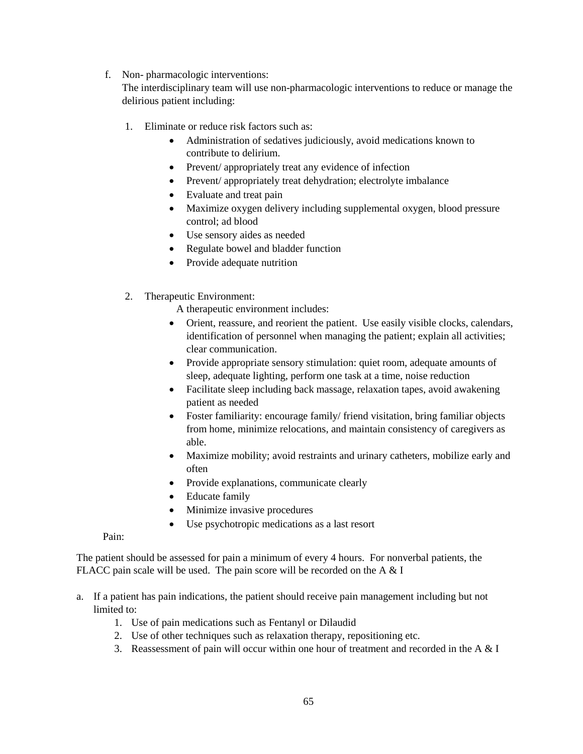f. Non- pharmacologic interventions:
   The interdisciplinary team will use non-pharmacologic interventions to reduce or manage the delirious patient including:

   1. Eliminate or reduce risk factors such as:
      - Administration of sedatives judiciously, avoid medications known to contribute to delirium.
      - Prevent/ appropriately treat any evidence of infection
      - Prevent/ appropriately treat dehydration; electrolyte imbalance
      - Evaluate and treat pain
      - Maximize oxygen delivery including supplemental oxygen, blood pressure control; ad blood
      - Use sensory aides as needed
      - Regulate bowel and bladder function
      - Provide adequate nutrition

   2. Therapeutic Environment:
      A therapeutic environment includes:
      - Orient, reassure, and reorient the patient. Use easily visible clocks, calendars, identification of personnel when managing the patient; explain all activities; clear communication.
      - Provide appropriate sensory stimulation: quiet room, adequate amounts of sleep, adequate lighting, perform one task at a time, noise reduction
      - Facilitate sleep including back massage, relaxation tapes, avoid awakening patient as needed
      - Foster familiarity: encourage family/ friend visitation, bring familiar objects from home, minimize relocations, and maintain consistency of caregivers as able.
      - Maximize mobility; avoid restraints and urinary catheters, mobilize early and often
      - Provide explanations, communicate clearly
      - Educate family
      - Minimize invasive procedures
      - Use psychotropic medications as a last resort

Pain:

The patient should be assessed for pain a minimum of every 4 hours. For nonverbal patients, the FLACC pain scale will be used. The pain score will be recorded on the A & I

a. If a patient has pain indications, the patient should receive pain management including but not limited to:
   1. Use of pain medications such as Fentanyl or Dilaudid
   2. Use of other techniques such as relaxation therapy, repositioning etc.
   3. Reassessment of pain will occur within one hour of treatment and recorded in the A & I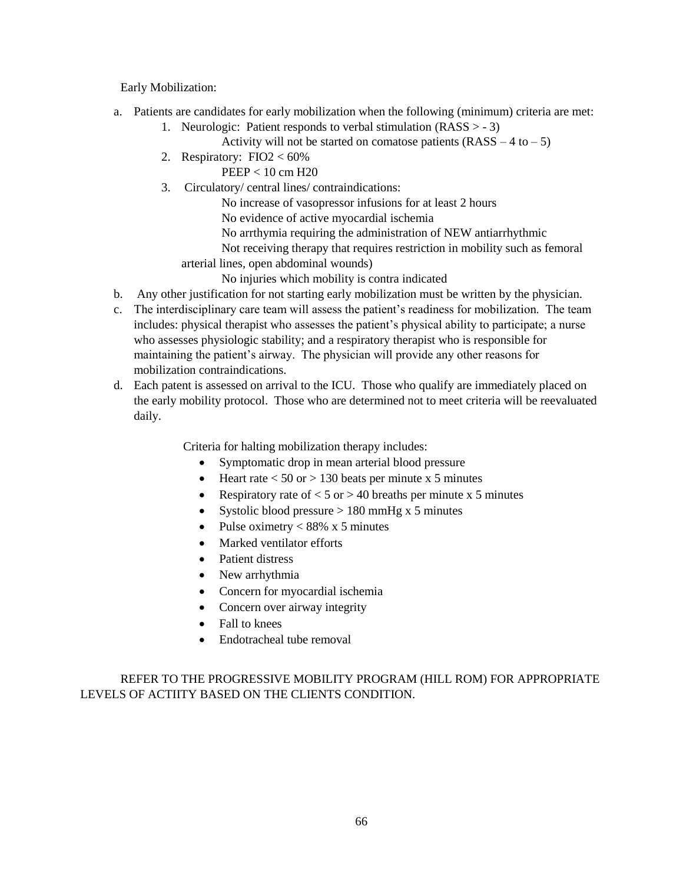Early Mobilization:

a. Patients are candidates for early mobilization when the following (minimum) criteria are met:
    1. Neurologic: Patient responds to verbal stimulation (RASS > - 3)
        Activity will not be started on comatose patients (RASS – 4 to – 5)
    2. Respiratory: FIO2 < 60%
        PEEP < 10 cm H20
    3. Circulatory/ central lines/ contraindications:
        No increase of vasopressor infusions for at least 2 hours
        No evidence of active myocardial ischemia
        No arrthymia requiring the administration of NEW antiarrhythmic
        Not receiving therapy that requires restriction in mobility such as femoral arterial lines, open abdominal wounds)
        No injuries which mobility is contra indicated
b. Any other justification for not starting early mobilization must be written by the physician.
c. The interdisciplinary care team will assess the patient's readiness for mobilization. The team includes: physical therapist who assesses the patient's physical ability to participate; a nurse who assesses physiologic stability; and a respiratory therapist who is responsible for maintaining the patient's airway. The physician will provide any other reasons for mobilization contraindications.
d. Each patent is assessed on arrival to the ICU. Those who qualify are immediately placed on the early mobility protocol. Those who are determined not to meet criteria will be reevaluated daily.

Criteria for halting mobilization therapy includes:

- Symptomatic drop in mean arterial blood pressure
- Heart rate < 50 or > 130 beats per minute x 5 minutes
- Respiratory rate of < 5 or > 40 breaths per minute x 5 minutes
- Systolic blood pressure > 180 mmHg x 5 minutes
- Pulse oximetry < 88% x 5 minutes
- Marked ventilator efforts
- Patient distress
- New arrhythmia
- Concern for myocardial ischemia
- Concern over airway integrity
- Fall to knees
- Endotracheal tube removal

REFER TO THE PROGRESSIVE MOBILITY PROGRAM (HILL ROM) FOR APPROPRIATE LEVELS OF ACTIITY BASED ON THE CLIENTS CONDITION.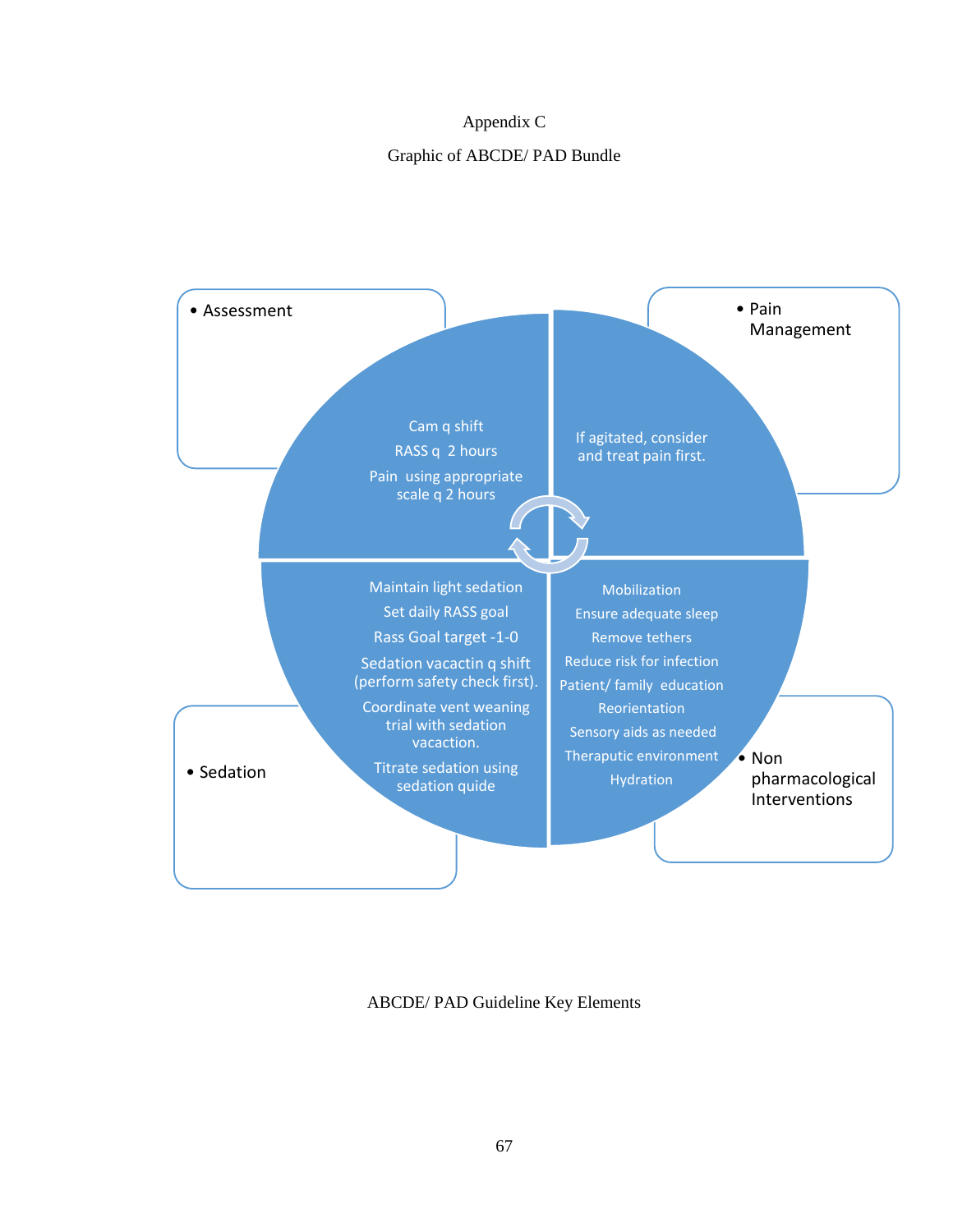Appendix C

Graphic of ABCDE/ PAD Bundle

- Assessment

Cam q shift

RASS q 2 hours

Pain using appropriate scale q 2 hours

- Pain Management

If agitated, consider and treat pain first.

- Sedation

Maintain light sedation

Set daily RASS goal

Rass Goal target -1-0

Sedation vacactin q shift (perform safety check first).

Coordinate vent weaning trial with sedation vacaction.

Titrate sedation using sedation quide

- Non pharmacological Interventions

Mobilization

Ensure adequate sleep

Remove tethers

Reduce risk for infection

Patient/ family education

Reorientation

Sensory aids as needed

Theraputic environment

Hydration

ABCDE/ PAD Guideline Key Elements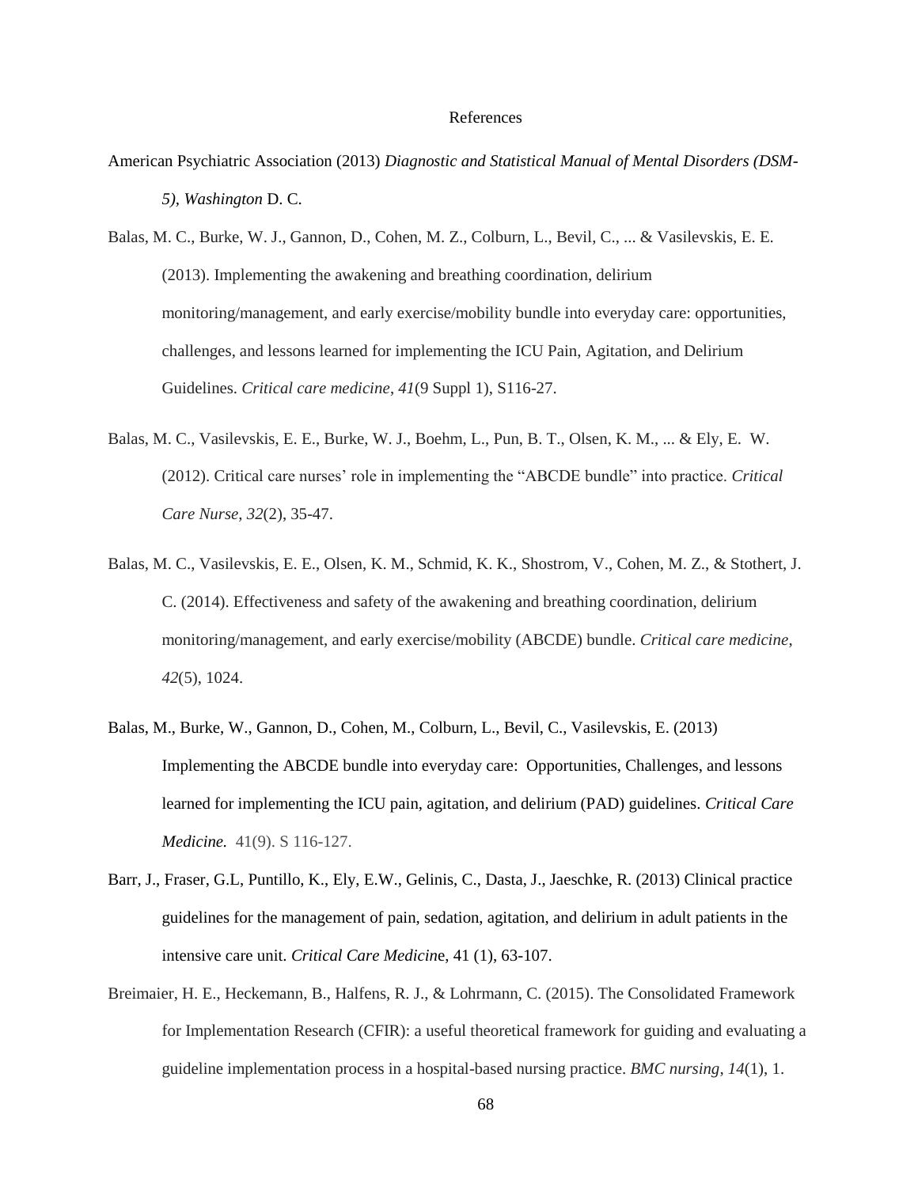# References

American Psychiatric Association (2013) *Diagnostic and Statistical Manual of Mental Disorders (DSM-5), Washington* D. C.

Balas, M. C., Burke, W. J., Gannon, D., Cohen, M. Z., Colburn, L., Bevil, C., ... & Vasilevskis, E. E. (2013). Implementing the awakening and breathing coordination, delirium monitoring/management, and early exercise/mobility bundle into everyday care: opportunities, challenges, and lessons learned for implementing the ICU Pain, Agitation, and Delirium Guidelines. *Critical care medicine*, *41*(9 Suppl 1), S116-27.

Balas, M. C., Vasilevskis, E. E., Burke, W. J., Boehm, L., Pun, B. T., Olsen, K. M., ... & Ely, E. W. (2012). Critical care nurses' role in implementing the "ABCDE bundle" into practice. *Critical Care Nurse*, *32*(2), 35-47.

Balas, M. C., Vasilevskis, E. E., Olsen, K. M., Schmid, K. K., Shostrom, V., Cohen, M. Z., & Stothert, J. C. (2014). Effectiveness and safety of the awakening and breathing coordination, delirium monitoring/management, and early exercise/mobility (ABCDE) bundle. *Critical care medicine*, *42*(5), 1024.

Balas, M., Burke, W., Gannon, D., Cohen, M., Colburn, L., Bevil, C., Vasilevskis, E. (2013) Implementing the ABCDE bundle into everyday care: Opportunities, Challenges, and lessons learned for implementing the ICU pain, agitation, and delirium (PAD) guidelines. *Critical Care Medicine.* 41(9). S 116-127.

Barr, J., Fraser, G.L, Puntillo, K., Ely, E.W., Gelinis, C., Dasta, J., Jaeschke, R. (2013) Clinical practice guidelines for the management of pain, sedation, agitation, and delirium in adult patients in the intensive care unit. *Critical Care Medicin*e, 41 (1), 63-107.

Breimaier, H. E., Heckemann, B., Halfens, R. J., & Lohrmann, C. (2015). The Consolidated Framework for Implementation Research (CFIR): a useful theoretical framework for guiding and evaluating a guideline implementation process in a hospital-based nursing practice. *BMC nursing*, *14*(1), 1.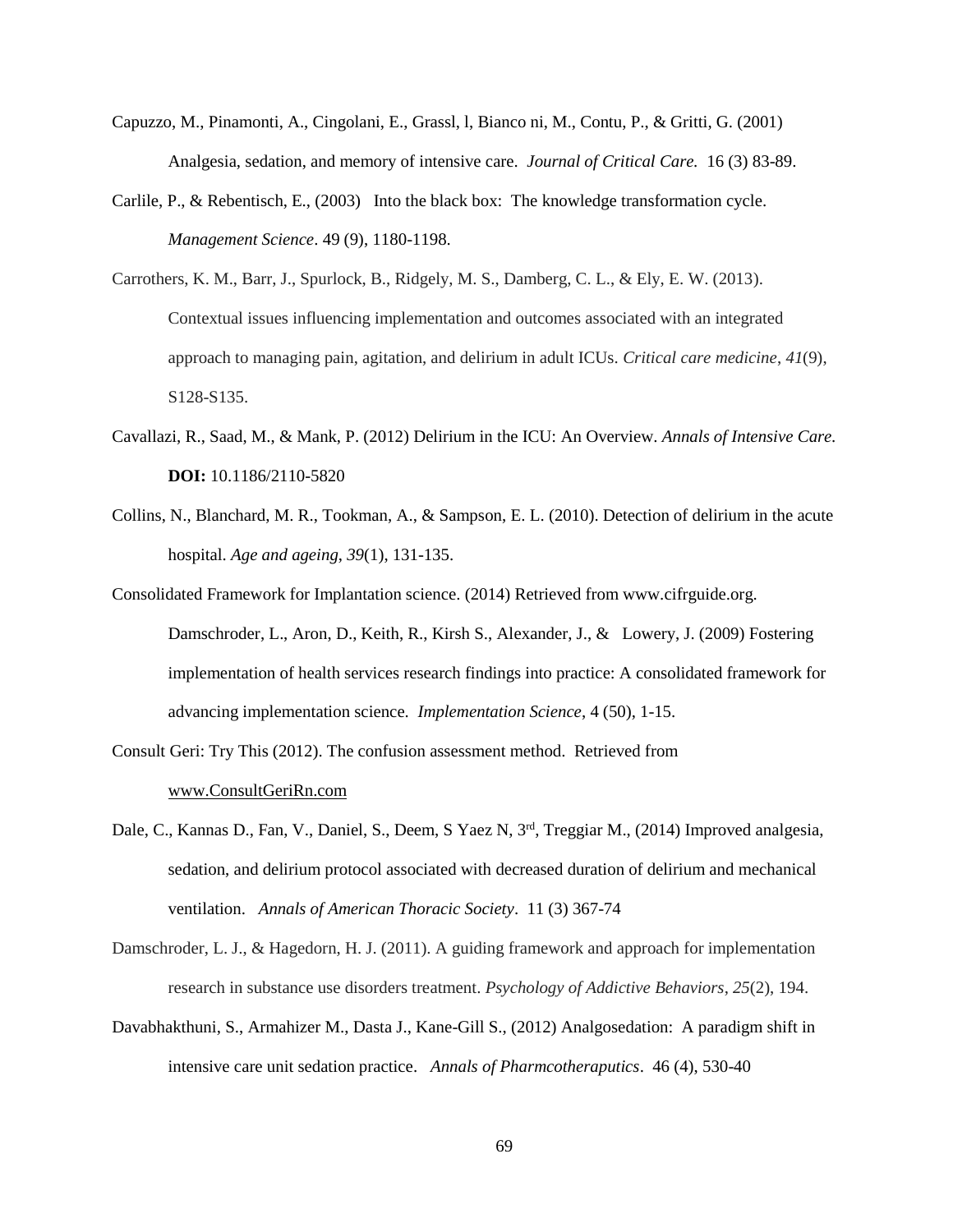Capuzzo, M., Pinamonti, A., Cingolani, E., Grassl, l, Bianco ni, M., Contu, P., & Gritti, G. (2001) Analgesia, sedation, and memory of intensive care. *Journal of Critical Care.* 16 (3) 83-89.

Carlile, P., & Rebentisch, E., (2003) Into the black box: The knowledge transformation cycle. *Management Science*. 49 (9), 1180-1198.

Carrothers, K. M., Barr, J., Spurlock, B., Ridgely, M. S., Damberg, C. L., & Ely, E. W. (2013). Contextual issues influencing implementation and outcomes associated with an integrated approach to managing pain, agitation, and delirium in adult ICUs. *Critical care medicine*, *41*(9), S128-S135.

Cavallazi, R., Saad, M., & Mank, P. (2012) Delirium in the ICU: An Overview. *Annals of Intensive Care.* **DOI:** 10.1186/2110-5820

Collins, N., Blanchard, M. R., Tookman, A., & Sampson, E. L. (2010). Detection of delirium in the acute hospital. *Age and ageing*, *39*(1), 131-135.

Consolidated Framework for Implantation science. (2014) Retrieved from www.cifrguide.org. Damschroder, L., Aron, D., Keith, R., Kirsh S., Alexander, J., & Lowery, J. (2009) Fostering implementation of health services research findings into practice: A consolidated framework for advancing implementation science. *Implementation Science*, 4 (50), 1-15.

Consult Geri: Try This (2012). The confusion assessment method. Retrieved from www.ConsultGeriRn.com

Dale, C., Kannas D., Fan, V., Daniel, S., Deem, S Yaez N, 3rd, Treggiar M., (2014) Improved analgesia, sedation, and delirium protocol associated with decreased duration of delirium and mechanical ventilation. *Annals of American Thoracic Society*. 11 (3) 367-74

Damschroder, L. J., & Hagedorn, H. J. (2011). A guiding framework and approach for implementation research in substance use disorders treatment. *Psychology of Addictive Behaviors*, *25*(2), 194.

Davabhakthuni, S., Armahizer M., Dasta J., Kane-Gill S., (2012) Analgosedation: A paradigm shift in intensive care unit sedation practice. *Annals of Pharmcotheraputics*. 46 (4), 530-40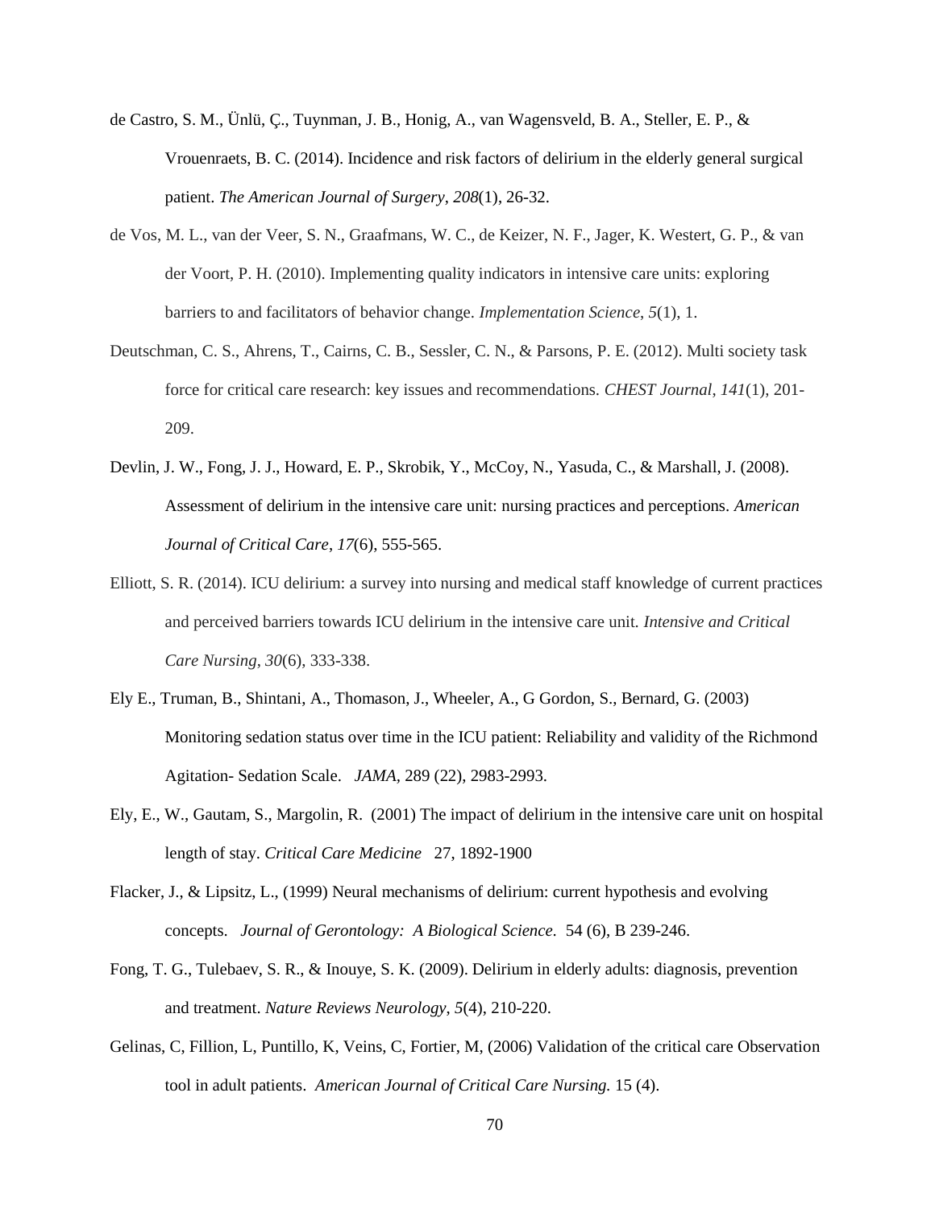de Castro, S. M., Ünlü, Ç., Tuynman, J. B., Honig, A., van Wagensveld, B. A., Steller, E. P., & Vrouenraets, B. C. (2014). Incidence and risk factors of delirium in the elderly general surgical patient. *The American Journal of Surgery*, *208*(1), 26-32.

de Vos, M. L., van der Veer, S. N., Graafmans, W. C., de Keizer, N. F., Jager, K. Westert, G. P., & van der Voort, P. H. (2010). Implementing quality indicators in intensive care units: exploring barriers to and facilitators of behavior change. *Implementation Science*, *5*(1), 1.

Deutschman, C. S., Ahrens, T., Cairns, C. B., Sessler, C. N., & Parsons, P. E. (2012). Multi society task force for critical care research: key issues and recommendations. *CHEST Journal*, *141*(1), 201-209.

Devlin, J. W., Fong, J. J., Howard, E. P., Skrobik, Y., McCoy, N., Yasuda, C., & Marshall, J. (2008). Assessment of delirium in the intensive care unit: nursing practices and perceptions. *American Journal of Critical Care*, *17*(6), 555-565.

Elliott, S. R. (2014). ICU delirium: a survey into nursing and medical staff knowledge of current practices and perceived barriers towards ICU delirium in the intensive care unit. *Intensive and Critical Care Nursing*, *30*(6), 333-338.

Ely E., Truman, B., Shintani, A., Thomason, J., Wheeler, A., G Gordon, S., Bernard, G. (2003) Monitoring sedation status over time in the ICU patient: Reliability and validity of the Richmond Agitation- Sedation Scale. *JAMA*, 289 (22), 2983-2993.

Ely, E., W., Gautam, S., Margolin, R. (2001) The impact of delirium in the intensive care unit on hospital length of stay. *Critical Care Medicine* 27, 1892-1900

Flacker, J., & Lipsitz, L., (1999) Neural mechanisms of delirium: current hypothesis and evolving concepts. *Journal of Gerontology: A Biological Science.* 54 (6), B 239-246.

Fong, T. G., Tulebaev, S. R., & Inouye, S. K. (2009). Delirium in elderly adults: diagnosis, prevention and treatment. *Nature Reviews Neurology*, *5*(4), 210-220.

Gelinas, C, Fillion, L, Puntillo, K, Veins, C, Fortier, M, (2006) Validation of the critical care Observation tool in adult patients. *American Journal of Critical Care Nursing.* 15 (4).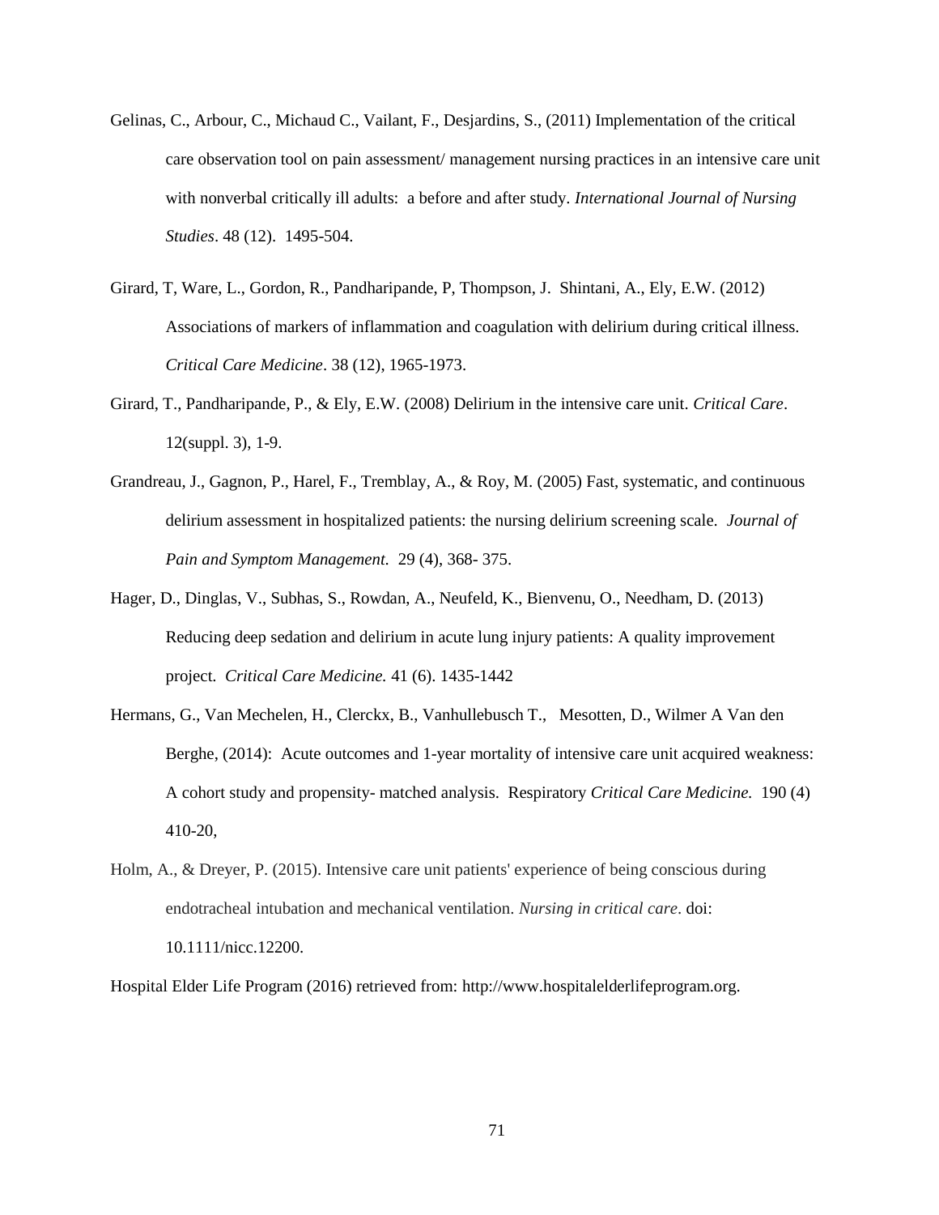Gelinas, C., Arbour, C., Michaud C., Vailant, F., Desjardins, S., (2011) Implementation of the critical care observation tool on pain assessment/ management nursing practices in an intensive care unit with nonverbal critically ill adults: a before and after study. *International Journal of Nursing Studies*. 48 (12). 1495-504.

Girard, T, Ware, L., Gordon, R., Pandharipande, P, Thompson, J. Shintani, A., Ely, E.W. (2012) Associations of markers of inflammation and coagulation with delirium during critical illness. *Critical Care Medicine*. 38 (12), 1965-1973.

Girard, T., Pandharipande, P., & Ely, E.W. (2008) Delirium in the intensive care unit. *Critical Care*. 12(suppl. 3), 1-9.

Grandreau, J., Gagnon, P., Harel, F., Tremblay, A., & Roy, M. (2005) Fast, systematic, and continuous delirium assessment in hospitalized patients: the nursing delirium screening scale. *Journal of Pain and Symptom Management.* 29 (4), 368- 375.

Hager, D., Dinglas, V., Subhas, S., Rowdan, A., Neufeld, K., Bienvenu, O., Needham, D. (2013) Reducing deep sedation and delirium in acute lung injury patients: A quality improvement project. *Critical Care Medicine.* 41 (6). 1435-1442

Hermans, G., Van Mechelen, H., Clerckx, B., Vanhullebusch T., Mesotten, D., Wilmer A Van den Berghe, (2014): Acute outcomes and 1-year mortality of intensive care unit acquired weakness: A cohort study and propensity- matched analysis. Respiratory *Critical Care Medicine.* 190 (4) 410-20,

Holm, A., & Dreyer, P. (2015). Intensive care unit patients' experience of being conscious during endotracheal intubation and mechanical ventilation. *Nursing in critical care*. doi: 10.1111/nicc.12200.

Hospital Elder Life Program (2016) retrieved from: http://www.hospitalelderlifeprogram.org.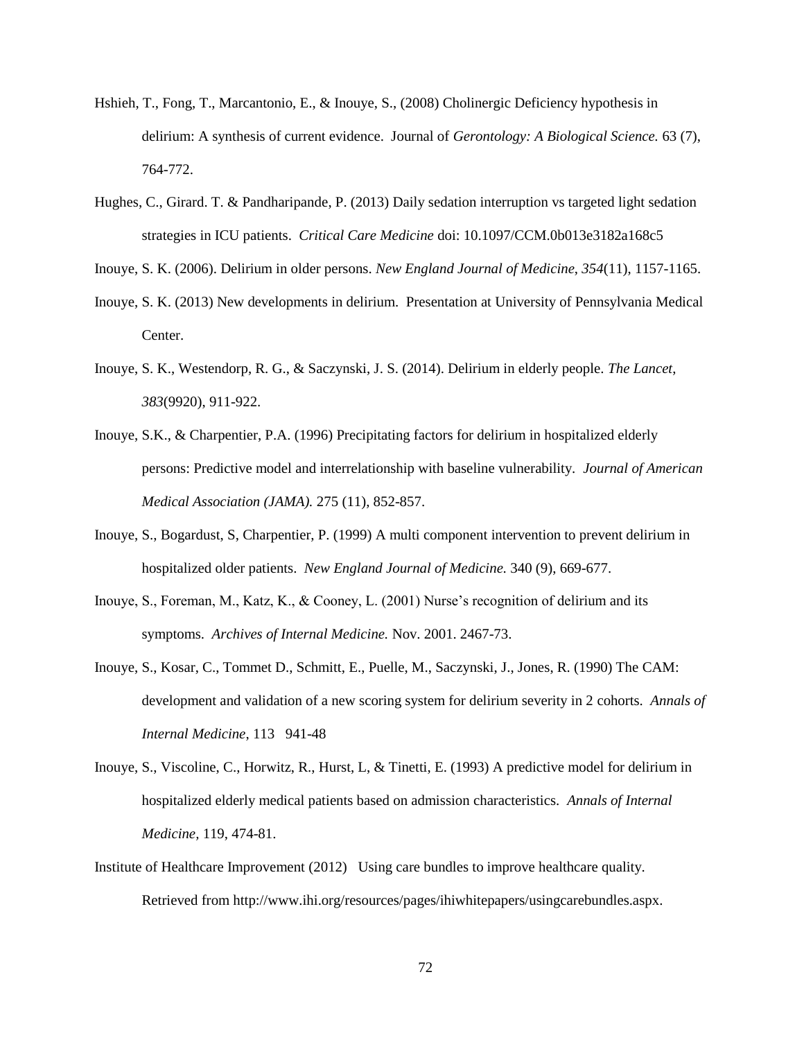Hshieh, T., Fong, T., Marcantonio, E., & Inouye, S., (2008) Cholinergic Deficiency hypothesis in delirium: A synthesis of current evidence. Journal of *Gerontology: A Biological Science.* 63 (7), 764-772.

Hughes, C., Girard. T. & Pandharipande, P. (2013) Daily sedation interruption vs targeted light sedation strategies in ICU patients. *Critical Care Medicine* doi: 10.1097/CCM.0b013e3182a168c5

Inouye, S. K. (2006). Delirium in older persons. *New England Journal of Medicine*, *354*(11), 1157-1165.

Inouye, S. K. (2013) New developments in delirium. Presentation at University of Pennsylvania Medical Center.

Inouye, S. K., Westendorp, R. G., & Saczynski, J. S. (2014). Delirium in elderly people. *The Lancet*, *383*(9920), 911-922.

Inouye, S.K., & Charpentier, P.A. (1996) Precipitating factors for delirium in hospitalized elderly persons: Predictive model and interrelationship with baseline vulnerability. *Journal of American Medical Association (JAMA).* 275 (11), 852-857.

Inouye, S., Bogardust, S, Charpentier, P. (1999) A multi component intervention to prevent delirium in hospitalized older patients. *New England Journal of Medicine.* 340 (9), 669-677.

Inouye, S., Foreman, M., Katz, K., & Cooney, L. (2001) Nurse's recognition of delirium and its symptoms. *Archives of Internal Medicine.* Nov. 2001. 2467-73.

Inouye, S., Kosar, C., Tommet D., Schmitt, E., Puelle, M., Saczynski, J., Jones, R. (1990) The CAM: development and validation of a new scoring system for delirium severity in 2 cohorts. *Annals of Internal Medicine*, 113 941-48

Inouye, S., Viscoline, C., Horwitz, R., Hurst, L, & Tinetti, E. (1993) A predictive model for delirium in hospitalized elderly medical patients based on admission characteristics. *Annals of Internal Medicine,* 119, 474-81.

Institute of Healthcare Improvement (2012) Using care bundles to improve healthcare quality. Retrieved from http://www.ihi.org/resources/pages/ihiwhitepapers/usingcarebundles.aspx.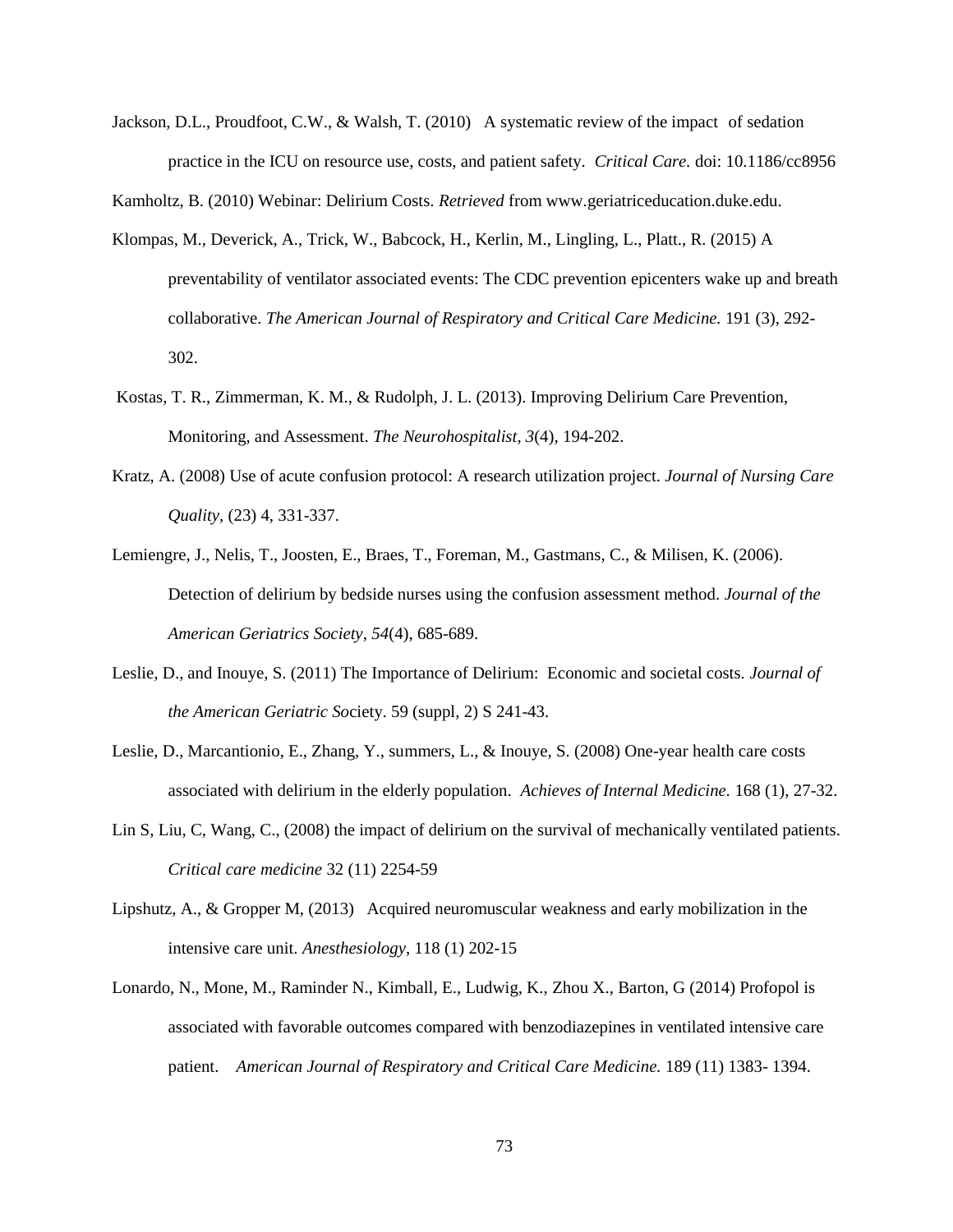Jackson, D.L., Proudfoot, C.W., & Walsh, T. (2010) A systematic review of the impact of sedation practice in the ICU on resource use, costs, and patient safety. *Critical Care.* doi: 10.1186/cc8956

Kamholtz, B. (2010) Webinar: Delirium Costs. *Retrieved* from www.geriatriceducation.duke.edu.

Klompas, M., Deverick, A., Trick, W., Babcock, H., Kerlin, M., Lingling, L., Platt., R. (2015) A preventability of ventilator associated events: The CDC prevention epicenters wake up and breath collaborative. *The American Journal of Respiratory and Critical Care Medicine.* 191 (3), 292-302.

Kostas, T. R., Zimmerman, K. M., & Rudolph, J. L. (2013). Improving Delirium Care Prevention, Monitoring, and Assessment. *The Neurohospitalist*, *3*(4), 194-202.

Kratz, A. (2008) Use of acute confusion protocol: A research utilization project. *Journal of Nursing Care Quality*, (23) 4, 331-337.

Lemiengre, J., Nelis, T., Joosten, E., Braes, T., Foreman, M., Gastmans, C., & Milisen, K. (2006). Detection of delirium by bedside nurses using the confusion assessment method. *Journal of the American Geriatrics Society*, *54*(4), 685-689.

Leslie, D., and Inouye, S. (2011) The Importance of Delirium: Economic and societal costs. *Journal of the American Geriatric So*ciety. 59 (suppl, 2) S 241-43.

Leslie, D., Marcantionio, E., Zhang, Y., summers, L., & Inouye, S. (2008) One-year health care costs associated with delirium in the elderly population. *Achieves of Internal Medicine.* 168 (1), 27-32.

Lin S, Liu, C, Wang, C., (2008) the impact of delirium on the survival of mechanically ventilated patients. *Critical care medicine* 32 (11) 2254-59

Lipshutz, A., & Gropper M, (2013) Acquired neuromuscular weakness and early mobilization in the intensive care unit. *Anesthesiology*, 118 (1) 202-15

Lonardo, N., Mone, M., Raminder N., Kimball, E., Ludwig, K., Zhou X., Barton, G (2014) Profopol is associated with favorable outcomes compared with benzodiazepines in ventilated intensive care patient. *American Journal of Respiratory and Critical Care Medicine.* 189 (11) 1383- 1394.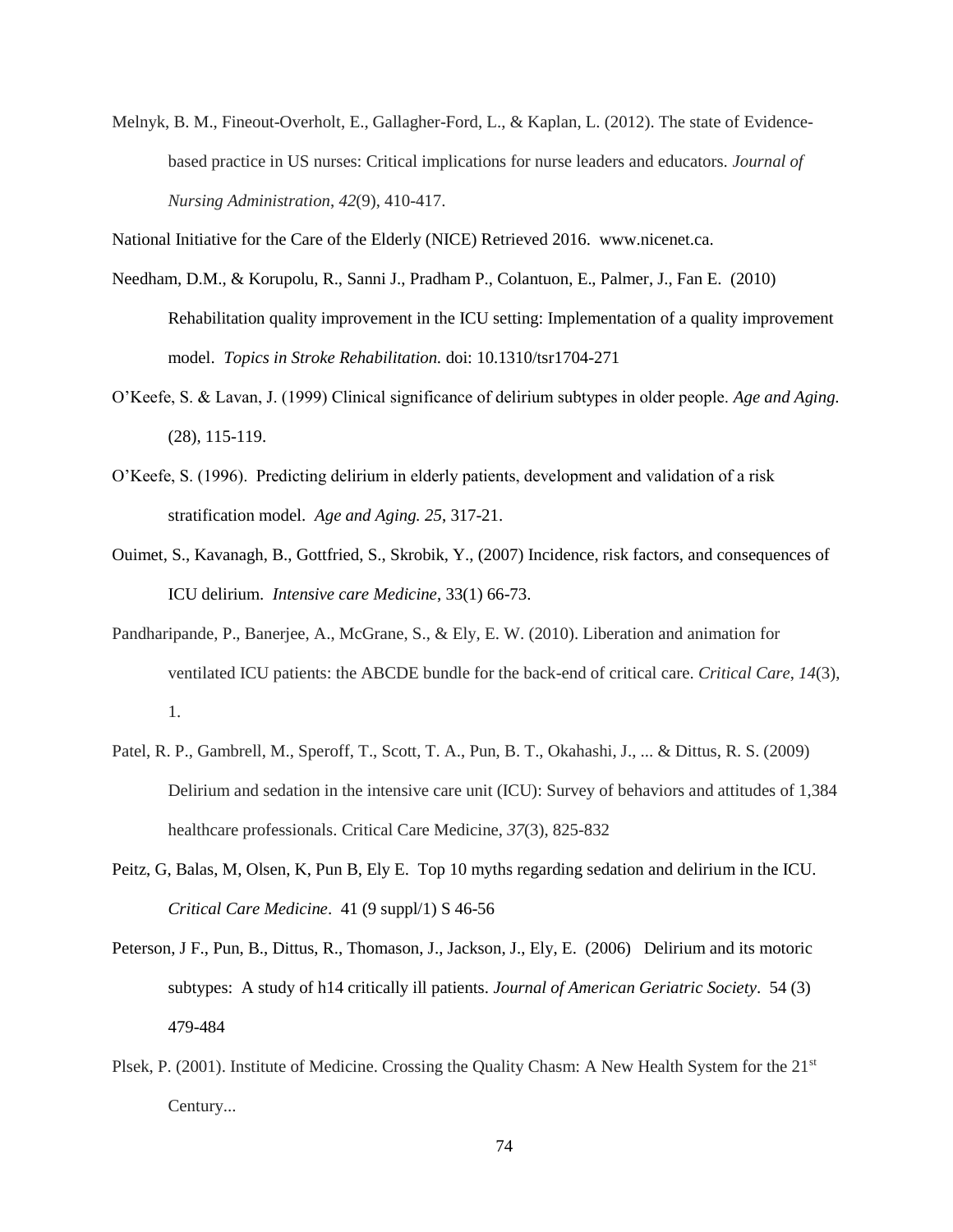Melnyk, B. M., Fineout-Overholt, E., Gallagher-Ford, L., & Kaplan, L. (2012). The state of Evidence-based practice in US nurses: Critical implications for nurse leaders and educators. *Journal of Nursing Administration*, *42*(9), 410-417.

National Initiative for the Care of the Elderly (NICE) Retrieved 2016. www.nicenet.ca.

Needham, D.M., & Korupolu, R., Sanni J., Pradham P., Colantuon, E., Palmer, J., Fan E. (2010) Rehabilitation quality improvement in the ICU setting: Implementation of a quality improvement model. *Topics in Stroke Rehabilitation.* doi: 10.1310/tsr1704-271

O'Keefe, S. & Lavan, J. (1999) Clinical significance of delirium subtypes in older people. *Age and Aging.* (28), 115-119.

O'Keefe, S. (1996). Predicting delirium in elderly patients, development and validation of a risk stratification model. *Age and Aging. 25*, 317-21.

Ouimet, S., Kavanagh, B., Gottfried, S., Skrobik, Y., (2007) Incidence, risk factors, and consequences of ICU delirium. *Intensive care Medicine*, 33(1) 66-73.

Pandharipande, P., Banerjee, A., McGrane, S., & Ely, E. W. (2010). Liberation and animation for ventilated ICU patients: the ABCDE bundle for the back-end of critical care. *Critical Care*, *14*(3), 1.

Patel, R. P., Gambrell, M., Speroff, T., Scott, T. A., Pun, B. T., Okahashi, J., ... & Dittus, R. S. (2009) Delirium and sedation in the intensive care unit (ICU): Survey of behaviors and attitudes of 1,384 healthcare professionals. Critical Care Medicine, *37*(3), 825-832

Peitz, G, Balas, M, Olsen, K, Pun B, Ely E. Top 10 myths regarding sedation and delirium in the ICU. *Critical Care Medicine*. 41 (9 suppl/1) S 46-56

Peterson, J F., Pun, B., Dittus, R., Thomason, J., Jackson, J., Ely, E. (2006) Delirium and its motoric subtypes: A study of h14 critically ill patients. *Journal of American Geriatric Society*. 54 (3) 479-484

Plsek, P. (2001). Institute of Medicine. Crossing the Quality Chasm: A New Health System for the 21st Century...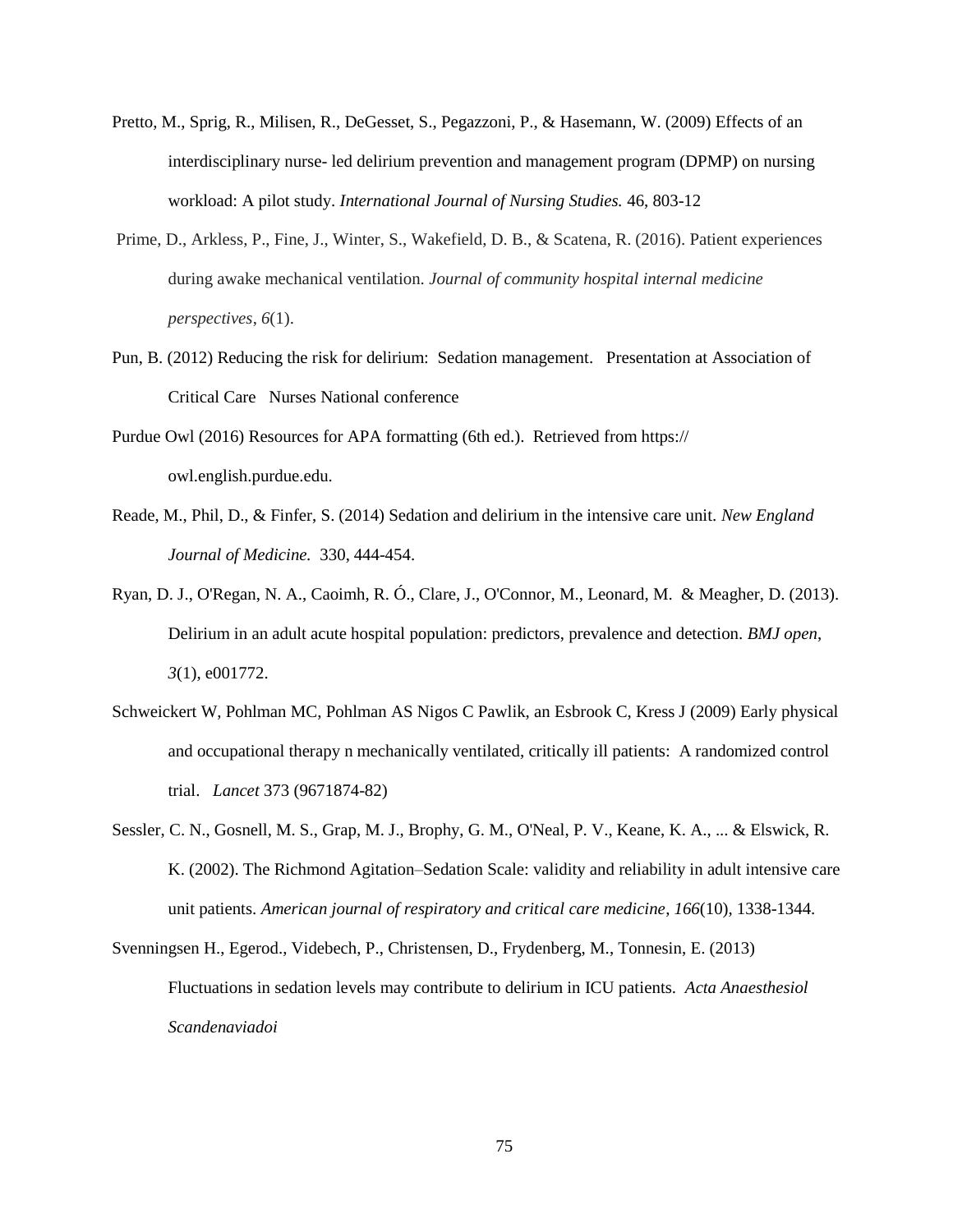Pretto, M., Sprig, R., Milisen, R., DeGesset, S., Pegazzoni, P., & Hasemann, W. (2009) Effects of an interdisciplinary nurse- led delirium prevention and management program (DPMP) on nursing workload: A pilot study. *International Journal of Nursing Studies.* 46, 803-12

Prime, D., Arkless, P., Fine, J., Winter, S., Wakefield, D. B., & Scatena, R. (2016). Patient experiences during awake mechanical ventilation. *Journal of community hospital internal medicine perspectives*, *6*(1).

Pun, B. (2012) Reducing the risk for delirium: Sedation management. Presentation at Association of Critical Care Nurses National conference

Purdue Owl (2016) Resources for APA formatting (6th ed.). Retrieved from https:// owl.english.purdue.edu.

Reade, M., Phil, D., & Finfer, S. (2014) Sedation and delirium in the intensive care unit. *New England Journal of Medicine.* 330, 444-454.

Ryan, D. J., O'Regan, N. A., Caoimh, R. Ó., Clare, J., O'Connor, M., Leonard, M. & Meagher, D. (2013). Delirium in an adult acute hospital population: predictors, prevalence and detection. *BMJ open*, *3*(1), e001772.

Schweickert W, Pohlman MC, Pohlman AS Nigos C Pawlik, an Esbrook C, Kress J (2009) Early physical and occupational therapy n mechanically ventilated, critically ill patients: A randomized control trial. *Lancet* 373 (9671874-82)

Sessler, C. N., Gosnell, M. S., Grap, M. J., Brophy, G. M., O'Neal, P. V., Keane, K. A., ... & Elswick, R. K. (2002). The Richmond Agitation–Sedation Scale: validity and reliability in adult intensive care unit patients. *American journal of respiratory and critical care medicine*, *166*(10), 1338-1344.

Svenningsen H., Egerod., Videbech, P., Christensen, D., Frydenberg, M., Tonnesin, E. (2013) Fluctuations in sedation levels may contribute to delirium in ICU patients. *Acta Anaesthesiol Scandenaviadoi*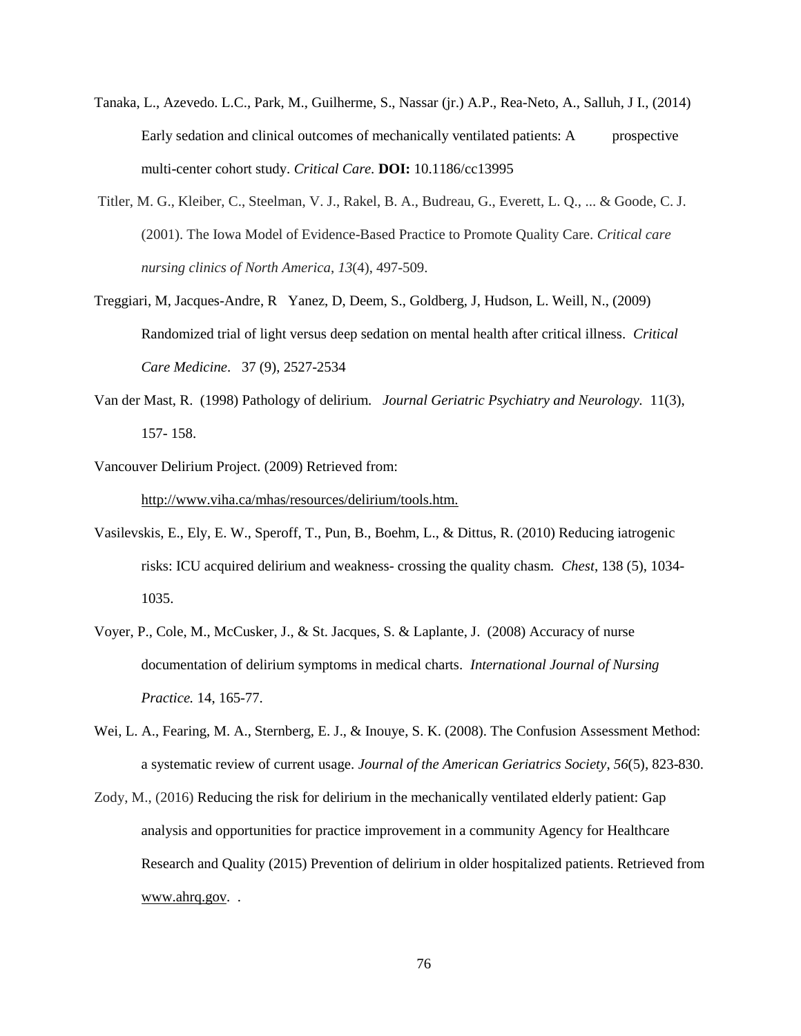Tanaka, L., Azevedo. L.C., Park, M., Guilherme, S., Nassar (jr.) A.P., Rea-Neto, A., Salluh, J I., (2014) Early sedation and clinical outcomes of mechanically ventilated patients: A prospective multi-center cohort study. *Critical Care.* **DOI:** 10.1186/cc13995

Titler, M. G., Kleiber, C., Steelman, V. J., Rakel, B. A., Budreau, G., Everett, L. Q., ... & Goode, C. J. (2001). The Iowa Model of Evidence-Based Practice to Promote Quality Care. *Critical care nursing clinics of North America*, *13*(4), 497-509.

Treggiari, M, Jacques-Andre, R Yanez, D, Deem, S., Goldberg, J, Hudson, L. Weill, N., (2009) Randomized trial of light versus deep sedation on mental health after critical illness. *Critical Care Medicine*. 37 (9), 2527-2534

Van der Mast, R. (1998) Pathology of delirium. *Journal Geriatric Psychiatry and Neurology.* 11(3), 157- 158.

Vancouver Delirium Project. (2009) Retrieved from: http://www.viha.ca/mhas/resources/delirium/tools.htm.

Vasilevskis, E., Ely, E. W., Speroff, T., Pun, B., Boehm, L., & Dittus, R. (2010) Reducing iatrogenic risks: ICU acquired delirium and weakness- crossing the quality chasm. *Chest*, 138 (5), 1034-1035.

Voyer, P., Cole, M., McCusker, J., & St. Jacques, S. & Laplante, J. (2008) Accuracy of nurse documentation of delirium symptoms in medical charts. *International Journal of Nursing Practice.* 14, 165-77.

Wei, L. A., Fearing, M. A., Sternberg, E. J., & Inouye, S. K. (2008). The Confusion Assessment Method: a systematic review of current usage. *Journal of the American Geriatrics Society*, *56*(5), 823-830.

Zody, M., (2016) Reducing the risk for delirium in the mechanically ventilated elderly patient: Gap analysis and opportunities for practice improvement in a community Agency for Healthcare Research and Quality (2015) Prevention of delirium in older hospitalized patients. Retrieved from www.ahrq.gov. .